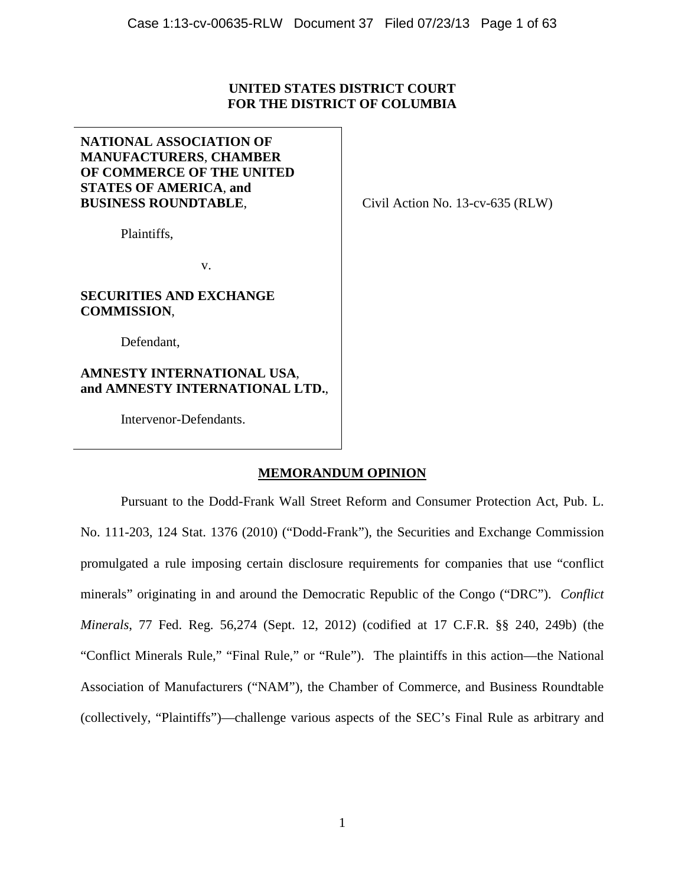**UNITED STATES DISTRICT COURT**
**FOR THE DISTRICT OF COLUMBIA**

**NATIONAL ASSOCIATION OF MANUFACTURERS**, **CHAMBER OF COMMERCE OF THE UNITED STATES OF AMERICA**, **and BUSINESS ROUNDTABLE**,

Plaintiffs,

v.

**SECURITIES AND EXCHANGE COMMISSION**,

Defendant,

**AMNESTY INTERNATIONAL USA**, **and AMNESTY INTERNATIONAL LTD.**,

Intervenor-Defendants.

Civil Action No. 13-cv-635 (RLW)

## MEMORANDUM OPINION

Pursuant to the Dodd-Frank Wall Street Reform and Consumer Protection Act, Pub. L. No. 111-203, 124 Stat. 1376 (2010) ("Dodd-Frank"), the Securities and Exchange Commission promulgated a rule imposing certain disclosure requirements for companies that use "conflict minerals" originating in and around the Democratic Republic of the Congo ("DRC"). *Conflict Minerals*, 77 Fed. Reg. 56,274 (Sept. 12, 2012) (codified at 17 C.F.R. §§ 240, 249b) (the "Conflict Minerals Rule," "Final Rule," or "Rule"). The plaintiffs in this action—the National Association of Manufacturers ("NAM"), the Chamber of Commerce, and Business Roundtable (collectively, "Plaintiffs")—challenge various aspects of the SEC's Final Rule as arbitrary and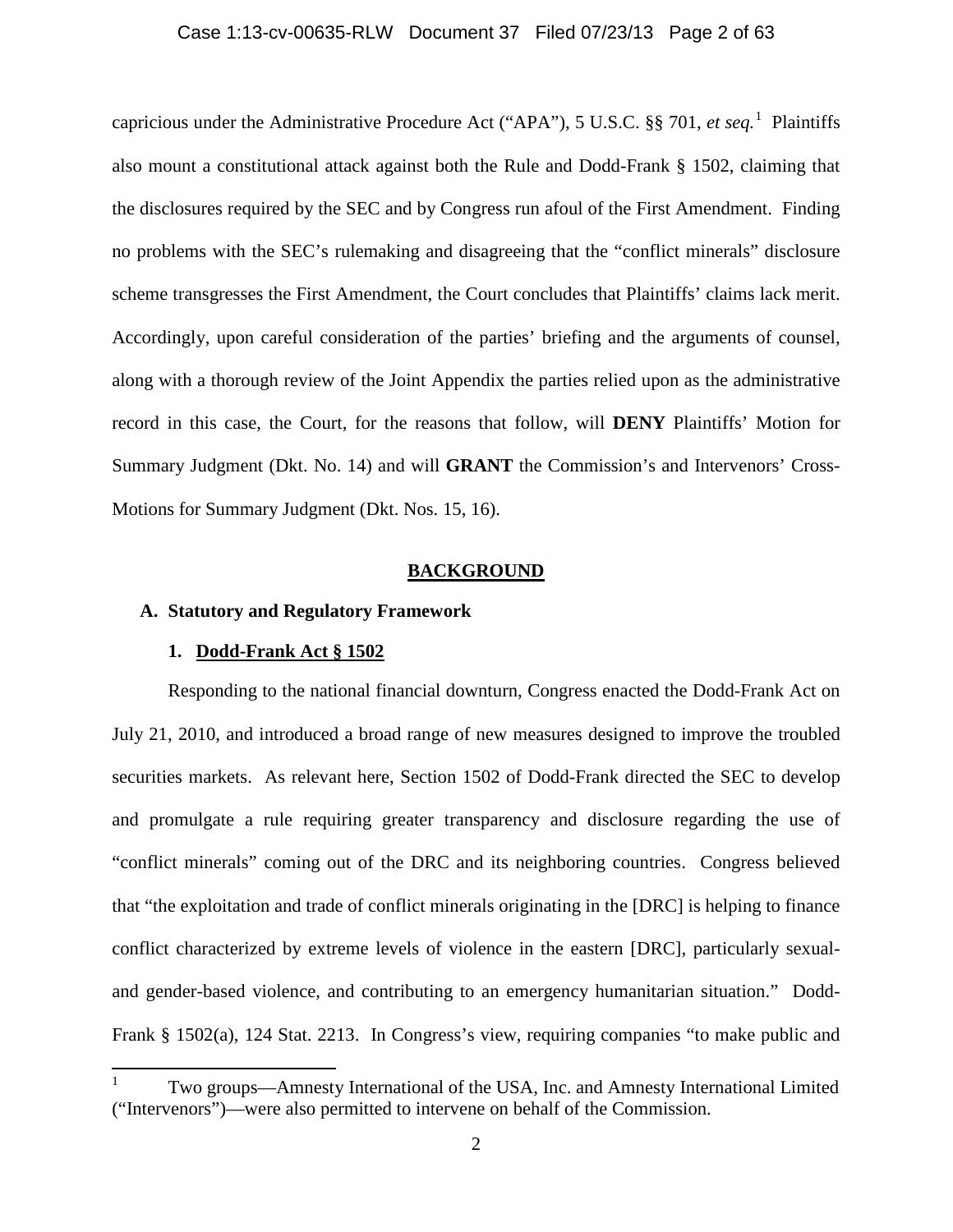capricious under the Administrative Procedure Act ("APA"), 5 U.S.C. §§ 701, *et seq.*[1] Plaintiffs also mount a constitutional attack against both the Rule and Dodd-Frank § 1502, claiming that the disclosures required by the SEC and by Congress run afoul of the First Amendment. Finding no problems with the SEC's rulemaking and disagreeing that the "conflict minerals" disclosure scheme transgresses the First Amendment, the Court concludes that Plaintiffs' claims lack merit. Accordingly, upon careful consideration of the parties' briefing and the arguments of counsel, along with a thorough review of the Joint Appendix the parties relied upon as the administrative record in this case, the Court, for the reasons that follow, will **DENY** Plaintiffs' Motion for Summary Judgment (Dkt. No. 14) and will **GRANT** the Commission's and Intervenors' Cross-Motions for Summary Judgment (Dkt. Nos. 15, 16).

## BACKGROUND

### A. Statutory and Regulatory Framework

#### 1. Dodd-Frank Act § 1502

Responding to the national financial downturn, Congress enacted the Dodd-Frank Act on July 21, 2010, and introduced a broad range of new measures designed to improve the troubled securities markets. As relevant here, Section 1502 of Dodd-Frank directed the SEC to develop and promulgate a rule requiring greater transparency and disclosure regarding the use of "conflict minerals" coming out of the DRC and its neighboring countries. Congress believed that "the exploitation and trade of conflict minerals originating in the [DRC] is helping to finance conflict characterized by extreme levels of violence in the eastern [DRC], particularly sexual- and gender-based violence, and contributing to an emergency humanitarian situation." Dodd-Frank § 1502(a), 124 Stat. 2213. In Congress's view, requiring companies "to make public and

---

[1] Two groups—Amnesty International of the USA, Inc. and Amnesty International Limited ("Intervenors")—were also permitted to intervene on behalf of the Commission.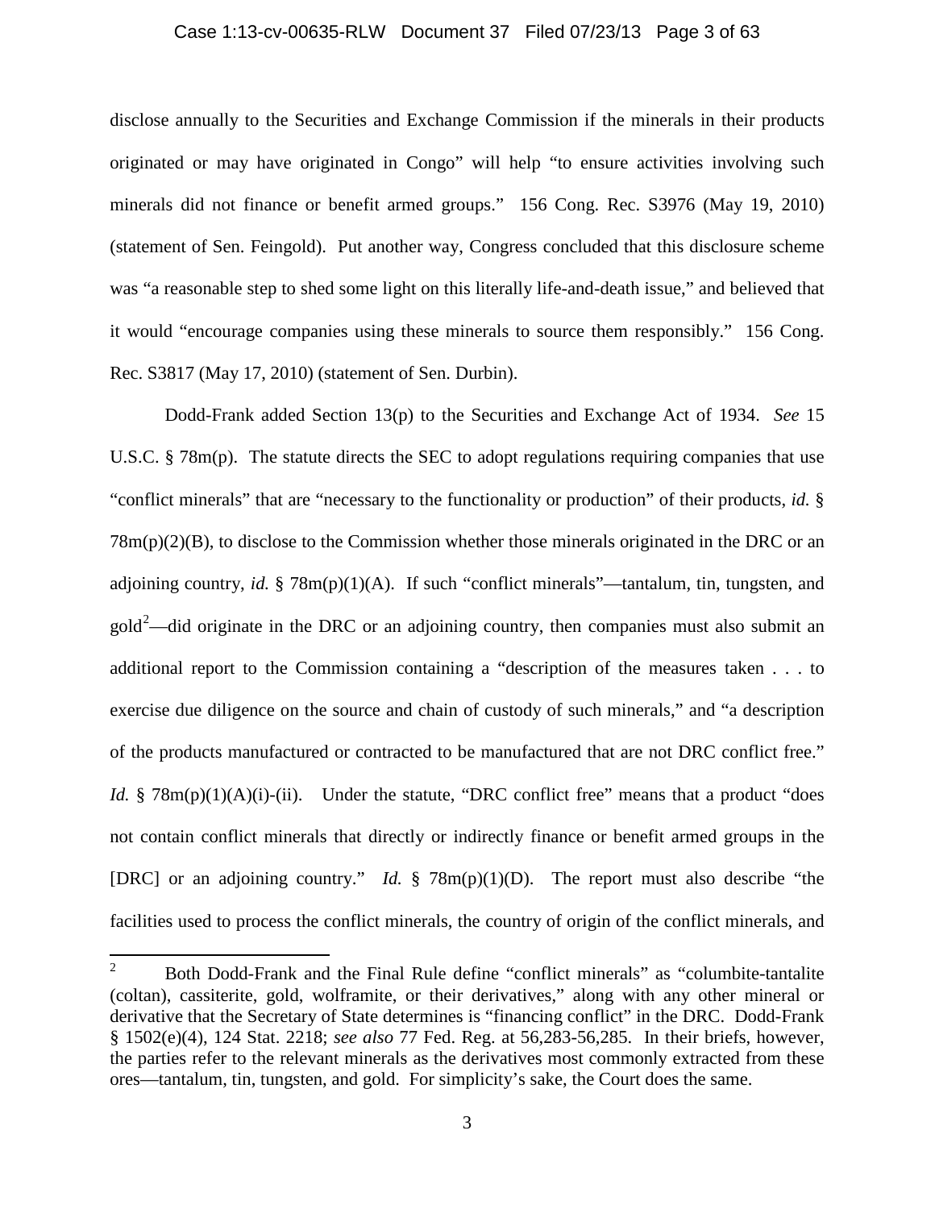disclose annually to the Securities and Exchange Commission if the minerals in their products originated or may have originated in Congo" will help "to ensure activities involving such minerals did not finance or benefit armed groups." 156 Cong. Rec. S3976 (May 19, 2010) (statement of Sen. Feingold). Put another way, Congress concluded that this disclosure scheme was "a reasonable step to shed some light on this literally life-and-death issue," and believed that it would "encourage companies using these minerals to source them responsibly." 156 Cong. Rec. S3817 (May 17, 2010) (statement of Sen. Durbin).

Dodd-Frank added Section 13(p) to the Securities and Exchange Act of 1934. *See* 15 U.S.C. § 78m(p). The statute directs the SEC to adopt regulations requiring companies that use "conflict minerals" that are "necessary to the functionality or production" of their products, *id.* § 78m(p)(2)(B), to disclose to the Commission whether those minerals originated in the DRC or an adjoining country, *id.* § 78m(p)(1)(A). If such "conflict minerals"—tantalum, tin, tungsten, and gold[2]—did originate in the DRC or an adjoining country, then companies must also submit an additional report to the Commission containing a "description of the measures taken . . . to exercise due diligence on the source and chain of custody of such minerals," and "a description of the products manufactured or contracted to be manufactured that are not DRC conflict free." *Id.* § 78m(p)(1)(A)(i)-(ii). Under the statute, "DRC conflict free" means that a product "does not contain conflict minerals that directly or indirectly finance or benefit armed groups in the [DRC] or an adjoining country." *Id.* § 78m(p)(1)(D). The report must also describe "the facilities used to process the conflict minerals, the country of origin of the conflict minerals, and

---

[2] Both Dodd-Frank and the Final Rule define "conflict minerals" as "columbite-tantalite (coltan), cassiterite, gold, wolframite, or their derivatives," along with any other mineral or derivative that the Secretary of State determines is "financing conflict" in the DRC. Dodd-Frank § 1502(e)(4), 124 Stat. 2218; *see also* 77 Fed. Reg. at 56,283-56,285. In their briefs, however, the parties refer to the relevant minerals as the derivatives most commonly extracted from these ores—tantalum, tin, tungsten, and gold. For simplicity's sake, the Court does the same.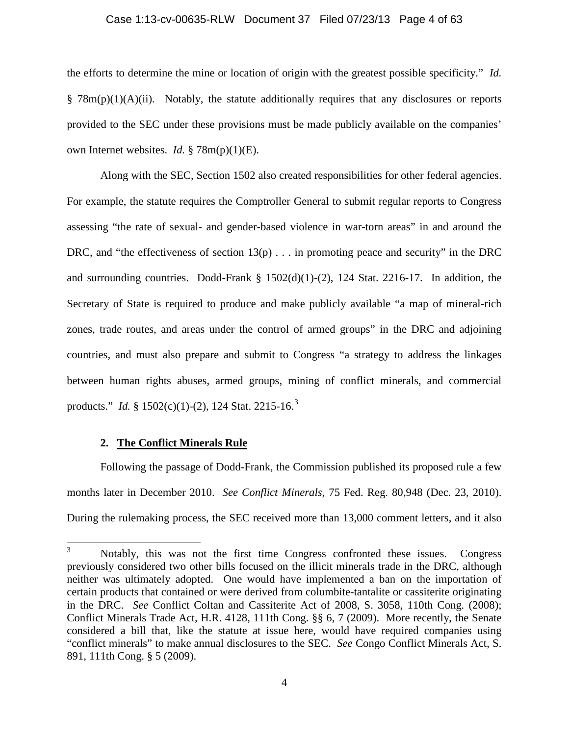the efforts to determine the mine or location of origin with the greatest possible specificity." *Id.* § 78m(p)(1)(A)(ii). Notably, the statute additionally requires that any disclosures or reports provided to the SEC under these provisions must be made publicly available on the companies' own Internet websites. *Id.* § 78m(p)(1)(E).

Along with the SEC, Section 1502 also created responsibilities for other federal agencies. For example, the statute requires the Comptroller General to submit regular reports to Congress assessing "the rate of sexual- and gender-based violence in war-torn areas" in and around the DRC, and "the effectiveness of section 13(p) . . . in promoting peace and security" in the DRC and surrounding countries. Dodd-Frank § 1502(d)(1)-(2), 124 Stat. 2216-17. In addition, the Secretary of State is required to produce and make publicly available "a map of mineral-rich zones, trade routes, and areas under the control of armed groups" in the DRC and adjoining countries, and must also prepare and submit to Congress "a strategy to address the linkages between human rights abuses, armed groups, mining of conflict minerals, and commercial products." *Id.* § 1502(c)(1)-(2), 124 Stat. 2215-16.[3]

**2. <u>The Conflict Minerals Rule</u>**

Following the passage of Dodd-Frank, the Commission published its proposed rule a few months later in December 2010. *See Conflict Minerals*, 75 Fed. Reg. 80,948 (Dec. 23, 2010). During the rulemaking process, the SEC received more than 13,000 comment letters, and it also

---

[3] Notably, this was not the first time Congress confronted these issues. Congress previously considered two other bills focused on the illicit minerals trade in the DRC, although neither was ultimately adopted. One would have implemented a ban on the importation of certain products that contained or were derived from columbite-tantalite or cassiterite originating in the DRC. *See* Conflict Coltan and Cassiterite Act of 2008, S. 3058, 110th Cong. (2008); Conflict Minerals Trade Act, H.R. 4128, 111th Cong. §§ 6, 7 (2009). More recently, the Senate considered a bill that, like the statute at issue here, would have required companies using "conflict minerals" to make annual disclosures to the SEC. *See* Congo Conflict Minerals Act, S. 891, 111th Cong. § 5 (2009).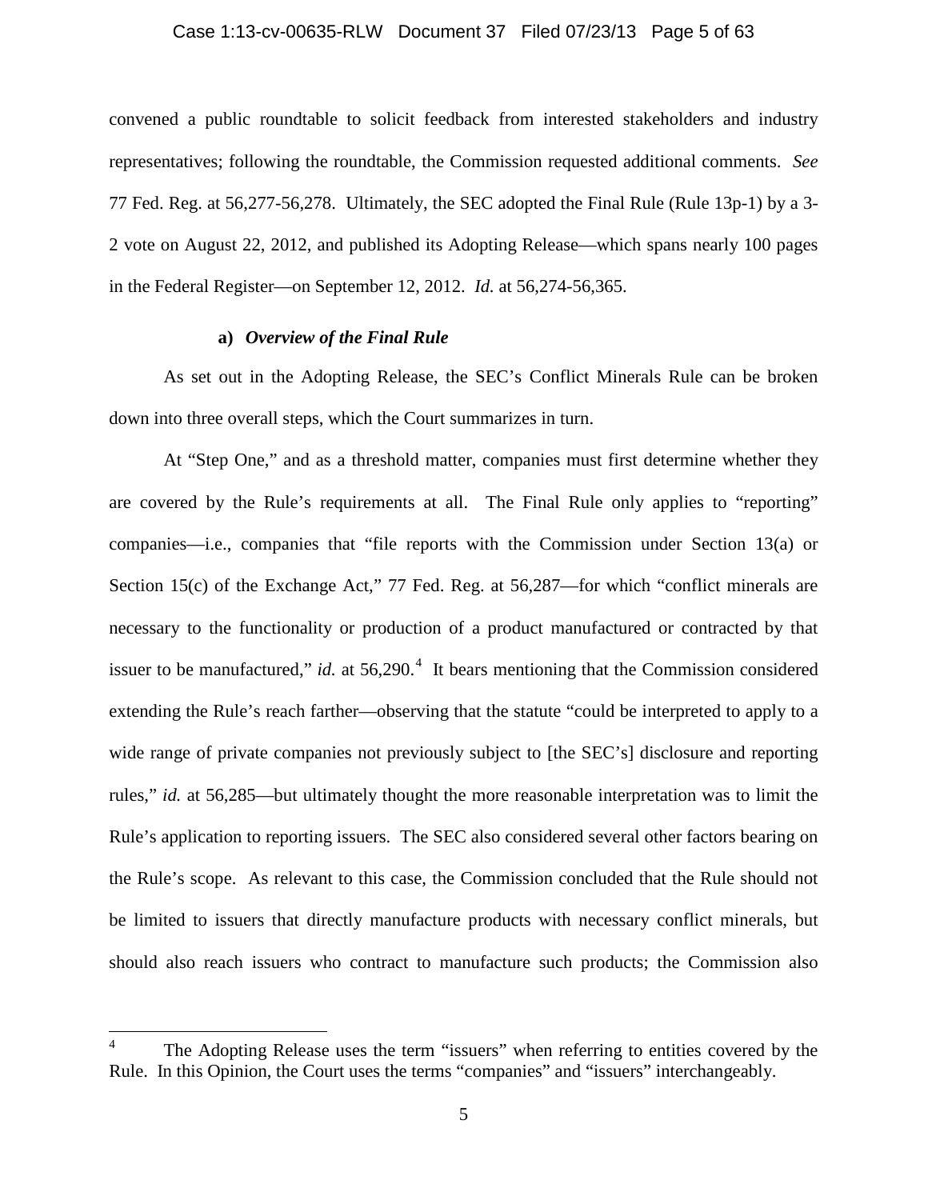convened a public roundtable to solicit feedback from interested stakeholders and industry representatives; following the roundtable, the Commission requested additional comments. *See* 77 Fed. Reg. at 56,277-56,278. Ultimately, the SEC adopted the Final Rule (Rule 13p-1) by a 3-2 vote on August 22, 2012, and published its Adopting Release—which spans nearly 100 pages in the Federal Register—on September 12, 2012. *Id.* at 56,274-56,365.

**a) *Overview of the Final Rule***

As set out in the Adopting Release, the SEC's Conflict Minerals Rule can be broken down into three overall steps, which the Court summarizes in turn.

At "Step One," and as a threshold matter, companies must first determine whether they are covered by the Rule's requirements at all. The Final Rule only applies to "reporting" companies—i.e., companies that "file reports with the Commission under Section 13(a) or Section 15(c) of the Exchange Act," 77 Fed. Reg. at 56,287—for which "conflict minerals are necessary to the functionality or production of a product manufactured or contracted by that issuer to be manufactured," *id.* at 56,290.[4] It bears mentioning that the Commission considered extending the Rule's reach farther—observing that the statute "could be interpreted to apply to a wide range of private companies not previously subject to [the SEC's] disclosure and reporting rules," *id.* at 56,285—but ultimately thought the more reasonable interpretation was to limit the Rule's application to reporting issuers. The SEC also considered several other factors bearing on the Rule's scope. As relevant to this case, the Commission concluded that the Rule should not be limited to issuers that directly manufacture products with necessary conflict minerals, but should also reach issuers who contract to manufacture such products; the Commission also

---

[4] The Adopting Release uses the term "issuers" when referring to entities covered by the Rule. In this Opinion, the Court uses the terms "companies" and "issuers" interchangeably.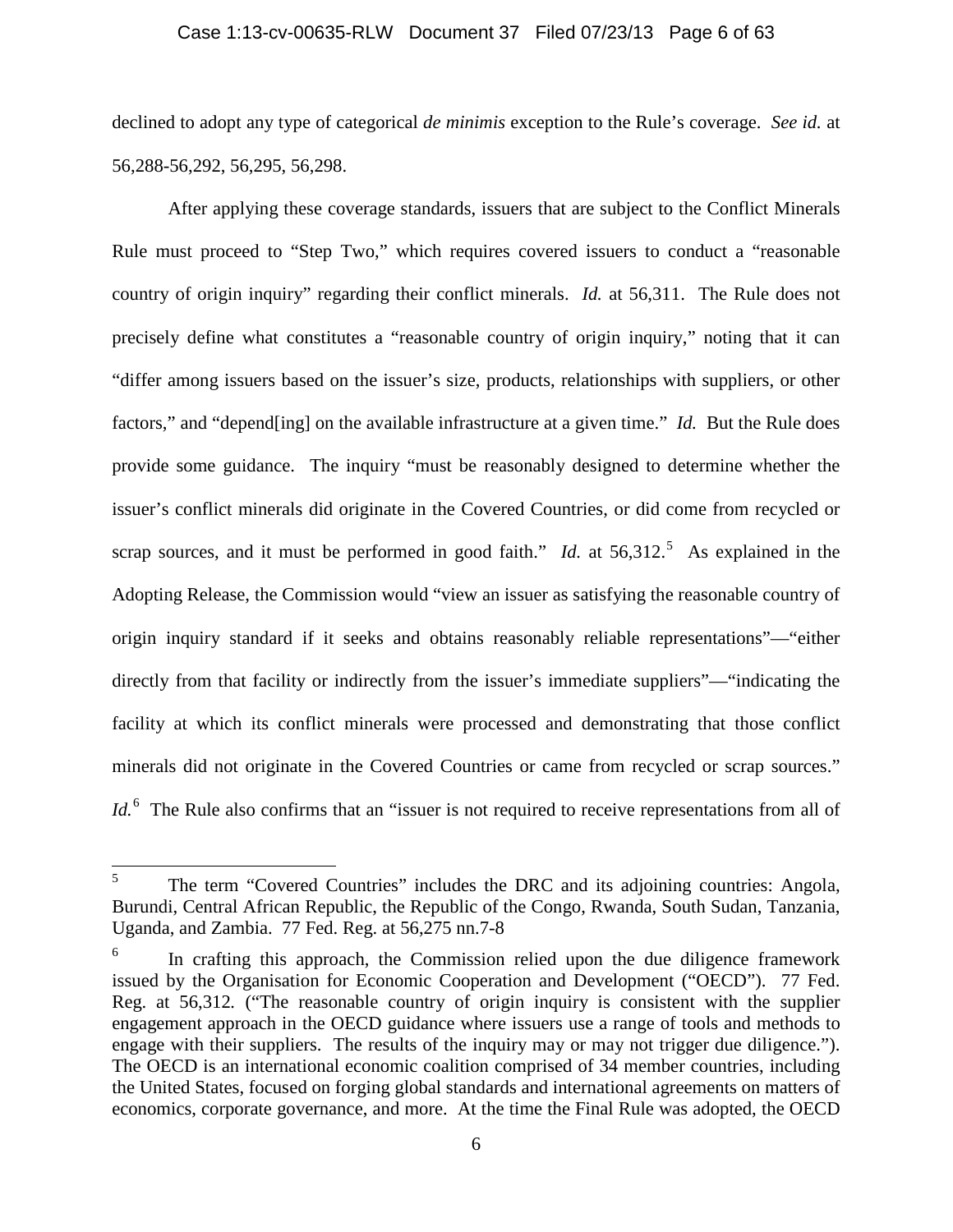declined to adopt any type of categorical *de minimis* exception to the Rule's coverage. *See id.* at 56,288-56,292, 56,295, 56,298.

After applying these coverage standards, issuers that are subject to the Conflict Minerals Rule must proceed to "Step Two," which requires covered issuers to conduct a "reasonable country of origin inquiry" regarding their conflict minerals. *Id.* at 56,311. The Rule does not precisely define what constitutes a "reasonable country of origin inquiry," noting that it can "differ among issuers based on the issuer's size, products, relationships with suppliers, or other factors," and "depend[ing] on the available infrastructure at a given time." *Id.* But the Rule does provide some guidance. The inquiry "must be reasonably designed to determine whether the issuer's conflict minerals did originate in the Covered Countries, or did come from recycled or scrap sources, and it must be performed in good faith." *Id.* at 56,312.[5] As explained in the Adopting Release, the Commission would "view an issuer as satisfying the reasonable country of origin inquiry standard if it seeks and obtains reasonably reliable representations"—"either directly from that facility or indirectly from the issuer's immediate suppliers"—"indicating the facility at which its conflict minerals were processed and demonstrating that those conflict minerals did not originate in the Covered Countries or came from recycled or scrap sources." *Id.*[6] The Rule also confirms that an "issuer is not required to receive representations from all of

---

[5] The term "Covered Countries" includes the DRC and its adjoining countries: Angola, Burundi, Central African Republic, the Republic of the Congo, Rwanda, South Sudan, Tanzania, Uganda, and Zambia. 77 Fed. Reg. at 56,275 nn.7-8

[6] In crafting this approach, the Commission relied upon the due diligence framework issued by the Organisation for Economic Cooperation and Development ("OECD"). 77 Fed. Reg. at 56,312. ("The reasonable country of origin inquiry is consistent with the supplier engagement approach in the OECD guidance where issuers use a range of tools and methods to engage with their suppliers. The results of the inquiry may or may not trigger due diligence."). The OECD is an international economic coalition comprised of 34 member countries, including the United States, focused on forging global standards and international agreements on matters of economics, corporate governance, and more. At the time the Final Rule was adopted, the OECD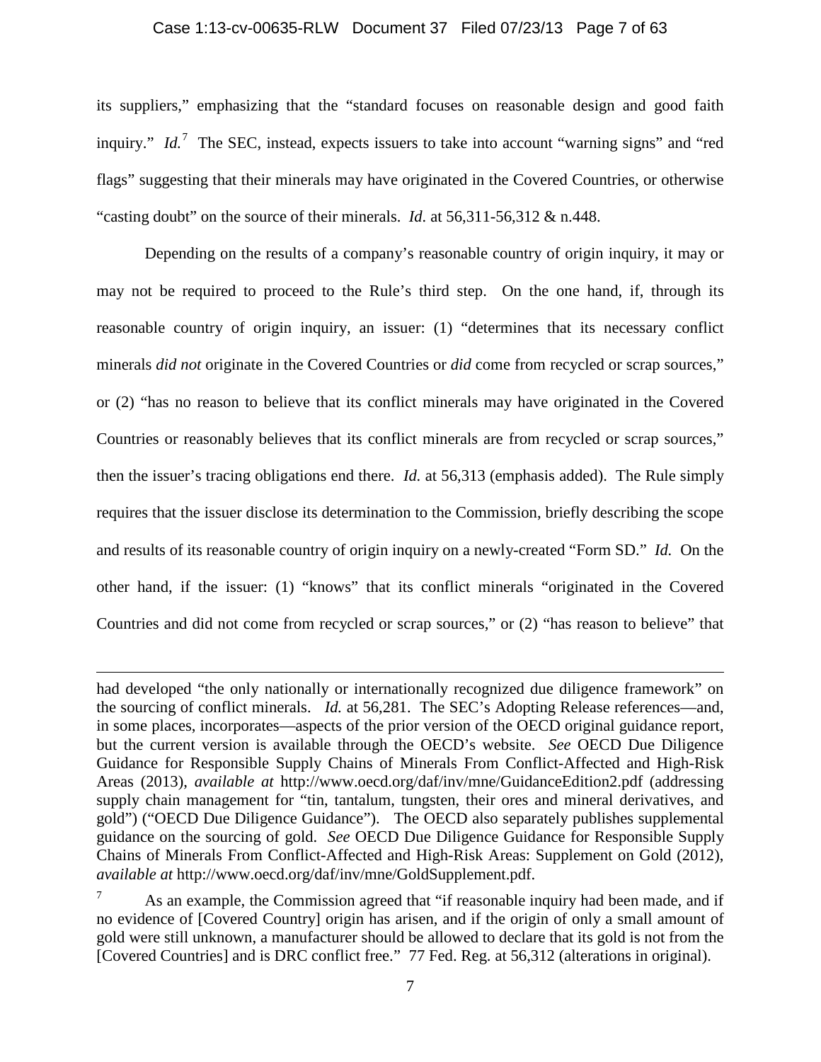its suppliers," emphasizing that the "standard focuses on reasonable design and good faith inquiry." *Id.*[7] The SEC, instead, expects issuers to take into account "warning signs" and "red flags" suggesting that their minerals may have originated in the Covered Countries, or otherwise "casting doubt" on the source of their minerals. *Id.* at 56,311-56,312 & n.448.

Depending on the results of a company's reasonable country of origin inquiry, it may or may not be required to proceed to the Rule's third step. On the one hand, if, through its reasonable country of origin inquiry, an issuer: (1) "determines that its necessary conflict minerals *did not* originate in the Covered Countries or *did* come from recycled or scrap sources," or (2) "has no reason to believe that its conflict minerals may have originated in the Covered Countries or reasonably believes that its conflict minerals are from recycled or scrap sources," then the issuer's tracing obligations end there. *Id.* at 56,313 (emphasis added). The Rule simply requires that the issuer disclose its determination to the Commission, briefly describing the scope and results of its reasonable country of origin inquiry on a newly-created "Form SD." *Id.* On the other hand, if the issuer: (1) "knows" that its conflict minerals "originated in the Covered Countries and did not come from recycled or scrap sources," or (2) "has reason to believe" that

---

had developed "the only nationally or internationally recognized due diligence framework" on the sourcing of conflict minerals. *Id.* at 56,281. The SEC's Adopting Release references—and, in some places, incorporates—aspects of the prior version of the OECD original guidance report, but the current version is available through the OECD's website. *See* OECD Due Diligence Guidance for Responsible Supply Chains of Minerals From Conflict-Affected and High-Risk Areas (2013), *available at* http://www.oecd.org/daf/inv/mne/GuidanceEdition2.pdf (addressing supply chain management for "tin, tantalum, tungsten, their ores and mineral derivatives, and gold") ("OECD Due Diligence Guidance"). The OECD also separately publishes supplemental guidance on the sourcing of gold. *See* OECD Due Diligence Guidance for Responsible Supply Chains of Minerals From Conflict-Affected and High-Risk Areas: Supplement on Gold (2012), *available at* http://www.oecd.org/daf/inv/mne/GoldSupplement.pdf.

[7] As an example, the Commission agreed that "if reasonable inquiry had been made, and if no evidence of [Covered Country] origin has arisen, and if the origin of only a small amount of gold were still unknown, a manufacturer should be allowed to declare that its gold is not from the [Covered Countries] and is DRC conflict free." 77 Fed. Reg. at 56,312 (alterations in original).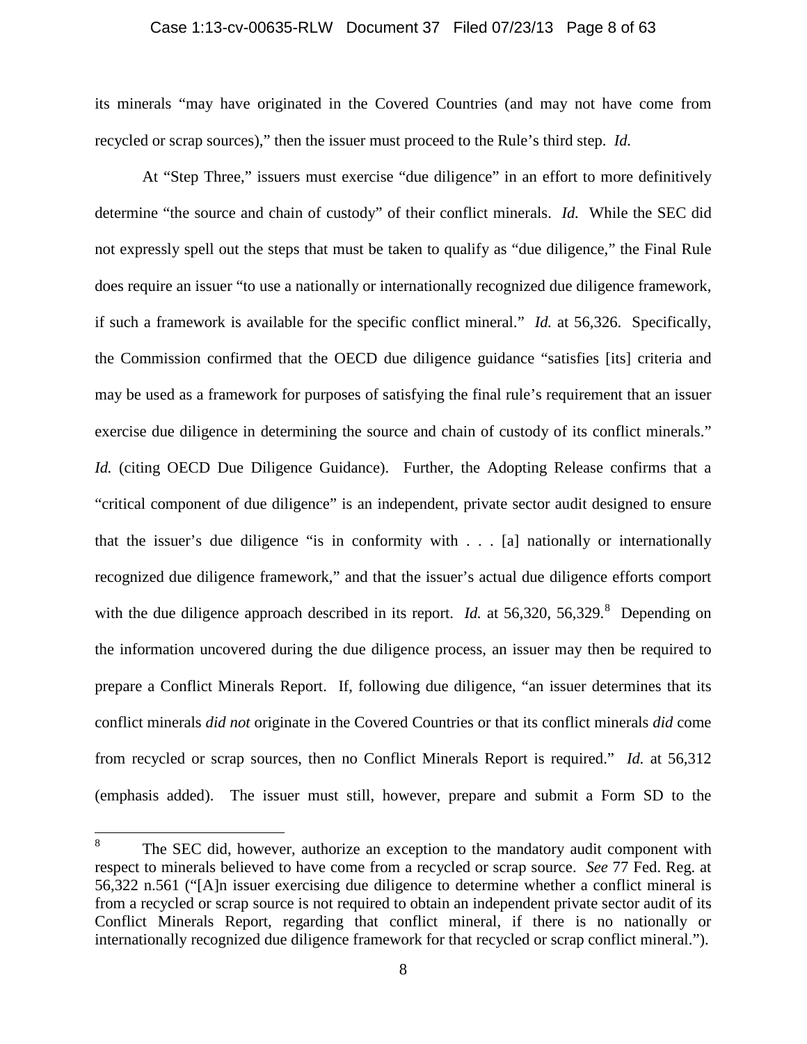its minerals "may have originated in the Covered Countries (and may not have come from recycled or scrap sources)," then the issuer must proceed to the Rule's third step. *Id.*

At "Step Three," issuers must exercise "due diligence" in an effort to more definitively determine "the source and chain of custody" of their conflict minerals. *Id.* While the SEC did not expressly spell out the steps that must be taken to qualify as "due diligence," the Final Rule does require an issuer "to use a nationally or internationally recognized due diligence framework, if such a framework is available for the specific conflict mineral." *Id.* at 56,326. Specifically, the Commission confirmed that the OECD due diligence guidance "satisfies [its] criteria and may be used as a framework for purposes of satisfying the final rule's requirement that an issuer exercise due diligence in determining the source and chain of custody of its conflict minerals." *Id.* (citing OECD Due Diligence Guidance). Further, the Adopting Release confirms that a "critical component of due diligence" is an independent, private sector audit designed to ensure that the issuer's due diligence "is in conformity with . . . [a] nationally or internationally recognized due diligence framework," and that the issuer's actual due diligence efforts comport with the due diligence approach described in its report. *Id.* at 56,320, 56,329.[8] Depending on the information uncovered during the due diligence process, an issuer may then be required to prepare a Conflict Minerals Report. If, following due diligence, "an issuer determines that its conflict minerals *did not* originate in the Covered Countries or that its conflict minerals *did* come from recycled or scrap sources, then no Conflict Minerals Report is required." *Id.* at 56,312 (emphasis added). The issuer must still, however, prepare and submit a Form SD to the

---

[8] The SEC did, however, authorize an exception to the mandatory audit component with respect to minerals believed to have come from a recycled or scrap source. *See* 77 Fed. Reg. at 56,322 n.561 ("[A]n issuer exercising due diligence to determine whether a conflict mineral is from a recycled or scrap source is not required to obtain an independent private sector audit of its Conflict Minerals Report, regarding that conflict mineral, if there is no nationally or internationally recognized due diligence framework for that recycled or scrap conflict mineral.").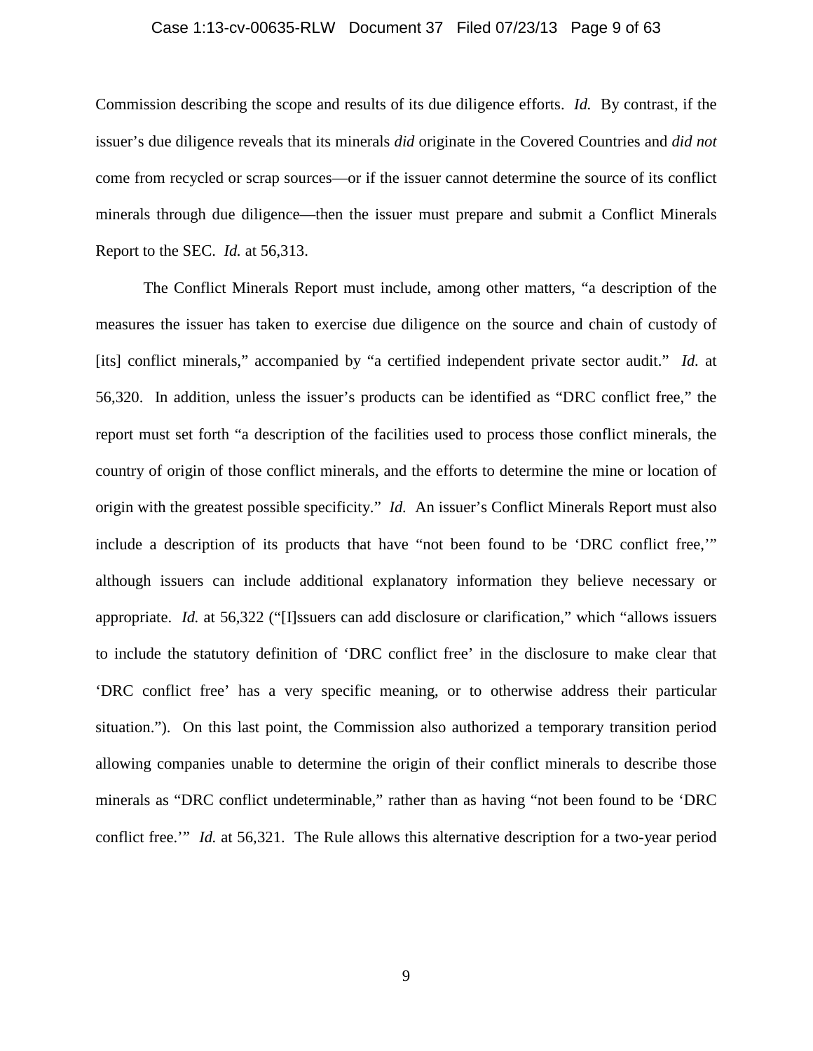Commission describing the scope and results of its due diligence efforts. *Id.* By contrast, if the issuer's due diligence reveals that its minerals *did* originate in the Covered Countries and *did not* come from recycled or scrap sources—or if the issuer cannot determine the source of its conflict minerals through due diligence—then the issuer must prepare and submit a Conflict Minerals Report to the SEC. *Id.* at 56,313.

The Conflict Minerals Report must include, among other matters, "a description of the measures the issuer has taken to exercise due diligence on the source and chain of custody of [its] conflict minerals," accompanied by "a certified independent private sector audit." *Id.* at 56,320. In addition, unless the issuer's products can be identified as "DRC conflict free," the report must set forth "a description of the facilities used to process those conflict minerals, the country of origin of those conflict minerals, and the efforts to determine the mine or location of origin with the greatest possible specificity." *Id.* An issuer's Conflict Minerals Report must also include a description of its products that have "not been found to be 'DRC conflict free,'" although issuers can include additional explanatory information they believe necessary or appropriate. *Id.* at 56,322 ("[I]ssuers can add disclosure or clarification," which "allows issuers to include the statutory definition of 'DRC conflict free' in the disclosure to make clear that 'DRC conflict free' has a very specific meaning, or to otherwise address their particular situation."). On this last point, the Commission also authorized a temporary transition period allowing companies unable to determine the origin of their conflict minerals to describe those minerals as "DRC conflict undeterminable," rather than as having "not been found to be 'DRC conflict free.'" *Id.* at 56,321. The Rule allows this alternative description for a two-year period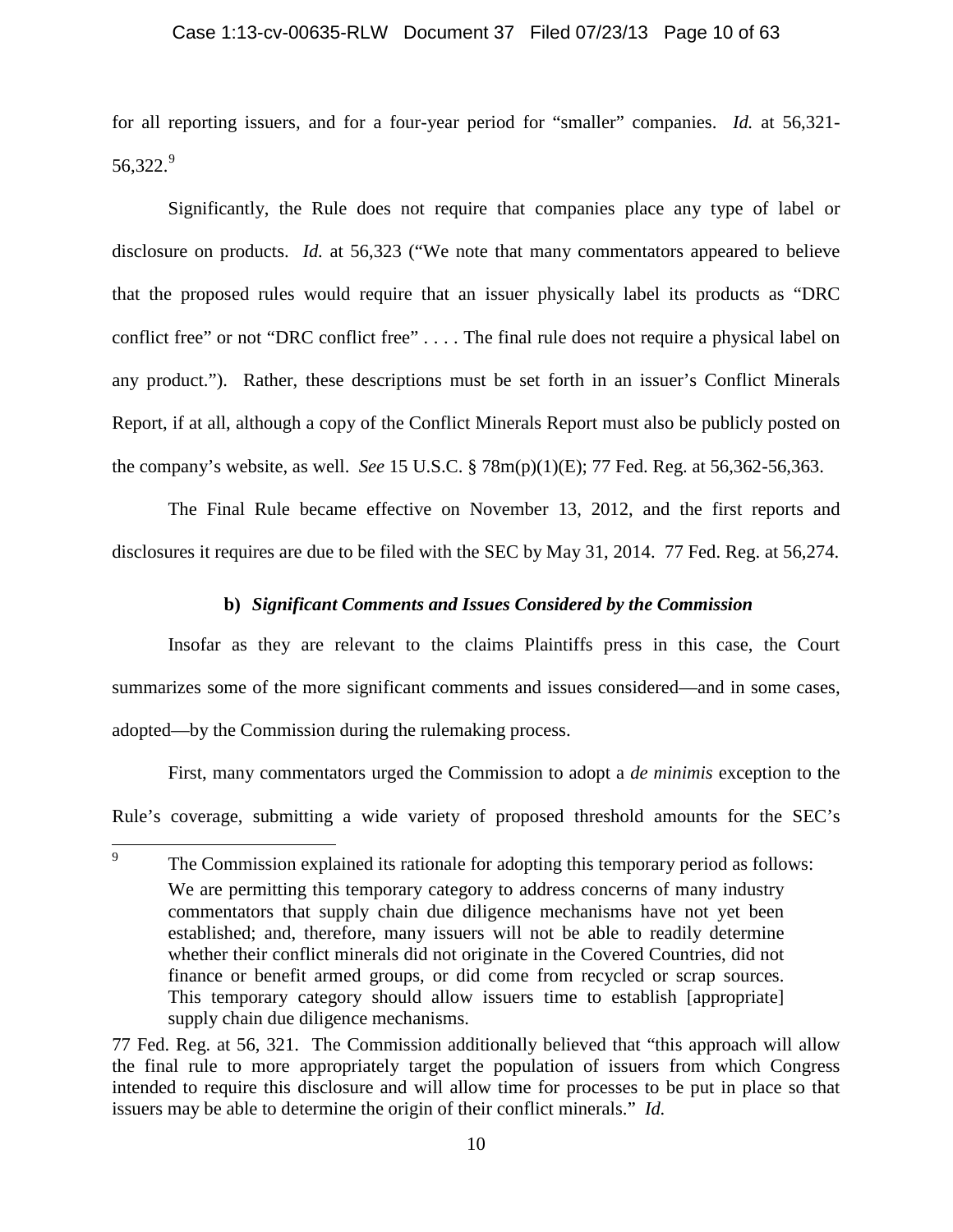for all reporting issuers, and for a four-year period for "smaller" companies. *Id.* at 56,321-56,322.[9]

Significantly, the Rule does not require that companies place any type of label or disclosure on products. *Id.* at 56,323 ("We note that many commentators appeared to believe that the proposed rules would require that an issuer physically label its products as "DRC conflict free" or not "DRC conflict free" . . . . The final rule does not require a physical label on any product."). Rather, these descriptions must be set forth in an issuer's Conflict Minerals Report, if at all, although a copy of the Conflict Minerals Report must also be publicly posted on the company's website, as well. *See* 15 U.S.C. § 78m(p)(1)(E); 77 Fed. Reg. at 56,362-56,363.

The Final Rule became effective on November 13, 2012, and the first reports and disclosures it requires are due to be filed with the SEC by May 31, 2014. 77 Fed. Reg. at 56,274.

**b)** ***Significant Comments and Issues Considered by the Commission***

Insofar as they are relevant to the claims Plaintiffs press in this case, the Court summarizes some of the more significant comments and issues considered—and in some cases, adopted—by the Commission during the rulemaking process.

First, many commentators urged the Commission to adopt a *de minimis* exception to the Rule's coverage, submitting a wide variety of proposed threshold amounts for the SEC's

---

[9] The Commission explained its rationale for adopting this temporary period as follows:

> We are permitting this temporary category to address concerns of many industry commentators that supply chain due diligence mechanisms have not yet been established; and, therefore, many issuers will not be able to readily determine whether their conflict minerals did not originate in the Covered Countries, did not finance or benefit armed groups, or did come from recycled or scrap sources. This temporary category should allow issuers time to establish [appropriate] supply chain due diligence mechanisms.

77 Fed. Reg. at 56, 321. The Commission additionally believed that "this approach will allow the final rule to more appropriately target the population of issuers from which Congress intended to require this disclosure and will allow time for processes to be put in place so that issuers may be able to determine the origin of their conflict minerals." *Id.*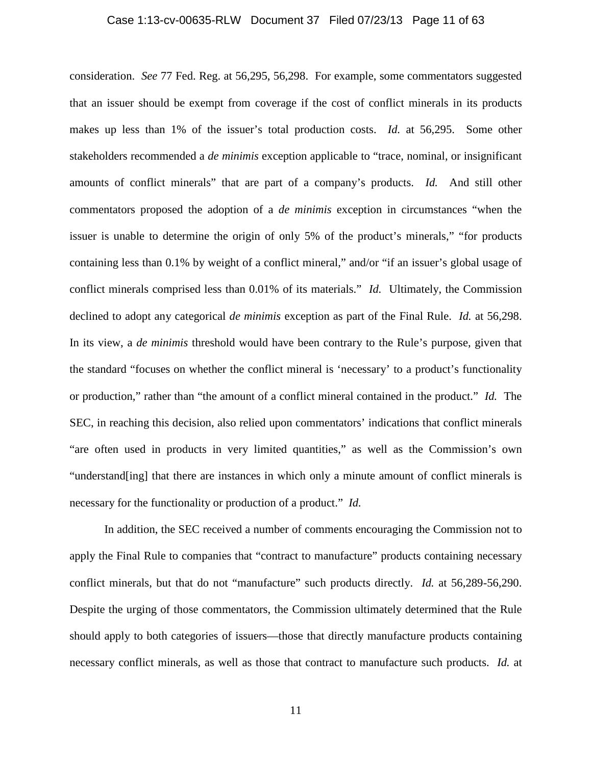consideration. *See* 77 Fed. Reg. at 56,295, 56,298. For example, some commentators suggested that an issuer should be exempt from coverage if the cost of conflict minerals in its products makes up less than 1% of the issuer's total production costs. *Id.* at 56,295. Some other stakeholders recommended a *de minimis* exception applicable to "trace, nominal, or insignificant amounts of conflict minerals" that are part of a company's products. *Id.* And still other commentators proposed the adoption of a *de minimis* exception in circumstances "when the issuer is unable to determine the origin of only 5% of the product's minerals," "for products containing less than 0.1% by weight of a conflict mineral," and/or "if an issuer's global usage of conflict minerals comprised less than 0.01% of its materials." *Id.* Ultimately, the Commission declined to adopt any categorical *de minimis* exception as part of the Final Rule. *Id.* at 56,298. In its view, a *de minimis* threshold would have been contrary to the Rule's purpose, given that the standard "focuses on whether the conflict mineral is 'necessary' to a product's functionality or production," rather than "the amount of a conflict mineral contained in the product." *Id.* The SEC, in reaching this decision, also relied upon commentators' indications that conflict minerals "are often used in products in very limited quantities," as well as the Commission's own "understand[ing] that there are instances in which only a minute amount of conflict minerals is necessary for the functionality or production of a product." *Id.*

In addition, the SEC received a number of comments encouraging the Commission not to apply the Final Rule to companies that "contract to manufacture" products containing necessary conflict minerals, but that do not "manufacture" such products directly. *Id.* at 56,289-56,290. Despite the urging of those commentators, the Commission ultimately determined that the Rule should apply to both categories of issuers—those that directly manufacture products containing necessary conflict minerals, as well as those that contract to manufacture such products. *Id.* at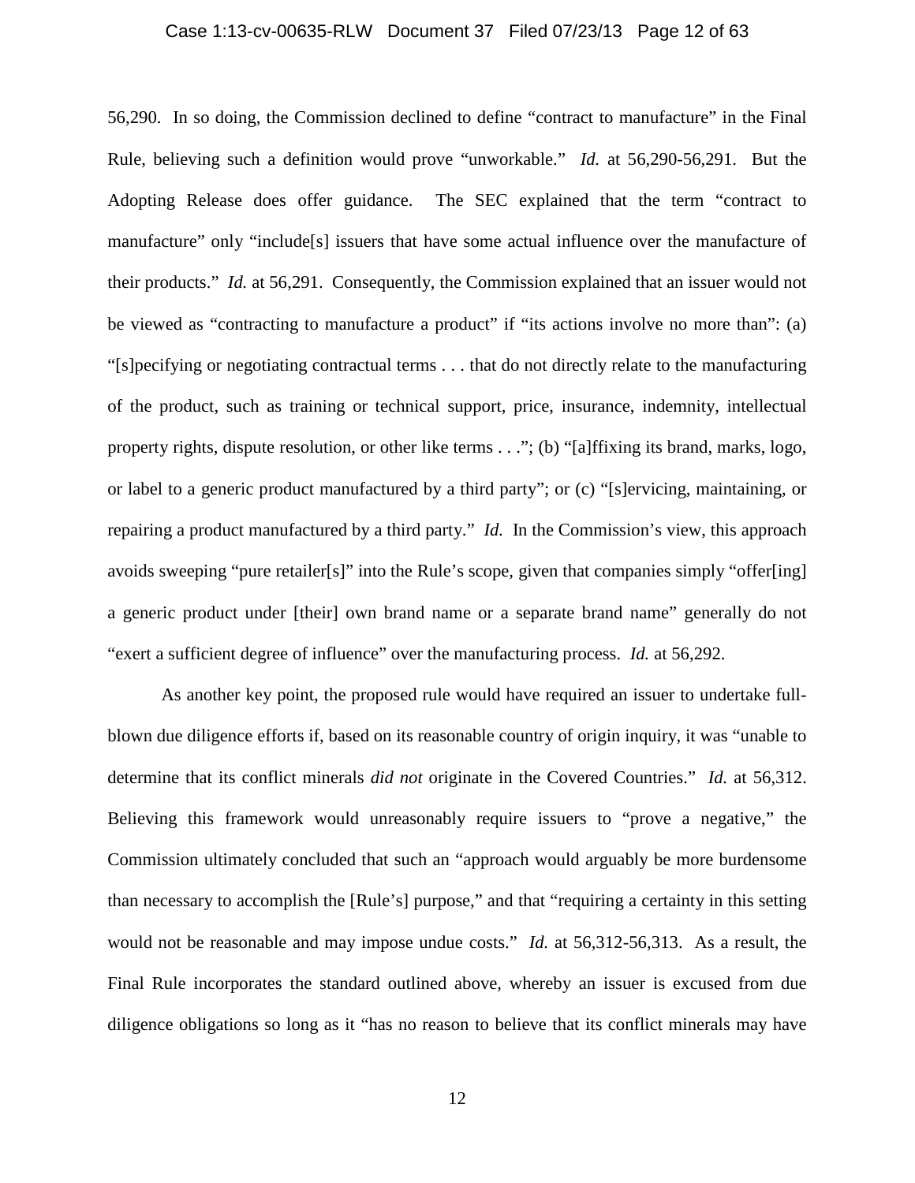56,290. In so doing, the Commission declined to define "contract to manufacture" in the Final Rule, believing such a definition would prove "unworkable." *Id.* at 56,290-56,291. But the Adopting Release does offer guidance. The SEC explained that the term "contract to manufacture" only "include[s] issuers that have some actual influence over the manufacture of their products." *Id.* at 56,291. Consequently, the Commission explained that an issuer would not be viewed as "contracting to manufacture a product" if "its actions involve no more than": (a) "[s]pecifying or negotiating contractual terms . . . that do not directly relate to the manufacturing of the product, such as training or technical support, price, insurance, indemnity, intellectual property rights, dispute resolution, or other like terms . . ."; (b) "[a]ffixing its brand, marks, logo, or label to a generic product manufactured by a third party"; or (c) "[s]ervicing, maintaining, or repairing a product manufactured by a third party." *Id.* In the Commission's view, this approach avoids sweeping "pure retailer[s]" into the Rule's scope, given that companies simply "offer[ing] a generic product under [their] own brand name or a separate brand name" generally do not "exert a sufficient degree of influence" over the manufacturing process. *Id.* at 56,292.

As another key point, the proposed rule would have required an issuer to undertake full-blown due diligence efforts if, based on its reasonable country of origin inquiry, it was "unable to determine that its conflict minerals *did not* originate in the Covered Countries." *Id.* at 56,312. Believing this framework would unreasonably require issuers to "prove a negative," the Commission ultimately concluded that such an "approach would arguably be more burdensome than necessary to accomplish the [Rule's] purpose," and that "requiring a certainty in this setting would not be reasonable and may impose undue costs." *Id.* at 56,312-56,313. As a result, the Final Rule incorporates the standard outlined above, whereby an issuer is excused from due diligence obligations so long as it "has no reason to believe that its conflict minerals may have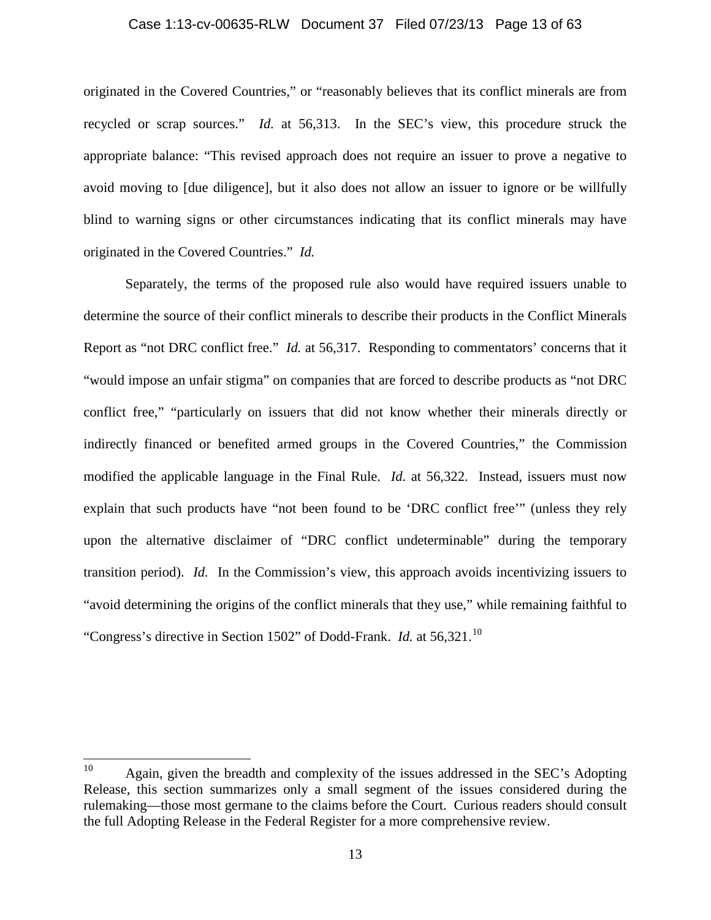originated in the Covered Countries," or "reasonably believes that its conflict minerals are from recycled or scrap sources." *Id.* at 56,313. In the SEC's view, this procedure struck the appropriate balance: "This revised approach does not require an issuer to prove a negative to avoid moving to [due diligence], but it also does not allow an issuer to ignore or be willfully blind to warning signs or other circumstances indicating that its conflict minerals may have originated in the Covered Countries." *Id.*

Separately, the terms of the proposed rule also would have required issuers unable to determine the source of their conflict minerals to describe their products in the Conflict Minerals Report as "not DRC conflict free." *Id.* at 56,317. Responding to commentators' concerns that it "would impose an unfair stigma" on companies that are forced to describe products as "not DRC conflict free," "particularly on issuers that did not know whether their minerals directly or indirectly financed or benefited armed groups in the Covered Countries," the Commission modified the applicable language in the Final Rule. *Id.* at 56,322. Instead, issuers must now explain that such products have "not been found to be 'DRC conflict free'" (unless they rely upon the alternative disclaimer of "DRC conflict undeterminable" during the temporary transition period). *Id.* In the Commission's view, this approach avoids incentivizing issuers to "avoid determining the origins of the conflict minerals that they use," while remaining faithful to "Congress's directive in Section 1502" of Dodd-Frank. *Id.* at 56,321.[10]

---

[10] Again, given the breadth and complexity of the issues addressed in the SEC's Adopting Release, this section summarizes only a small segment of the issues considered during the rulemaking—those most germane to the claims before the Court. Curious readers should consult the full Adopting Release in the Federal Register for a more comprehensive review.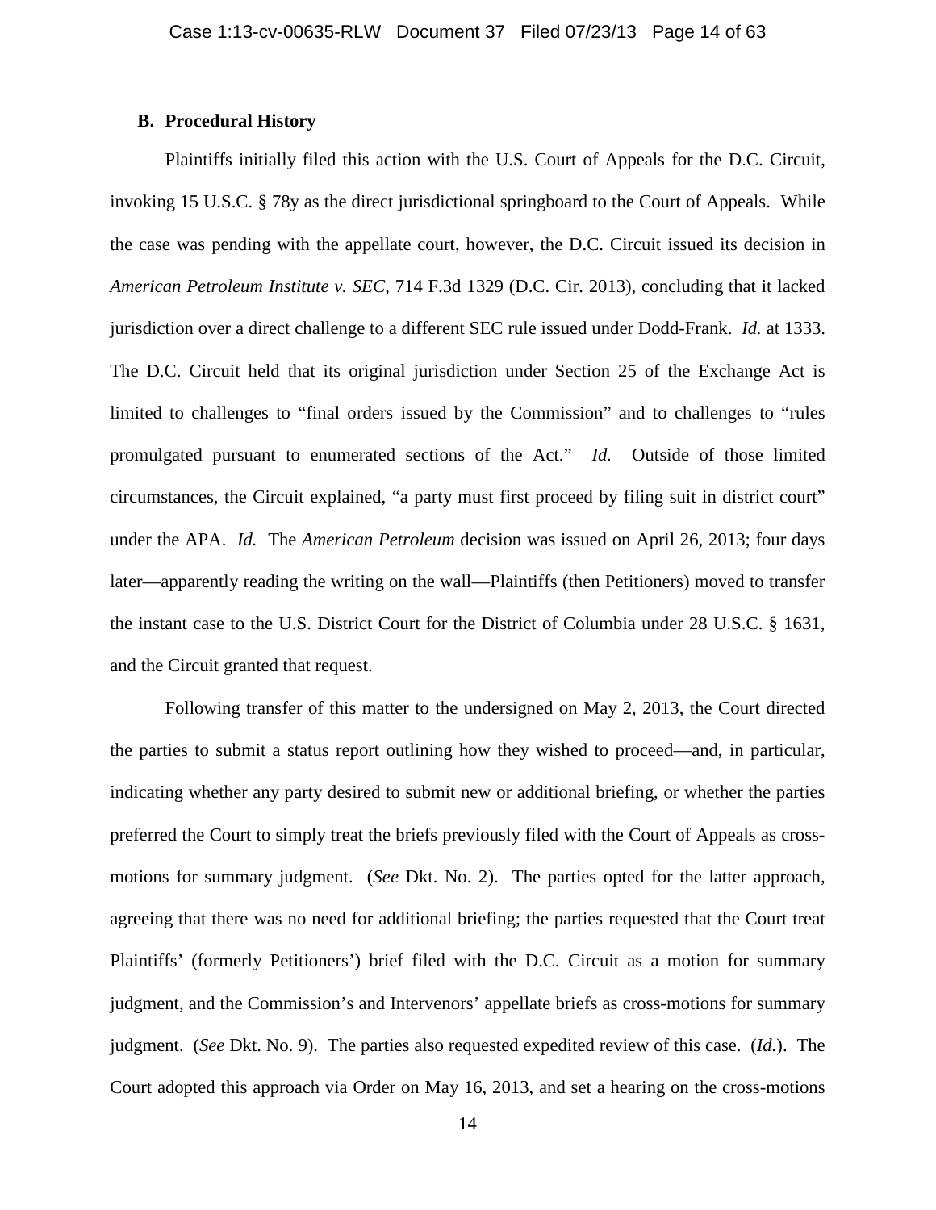### B. Procedural History

Plaintiffs initially filed this action with the U.S. Court of Appeals for the D.C. Circuit, invoking 15 U.S.C. § 78y as the direct jurisdictional springboard to the Court of Appeals. While the case was pending with the appellate court, however, the D.C. Circuit issued its decision in *American Petroleum Institute v. SEC*, 714 F.3d 1329 (D.C. Cir. 2013), concluding that it lacked jurisdiction over a direct challenge to a different SEC rule issued under Dodd-Frank. *Id.* at 1333. The D.C. Circuit held that its original jurisdiction under Section 25 of the Exchange Act is limited to challenges to "final orders issued by the Commission" and to challenges to "rules promulgated pursuant to enumerated sections of the Act." *Id.* Outside of those limited circumstances, the Circuit explained, "a party must first proceed by filing suit in district court" under the APA. *Id.* The *American Petroleum* decision was issued on April 26, 2013; four days later—apparently reading the writing on the wall—Plaintiffs (then Petitioners) moved to transfer the instant case to the U.S. District Court for the District of Columbia under 28 U.S.C. § 1631, and the Circuit granted that request.

Following transfer of this matter to the undersigned on May 2, 2013, the Court directed the parties to submit a status report outlining how they wished to proceed—and, in particular, indicating whether any party desired to submit new or additional briefing, or whether the parties preferred the Court to simply treat the briefs previously filed with the Court of Appeals as cross-motions for summary judgment. (*See* Dkt. No. 2). The parties opted for the latter approach, agreeing that there was no need for additional briefing; the parties requested that the Court treat Plaintiffs' (formerly Petitioners') brief filed with the D.C. Circuit as a motion for summary judgment, and the Commission's and Intervenors' appellate briefs as cross-motions for summary judgment. (*See* Dkt. No. 9). The parties also requested expedited review of this case. (*Id.*). The Court adopted this approach via Order on May 16, 2013, and set a hearing on the cross-motions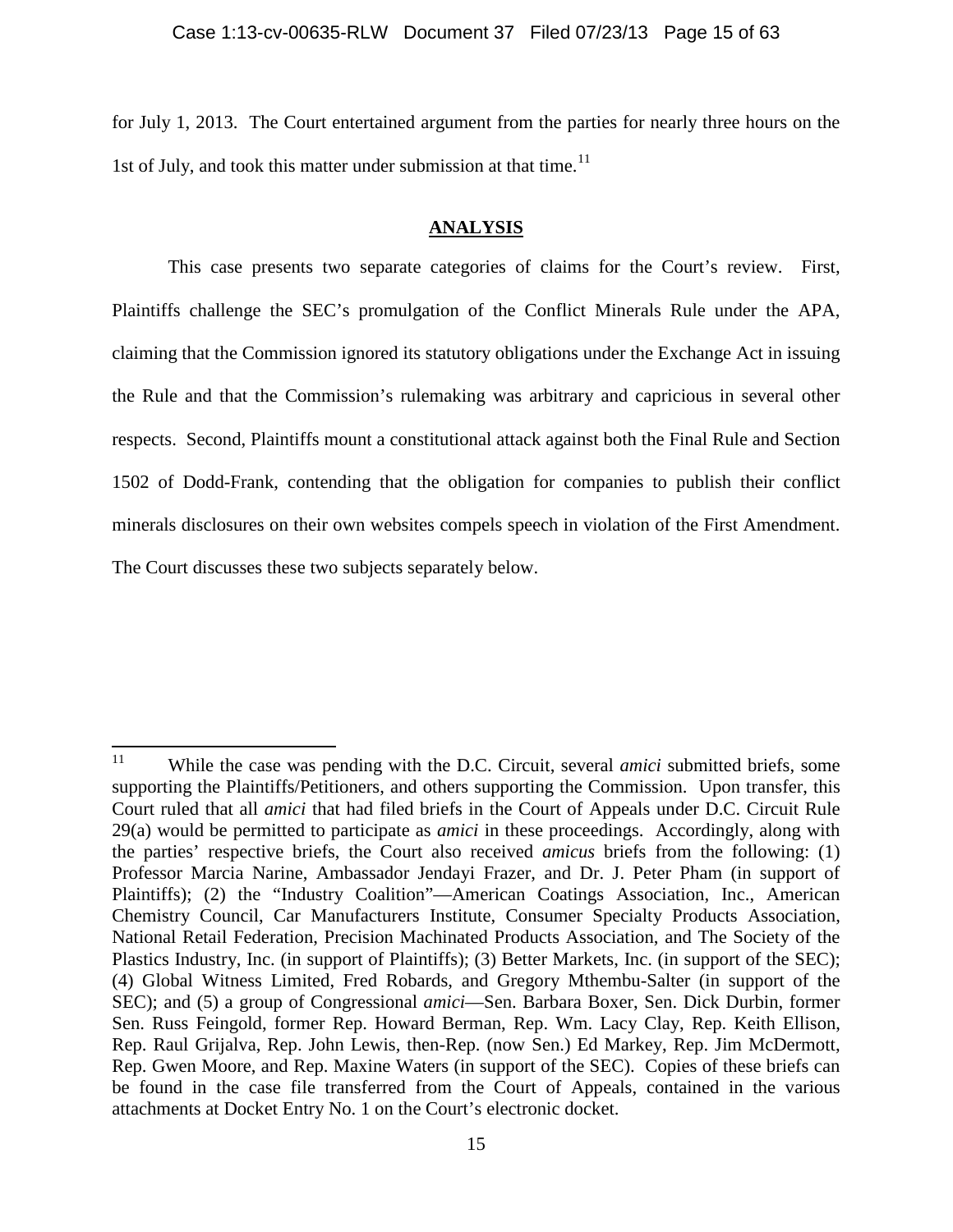for July 1, 2013. The Court entertained argument from the parties for nearly three hours on the 1st of July, and took this matter under submission at that time.[11]

## ANALYSIS

This case presents two separate categories of claims for the Court's review. First, Plaintiffs challenge the SEC's promulgation of the Conflict Minerals Rule under the APA, claiming that the Commission ignored its statutory obligations under the Exchange Act in issuing the Rule and that the Commission's rulemaking was arbitrary and capricious in several other respects. Second, Plaintiffs mount a constitutional attack against both the Final Rule and Section 1502 of Dodd-Frank, contending that the obligation for companies to publish their conflict minerals disclosures on their own websites compels speech in violation of the First Amendment. The Court discusses these two subjects separately below.

---

[11] While the case was pending with the D.C. Circuit, several *amici* submitted briefs, some supporting the Plaintiffs/Petitioners, and others supporting the Commission. Upon transfer, this Court ruled that all *amici* that had filed briefs in the Court of Appeals under D.C. Circuit Rule 29(a) would be permitted to participate as *amici* in these proceedings. Accordingly, along with the parties' respective briefs, the Court also received *amicus* briefs from the following: (1) Professor Marcia Narine, Ambassador Jendayi Frazer, and Dr. J. Peter Pham (in support of Plaintiffs); (2) the "Industry Coalition"—American Coatings Association, Inc., American Chemistry Council, Car Manufacturers Institute, Consumer Specialty Products Association, National Retail Federation, Precision Machinated Products Association, and The Society of the Plastics Industry, Inc. (in support of Plaintiffs); (3) Better Markets, Inc. (in support of the SEC); (4) Global Witness Limited, Fred Robards, and Gregory Mthembu-Salter (in support of the SEC); and (5) a group of Congressional *amici*—Sen. Barbara Boxer, Sen. Dick Durbin, former Sen. Russ Feingold, former Rep. Howard Berman, Rep. Wm. Lacy Clay, Rep. Keith Ellison, Rep. Raul Grijalva, Rep. John Lewis, then-Rep. (now Sen.) Ed Markey, Rep. Jim McDermott, Rep. Gwen Moore, and Rep. Maxine Waters (in support of the SEC). Copies of these briefs can be found in the case file transferred from the Court of Appeals, contained in the various attachments at Docket Entry No. 1 on the Court's electronic docket.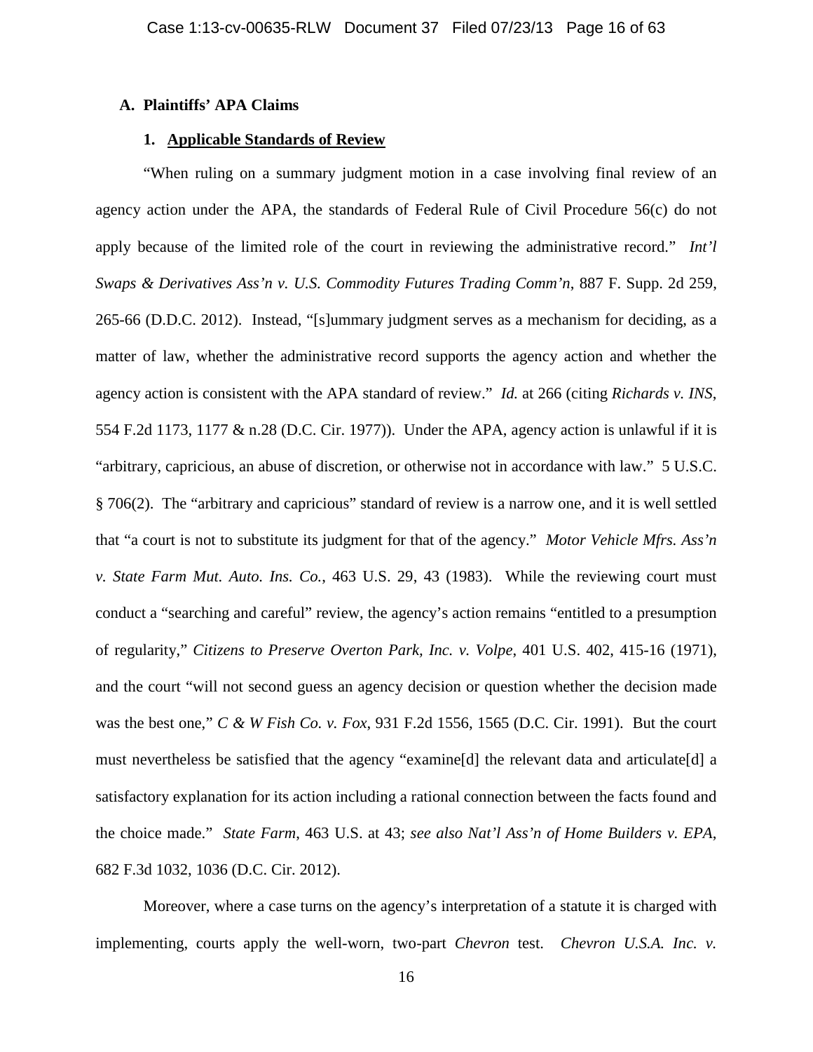### A. Plaintiffs' APA Claims

#### 1. <u>Applicable Standards of Review</u>

"When ruling on a summary judgment motion in a case involving final review of an agency action under the APA, the standards of Federal Rule of Civil Procedure 56(c) do not apply because of the limited role of the court in reviewing the administrative record." *Int'l Swaps & Derivatives Ass'n v. U.S. Commodity Futures Trading Comm'n*, 887 F. Supp. 2d 259, 265-66 (D.D.C. 2012). Instead, "[s]ummary judgment serves as a mechanism for deciding, as a matter of law, whether the administrative record supports the agency action and whether the agency action is consistent with the APA standard of review." *Id.* at 266 (citing *Richards v. INS*, 554 F.2d 1173, 1177 & n.28 (D.C. Cir. 1977)). Under the APA, agency action is unlawful if it is "arbitrary, capricious, an abuse of discretion, or otherwise not in accordance with law." 5 U.S.C. § 706(2). The "arbitrary and capricious" standard of review is a narrow one, and it is well settled that "a court is not to substitute its judgment for that of the agency." *Motor Vehicle Mfrs. Ass'n v. State Farm Mut. Auto. Ins. Co.*, 463 U.S. 29, 43 (1983). While the reviewing court must conduct a "searching and careful" review, the agency's action remains "entitled to a presumption of regularity," *Citizens to Preserve Overton Park, Inc. v. Volpe*, 401 U.S. 402, 415-16 (1971), and the court "will not second guess an agency decision or question whether the decision made was the best one," *C & W Fish Co. v. Fox*, 931 F.2d 1556, 1565 (D.C. Cir. 1991). But the court must nevertheless be satisfied that the agency "examine[d] the relevant data and articulate[d] a satisfactory explanation for its action including a rational connection between the facts found and the choice made." *State Farm*, 463 U.S. at 43; *see also Nat'l Ass'n of Home Builders v. EPA*, 682 F.3d 1032, 1036 (D.C. Cir. 2012).

Moreover, where a case turns on the agency's interpretation of a statute it is charged with implementing, courts apply the well-worn, two-part *Chevron* test. *Chevron U.S.A. Inc. v.*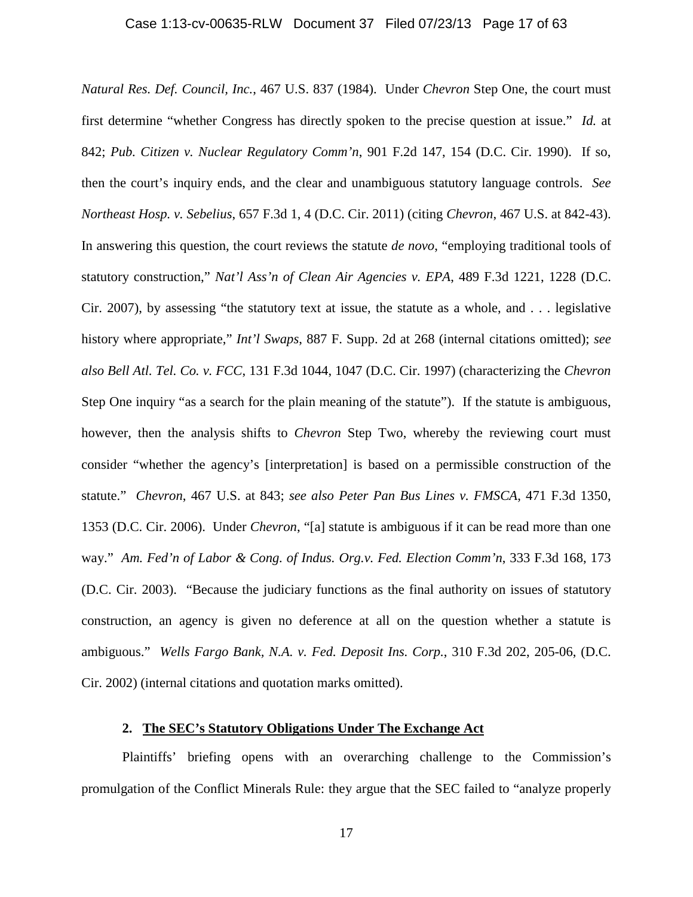*Natural Res. Def. Council, Inc.*, 467 U.S. 837 (1984). Under *Chevron* Step One, the court must first determine "whether Congress has directly spoken to the precise question at issue." *Id.* at 842; *Pub. Citizen v. Nuclear Regulatory Comm'n*, 901 F.2d 147, 154 (D.C. Cir. 1990). If so, then the court's inquiry ends, and the clear and unambiguous statutory language controls. *See Northeast Hosp. v. Sebelius*, 657 F.3d 1, 4 (D.C. Cir. 2011) (citing *Chevron*, 467 U.S. at 842-43). In answering this question, the court reviews the statute *de novo*, "employing traditional tools of statutory construction," *Nat'l Ass'n of Clean Air Agencies v. EPA*, 489 F.3d 1221, 1228 (D.C. Cir. 2007), by assessing "the statutory text at issue, the statute as a whole, and . . . legislative history where appropriate," *Int'l Swaps*, 887 F. Supp. 2d at 268 (internal citations omitted); *see also Bell Atl. Tel. Co. v. FCC*, 131 F.3d 1044, 1047 (D.C. Cir. 1997) (characterizing the *Chevron* Step One inquiry "as a search for the plain meaning of the statute"). If the statute is ambiguous, however, then the analysis shifts to *Chevron* Step Two, whereby the reviewing court must consider "whether the agency's [interpretation] is based on a permissible construction of the statute." *Chevron*, 467 U.S. at 843; *see also Peter Pan Bus Lines v. FMSCA*, 471 F.3d 1350, 1353 (D.C. Cir. 2006). Under *Chevron*, "[a] statute is ambiguous if it can be read more than one way." *Am. Fed'n of Labor & Cong. of Indus. Org.v. Fed. Election Comm'n*, 333 F.3d 168, 173 (D.C. Cir. 2003). "Because the judiciary functions as the final authority on issues of statutory construction, an agency is given no deference at all on the question whether a statute is ambiguous." *Wells Fargo Bank, N.A. v. Fed. Deposit Ins. Corp.*, 310 F.3d 202, 205-06, (D.C. Cir. 2002) (internal citations and quotation marks omitted).

**2. <u>The SEC's Statutory Obligations Under The Exchange Act</u>**

Plaintiffs' briefing opens with an overarching challenge to the Commission's promulgation of the Conflict Minerals Rule: they argue that the SEC failed to "analyze properly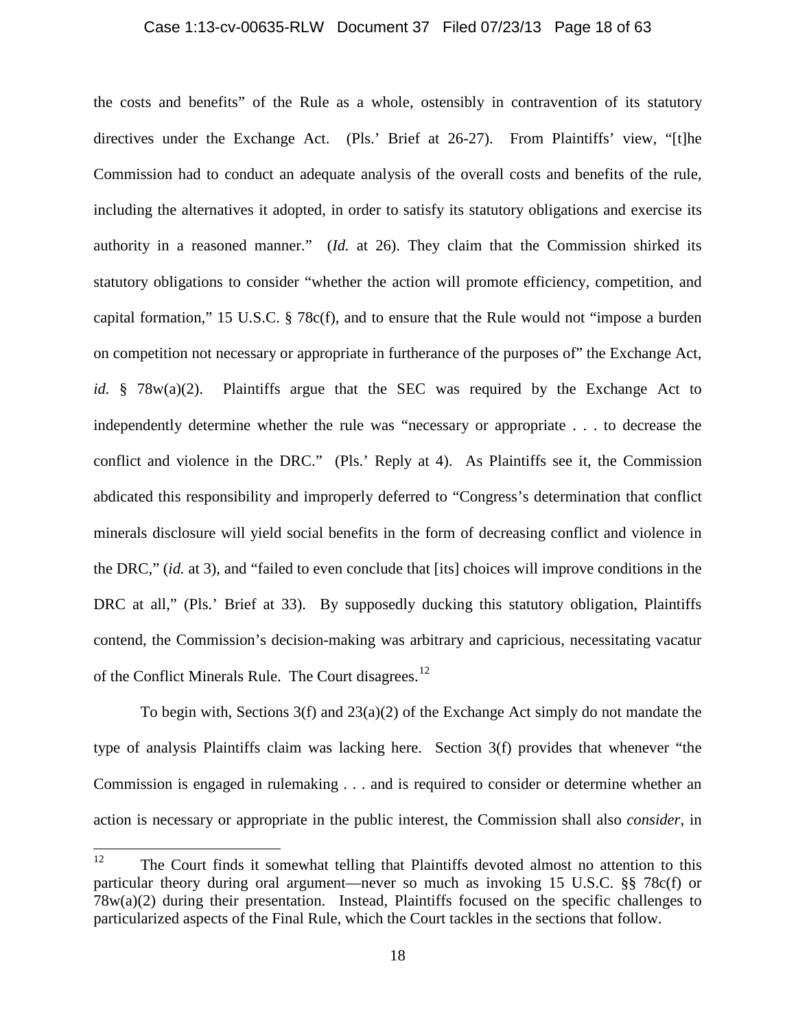the costs and benefits" of the Rule as a whole, ostensibly in contravention of its statutory directives under the Exchange Act. (Pls.' Brief at 26-27). From Plaintiffs' view, "[t]he Commission had to conduct an adequate analysis of the overall costs and benefits of the rule, including the alternatives it adopted, in order to satisfy its statutory obligations and exercise its authority in a reasoned manner." (*Id.* at 26). They claim that the Commission shirked its statutory obligations to consider "whether the action will promote efficiency, competition, and capital formation," 15 U.S.C. § 78c(f), and to ensure that the Rule would not "impose a burden on competition not necessary or appropriate in furtherance of the purposes of" the Exchange Act, *id.* § 78w(a)(2). Plaintiffs argue that the SEC was required by the Exchange Act to independently determine whether the rule was "necessary or appropriate . . . to decrease the conflict and violence in the DRC." (Pls.' Reply at 4). As Plaintiffs see it, the Commission abdicated this responsibility and improperly deferred to "Congress's determination that conflict minerals disclosure will yield social benefits in the form of decreasing conflict and violence in the DRC," (*id.* at 3), and "failed to even conclude that [its] choices will improve conditions in the DRC at all," (Pls.' Brief at 33). By supposedly ducking this statutory obligation, Plaintiffs contend, the Commission's decision-making was arbitrary and capricious, necessitating vacatur of the Conflict Minerals Rule. The Court disagrees.[12]

To begin with, Sections 3(f) and 23(a)(2) of the Exchange Act simply do not mandate the type of analysis Plaintiffs claim was lacking here. Section 3(f) provides that whenever "the Commission is engaged in rulemaking . . . and is required to consider or determine whether an action is necessary or appropriate in the public interest, the Commission shall also *consider*, in

[12] The Court finds it somewhat telling that Plaintiffs devoted almost no attention to this particular theory during oral argument—never so much as invoking 15 U.S.C. §§ 78c(f) or 78w(a)(2) during their presentation. Instead, Plaintiffs focused on the specific challenges to particularized aspects of the Final Rule, which the Court tackles in the sections that follow.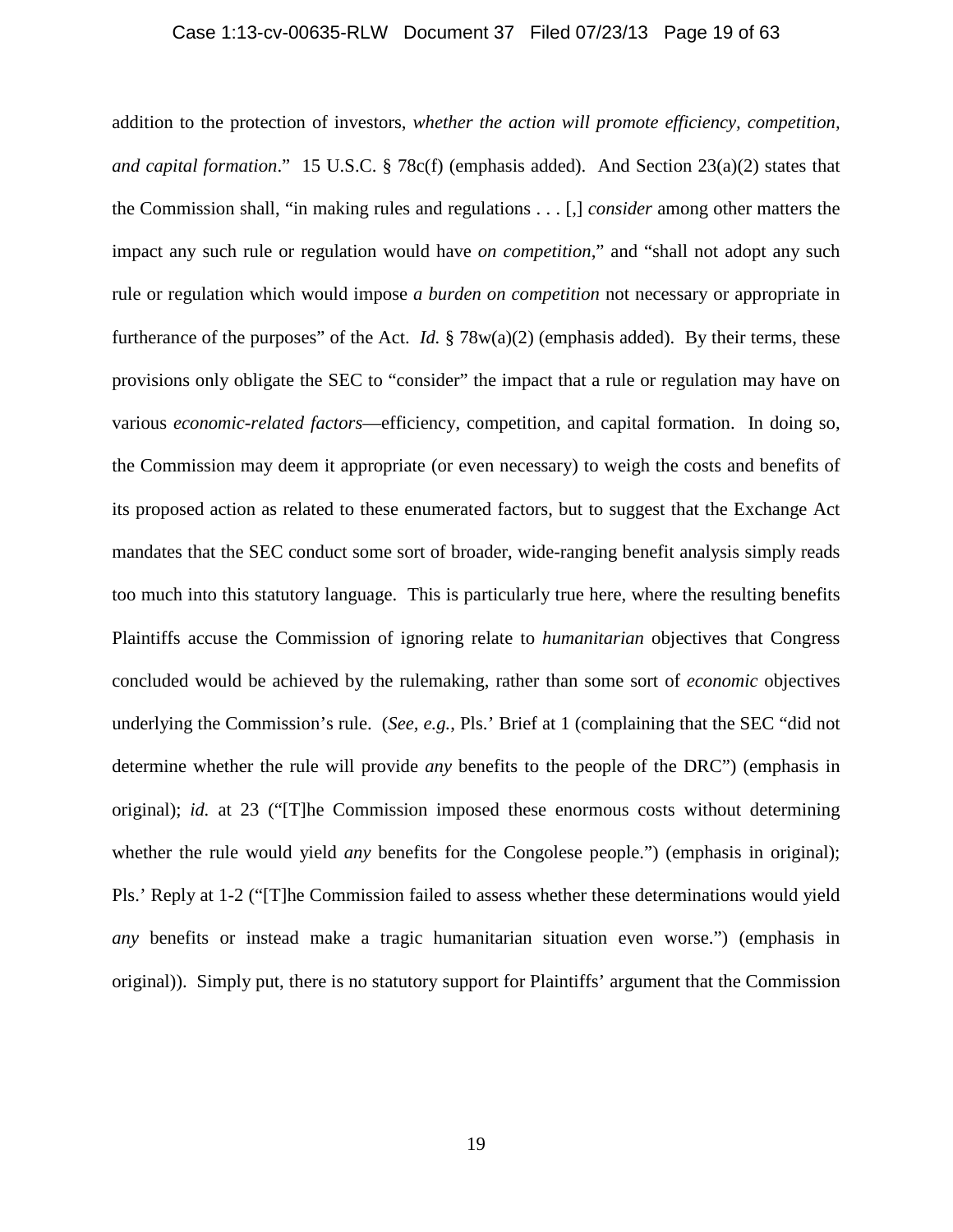addition to the protection of investors, *whether the action will promote efficiency, competition, and capital formation*." 15 U.S.C. § 78c(f) (emphasis added). And Section 23(a)(2) states that the Commission shall, "in making rules and regulations . . . [,] *consider* among other matters the impact any such rule or regulation would have *on competition*," and "shall not adopt any such rule or regulation which would impose *a burden on competition* not necessary or appropriate in furtherance of the purposes" of the Act. *Id.* § 78w(a)(2) (emphasis added). By their terms, these provisions only obligate the SEC to "consider" the impact that a rule or regulation may have on various *economic-related factors*—efficiency, competition, and capital formation. In doing so, the Commission may deem it appropriate (or even necessary) to weigh the costs and benefits of its proposed action as related to these enumerated factors, but to suggest that the Exchange Act mandates that the SEC conduct some sort of broader, wide-ranging benefit analysis simply reads too much into this statutory language. This is particularly true here, where the resulting benefits Plaintiffs accuse the Commission of ignoring relate to *humanitarian* objectives that Congress concluded would be achieved by the rulemaking, rather than some sort of *economic* objectives underlying the Commission's rule. (*See, e.g.*, Pls.' Brief at 1 (complaining that the SEC "did not determine whether the rule will provide *any* benefits to the people of the DRC") (emphasis in original); *id.* at 23 ("[T]he Commission imposed these enormous costs without determining whether the rule would yield *any* benefits for the Congolese people.") (emphasis in original); Pls.' Reply at 1-2 ("[T]he Commission failed to assess whether these determinations would yield *any* benefits or instead make a tragic humanitarian situation even worse.") (emphasis in original)). Simply put, there is no statutory support for Plaintiffs' argument that the Commission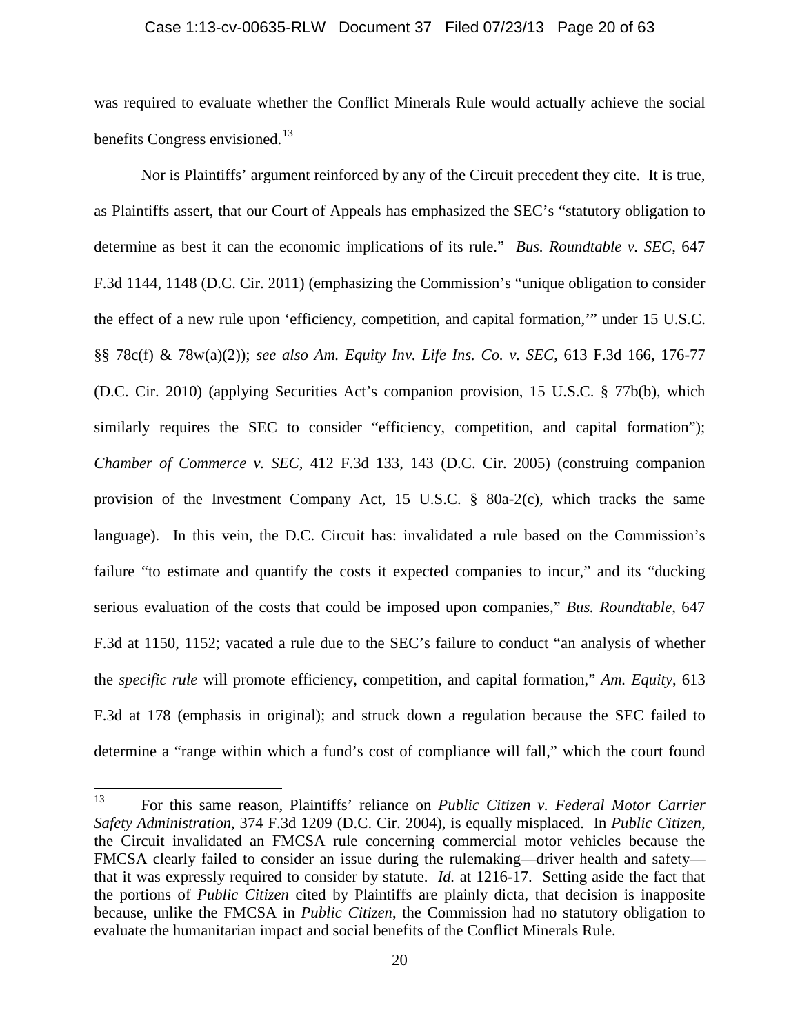was required to evaluate whether the Conflict Minerals Rule would actually achieve the social benefits Congress envisioned.[13]

Nor is Plaintiffs' argument reinforced by any of the Circuit precedent they cite. It is true, as Plaintiffs assert, that our Court of Appeals has emphasized the SEC's "statutory obligation to determine as best it can the economic implications of its rule." *Bus. Roundtable v. SEC*, 647 F.3d 1144, 1148 (D.C. Cir. 2011) (emphasizing the Commission's "unique obligation to consider the effect of a new rule upon 'efficiency, competition, and capital formation,'" under 15 U.S.C. §§ 78c(f) & 78w(a)(2)); *see also Am. Equity Inv. Life Ins. Co. v. SEC*, 613 F.3d 166, 176-77 (D.C. Cir. 2010) (applying Securities Act's companion provision, 15 U.S.C. § 77b(b), which similarly requires the SEC to consider "efficiency, competition, and capital formation"); *Chamber of Commerce v. SEC*, 412 F.3d 133, 143 (D.C. Cir. 2005) (construing companion provision of the Investment Company Act, 15 U.S.C. § 80a-2(c), which tracks the same language). In this vein, the D.C. Circuit has: invalidated a rule based on the Commission's failure "to estimate and quantify the costs it expected companies to incur," and its "ducking serious evaluation of the costs that could be imposed upon companies," *Bus. Roundtable*, 647 F.3d at 1150, 1152; vacated a rule due to the SEC's failure to conduct "an analysis of whether the *specific rule* will promote efficiency, competition, and capital formation," *Am. Equity*, 613 F.3d at 178 (emphasis in original); and struck down a regulation because the SEC failed to determine a "range within which a fund's cost of compliance will fall," which the court found

[13] For this same reason, Plaintiffs' reliance on *Public Citizen v. Federal Motor Carrier Safety Administration*, 374 F.3d 1209 (D.C. Cir. 2004), is equally misplaced. In *Public Citizen*, the Circuit invalidated an FMCSA rule concerning commercial motor vehicles because the FMCSA clearly failed to consider an issue during the rulemaking—driver health and safety—that it was expressly required to consider by statute. *Id.* at 1216-17. Setting aside the fact that the portions of *Public Citizen* cited by Plaintiffs are plainly dicta, that decision is inapposite because, unlike the FMCSA in *Public Citizen*, the Commission had no statutory obligation to evaluate the humanitarian impact and social benefits of the Conflict Minerals Rule.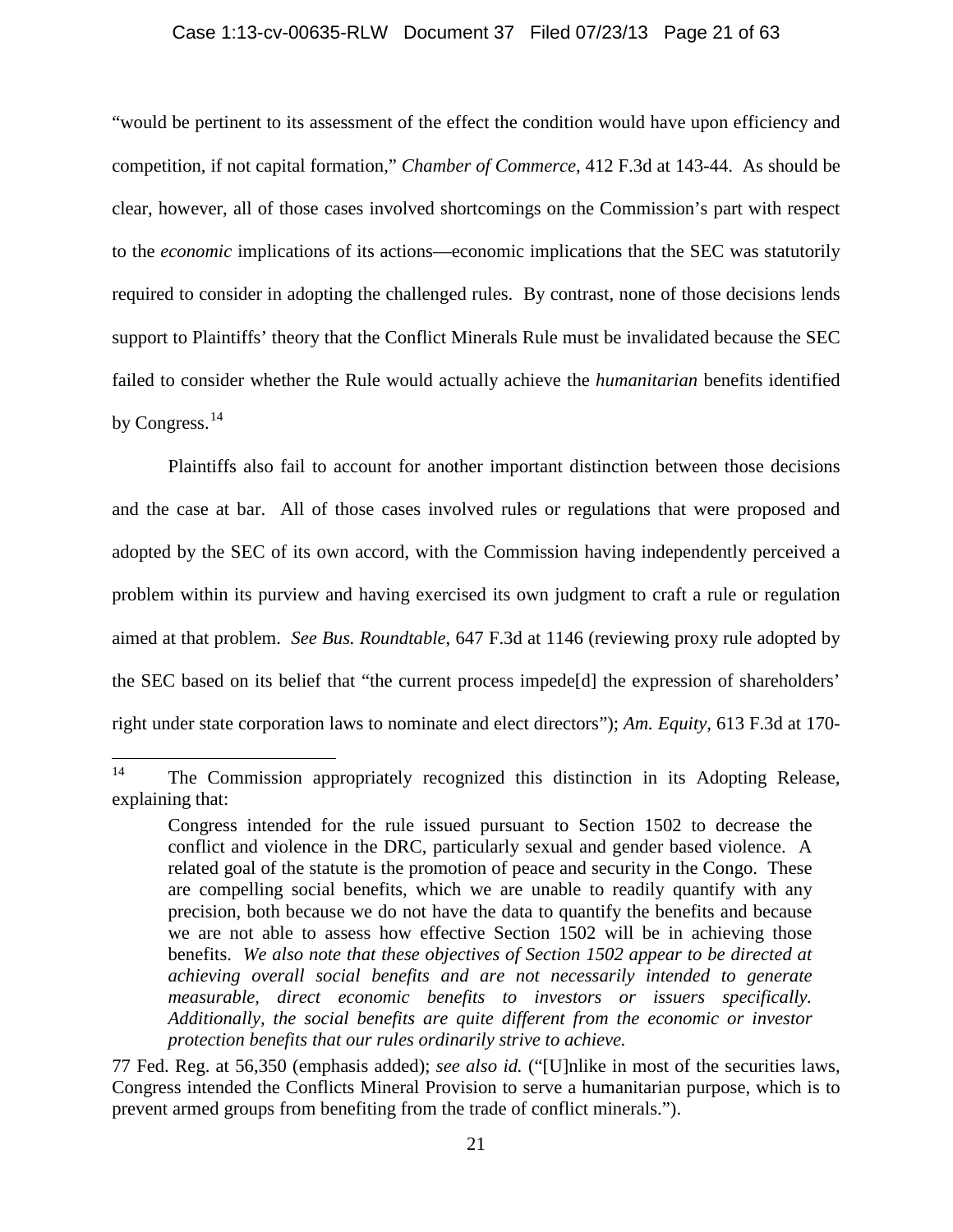"would be pertinent to its assessment of the effect the condition would have upon efficiency and competition, if not capital formation," *Chamber of Commerce*, 412 F.3d at 143-44. As should be clear, however, all of those cases involved shortcomings on the Commission's part with respect to the *economic* implications of its actions—economic implications that the SEC was statutorily required to consider in adopting the challenged rules. By contrast, none of those decisions lends support to Plaintiffs' theory that the Conflict Minerals Rule must be invalidated because the SEC failed to consider whether the Rule would actually achieve the *humanitarian* benefits identified by Congress.[14]

Plaintiffs also fail to account for another important distinction between those decisions and the case at bar. All of those cases involved rules or regulations that were proposed and adopted by the SEC of its own accord, with the Commission having independently perceived a problem within its purview and having exercised its own judgment to craft a rule or regulation aimed at that problem. *See Bus. Roundtable*, 647 F.3d at 1146 (reviewing proxy rule adopted by the SEC based on its belief that "the current process impede[d] the expression of shareholders' right under state corporation laws to nominate and elect directors"); *Am. Equity*, 613 F.3d at 170-

---

[14] The Commission appropriately recognized this distinction in its Adopting Release, explaining that:

> Congress intended for the rule issued pursuant to Section 1502 to decrease the conflict and violence in the DRC, particularly sexual and gender based violence. A related goal of the statute is the promotion of peace and security in the Congo. These are compelling social benefits, which we are unable to readily quantify with any precision, both because we do not have the data to quantify the benefits and because we are not able to assess how effective Section 1502 will be in achieving those benefits. *We also note that these objectives of Section 1502 appear to be directed at achieving overall social benefits and are not necessarily intended to generate measurable, direct economic benefits to investors or issuers specifically. Additionally, the social benefits are quite different from the economic or investor protection benefits that our rules ordinarily strive to achieve.*

77 Fed. Reg. at 56,350 (emphasis added); *see also id.* ("[U]nlike in most of the securities laws, Congress intended the Conflicts Mineral Provision to serve a humanitarian purpose, which is to prevent armed groups from benefiting from the trade of conflict minerals.").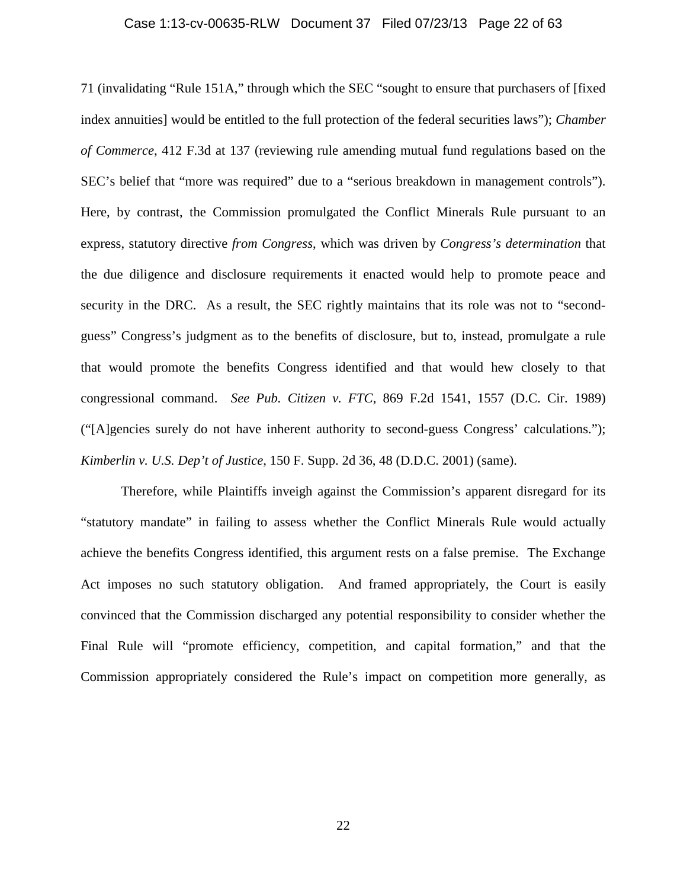71 (invalidating "Rule 151A," through which the SEC "sought to ensure that purchasers of [fixed index annuities] would be entitled to the full protection of the federal securities laws"); *Chamber of Commerce*, 412 F.3d at 137 (reviewing rule amending mutual fund regulations based on the SEC's belief that "more was required" due to a "serious breakdown in management controls"). Here, by contrast, the Commission promulgated the Conflict Minerals Rule pursuant to an express, statutory directive *from Congress*, which was driven by *Congress's determination* that the due diligence and disclosure requirements it enacted would help to promote peace and security in the DRC. As a result, the SEC rightly maintains that its role was not to "second-guess" Congress's judgment as to the benefits of disclosure, but to, instead, promulgate a rule that would promote the benefits Congress identified and that would hew closely to that congressional command. *See Pub. Citizen v. FTC*, 869 F.2d 1541, 1557 (D.C. Cir. 1989) ("[A]gencies surely do not have inherent authority to second-guess Congress' calculations."); *Kimberlin v. U.S. Dep't of Justice*, 150 F. Supp. 2d 36, 48 (D.D.C. 2001) (same).

Therefore, while Plaintiffs inveigh against the Commission's apparent disregard for its "statutory mandate" in failing to assess whether the Conflict Minerals Rule would actually achieve the benefits Congress identified, this argument rests on a false premise. The Exchange Act imposes no such statutory obligation. And framed appropriately, the Court is easily convinced that the Commission discharged any potential responsibility to consider whether the Final Rule will "promote efficiency, competition, and capital formation," and that the Commission appropriately considered the Rule's impact on competition more generally, as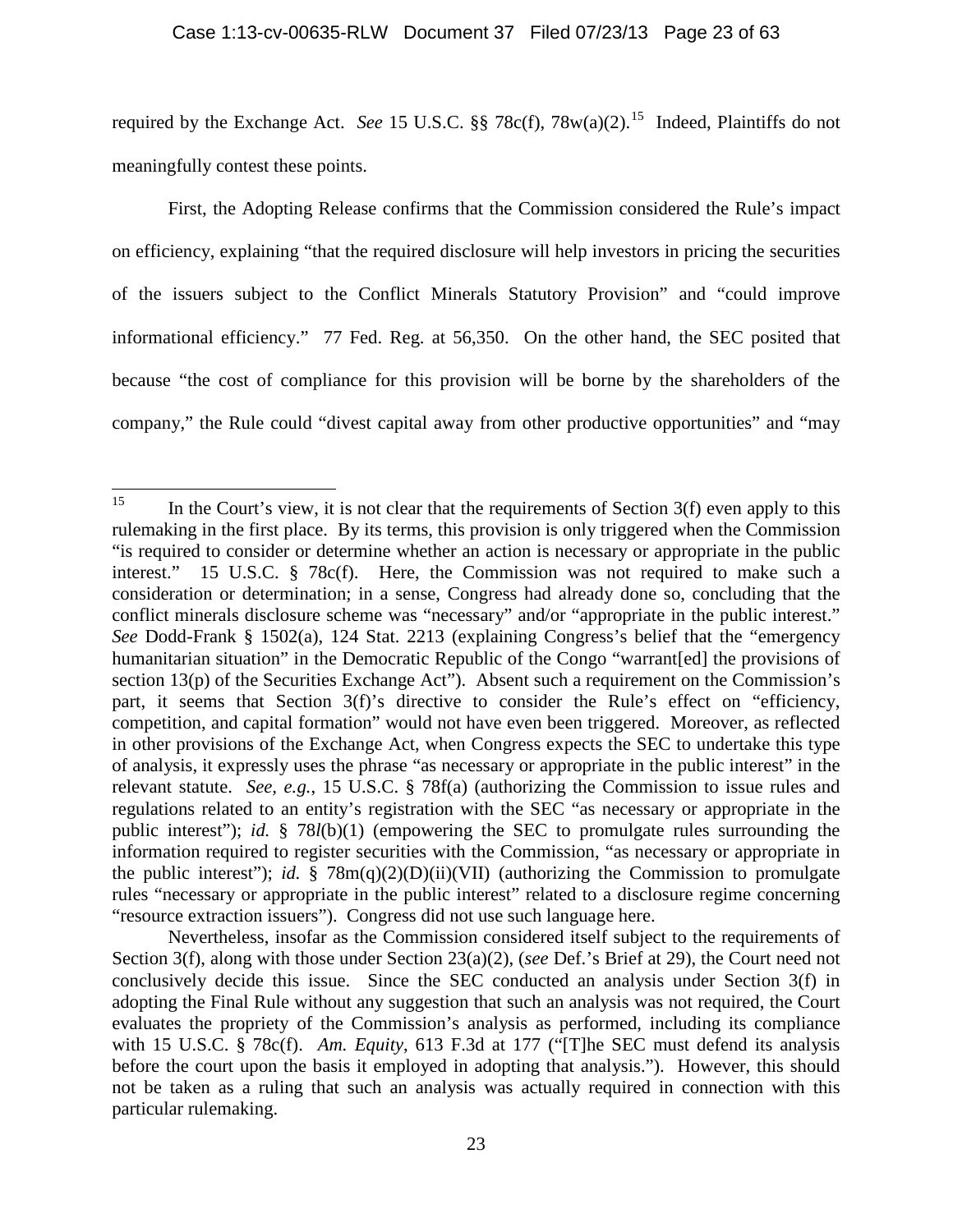required by the Exchange Act. *See* 15 U.S.C. §§ 78c(f), 78w(a)(2).[15] Indeed, Plaintiffs do not meaningfully contest these points.

First, the Adopting Release confirms that the Commission considered the Rule's impact on efficiency, explaining "that the required disclosure will help investors in pricing the securities of the issuers subject to the Conflict Minerals Statutory Provision" and "could improve informational efficiency." 77 Fed. Reg. at 56,350. On the other hand, the SEC posited that because "the cost of compliance for this provision will be borne by the shareholders of the company," the Rule could "divest capital away from other productive opportunities" and "may

---

[15] In the Court's view, it is not clear that the requirements of Section 3(f) even apply to this rulemaking in the first place. By its terms, this provision is only triggered when the Commission "is required to consider or determine whether an action is necessary or appropriate in the public interest." 15 U.S.C. § 78c(f). Here, the Commission was not required to make such a consideration or determination; in a sense, Congress had already done so, concluding that the conflict minerals disclosure scheme was "necessary" and/or "appropriate in the public interest." *See* Dodd-Frank § 1502(a), 124 Stat. 2213 (explaining Congress's belief that the "emergency humanitarian situation" in the Democratic Republic of the Congo "warrant[ed] the provisions of section 13(p) of the Securities Exchange Act"). Absent such a requirement on the Commission's part, it seems that Section 3(f)'s directive to consider the Rule's effect on "efficiency, competition, and capital formation" would not have even been triggered. Moreover, as reflected in other provisions of the Exchange Act, when Congress expects the SEC to undertake this type of analysis, it expressly uses the phrase "as necessary or appropriate in the public interest" in the relevant statute. *See, e.g.*, 15 U.S.C. § 78f(a) (authorizing the Commission to issue rules and regulations related to an entity's registration with the SEC "as necessary or appropriate in the public interest"); *id.* § 78*l*(b)(1) (empowering the SEC to promulgate rules surrounding the information required to register securities with the Commission, "as necessary or appropriate in the public interest"); *id.* § 78m(q)(2)(D)(ii)(VII) (authorizing the Commission to promulgate rules "necessary or appropriate in the public interest" related to a disclosure regime concerning "resource extraction issuers"). Congress did not use such language here.

Nevertheless, insofar as the Commission considered itself subject to the requirements of Section 3(f), along with those under Section 23(a)(2), (*see* Def.'s Brief at 29), the Court need not conclusively decide this issue. Since the SEC conducted an analysis under Section 3(f) in adopting the Final Rule without any suggestion that such an analysis was not required, the Court evaluates the propriety of the Commission's analysis as performed, including its compliance with 15 U.S.C. § 78c(f). *Am. Equity*, 613 F.3d at 177 ("[T]he SEC must defend its analysis before the court upon the basis it employed in adopting that analysis."). However, this should not be taken as a ruling that such an analysis was actually required in connection with this particular rulemaking.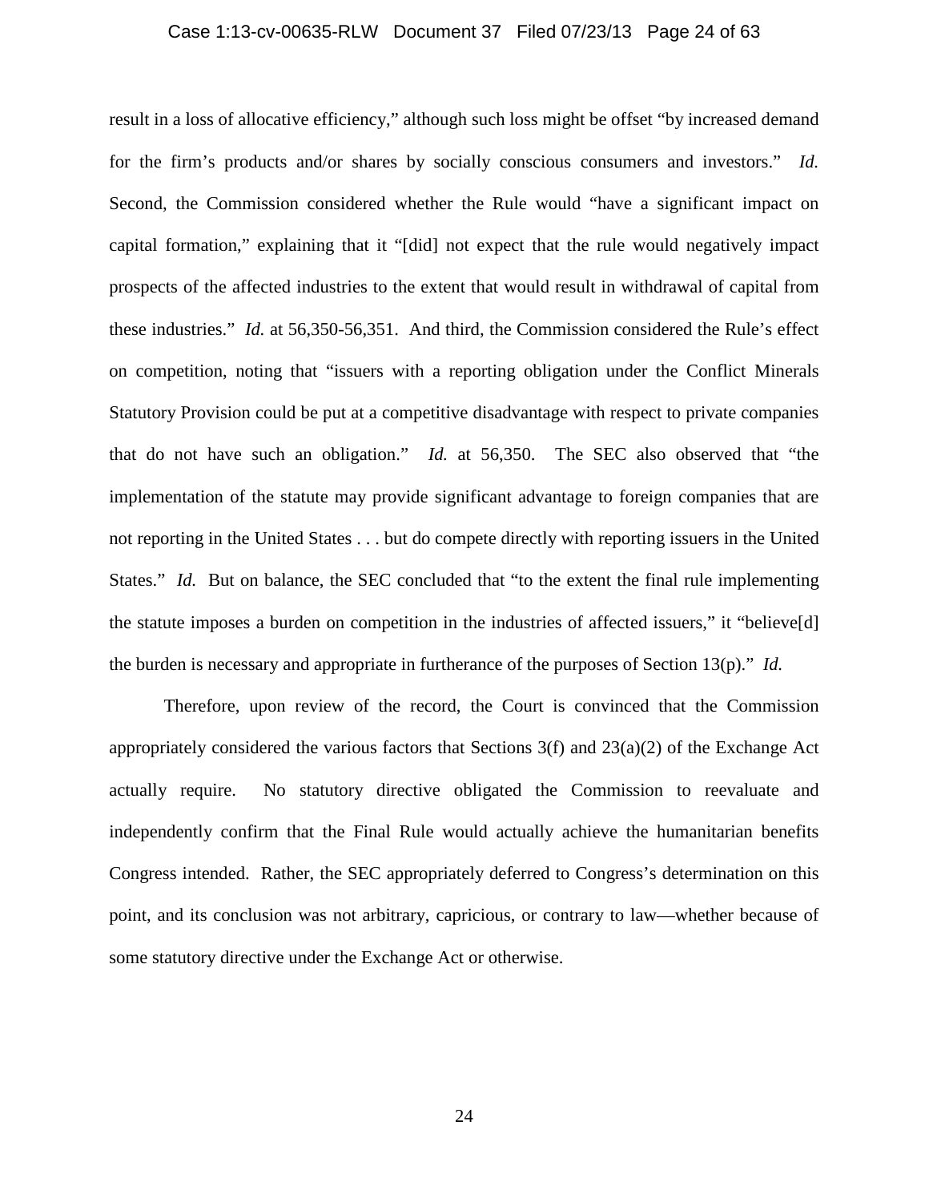result in a loss of allocative efficiency," although such loss might be offset "by increased demand for the firm's products and/or shares by socially conscious consumers and investors." *Id.* Second, the Commission considered whether the Rule would "have a significant impact on capital formation," explaining that it "[did] not expect that the rule would negatively impact prospects of the affected industries to the extent that would result in withdrawal of capital from these industries." *Id.* at 56,350-56,351. And third, the Commission considered the Rule's effect on competition, noting that "issuers with a reporting obligation under the Conflict Minerals Statutory Provision could be put at a competitive disadvantage with respect to private companies that do not have such an obligation." *Id.* at 56,350. The SEC also observed that "the implementation of the statute may provide significant advantage to foreign companies that are not reporting in the United States . . . but do compete directly with reporting issuers in the United States." *Id.* But on balance, the SEC concluded that "to the extent the final rule implementing the statute imposes a burden on competition in the industries of affected issuers," it "believe[d] the burden is necessary and appropriate in furtherance of the purposes of Section 13(p)." *Id.*

Therefore, upon review of the record, the Court is convinced that the Commission appropriately considered the various factors that Sections 3(f) and 23(a)(2) of the Exchange Act actually require. No statutory directive obligated the Commission to reevaluate and independently confirm that the Final Rule would actually achieve the humanitarian benefits Congress intended. Rather, the SEC appropriately deferred to Congress's determination on this point, and its conclusion was not arbitrary, capricious, or contrary to law—whether because of some statutory directive under the Exchange Act or otherwise.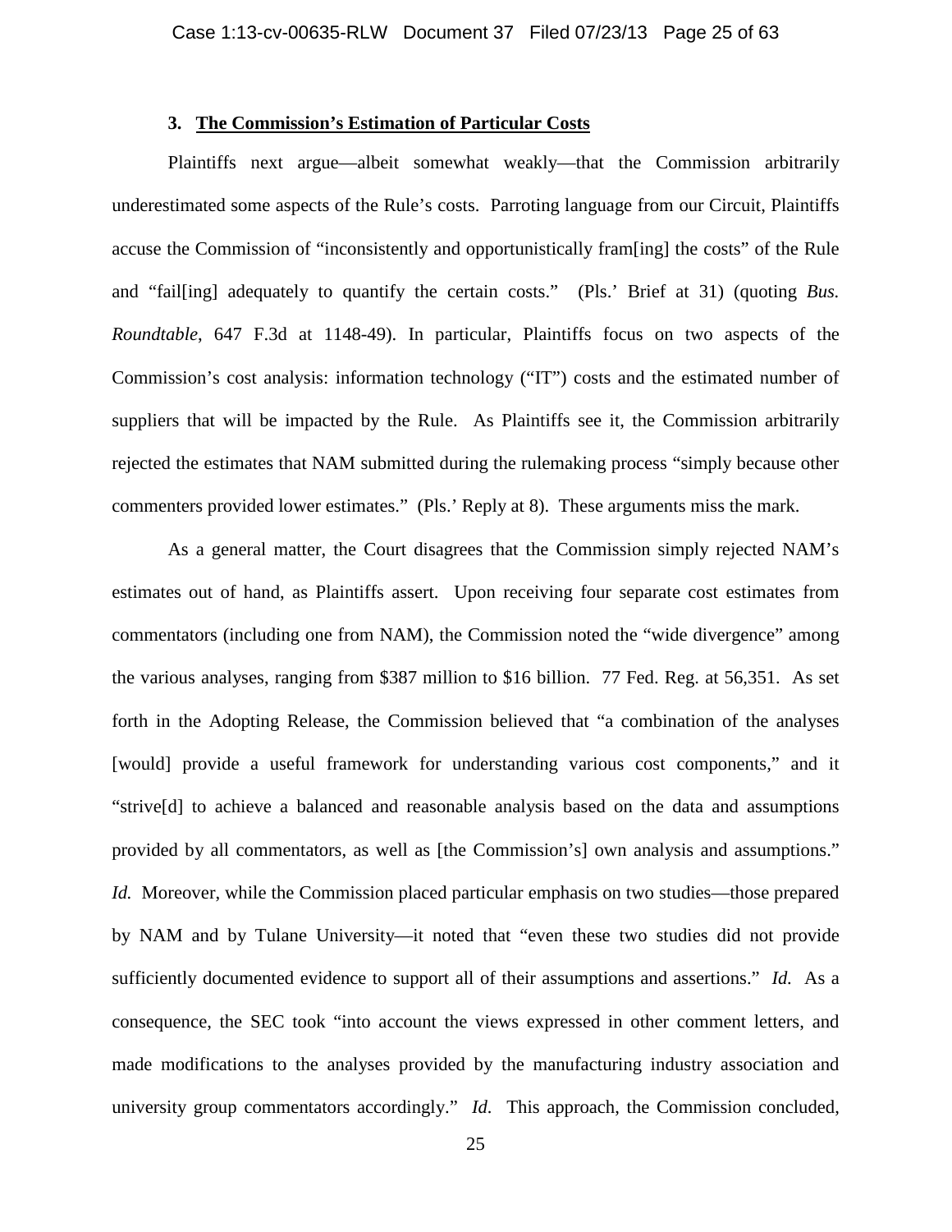### 3. <u>The Commission's Estimation of Particular Costs</u>

Plaintiffs next argue—albeit somewhat weakly—that the Commission arbitrarily underestimated some aspects of the Rule's costs. Parroting language from our Circuit, Plaintiffs accuse the Commission of "inconsistently and opportunistically fram[ing] the costs" of the Rule and "fail[ing] adequately to quantify the certain costs." (Pls.' Brief at 31) (quoting *Bus. Roundtable*, 647 F.3d at 1148-49). In particular, Plaintiffs focus on two aspects of the Commission's cost analysis: information technology ("IT") costs and the estimated number of suppliers that will be impacted by the Rule. As Plaintiffs see it, the Commission arbitrarily rejected the estimates that NAM submitted during the rulemaking process "simply because other commenters provided lower estimates." (Pls.' Reply at 8). These arguments miss the mark.

As a general matter, the Court disagrees that the Commission simply rejected NAM's estimates out of hand, as Plaintiffs assert. Upon receiving four separate cost estimates from commentators (including one from NAM), the Commission noted the "wide divergence" among the various analyses, ranging from $387 million to $16 billion. 77 Fed. Reg. at 56,351. As set forth in the Adopting Release, the Commission believed that "a combination of the analyses [would] provide a useful framework for understanding various cost components," and it "strive[d] to achieve a balanced and reasonable analysis based on the data and assumptions provided by all commentators, as well as [the Commission's] own analysis and assumptions." *Id.* Moreover, while the Commission placed particular emphasis on two studies—those prepared by NAM and by Tulane University—it noted that "even these two studies did not provide sufficiently documented evidence to support all of their assumptions and assertions." *Id.* As a consequence, the SEC took "into account the views expressed in other comment letters, and made modifications to the analyses provided by the manufacturing industry association and university group commentators accordingly." *Id.* This approach, the Commission concluded,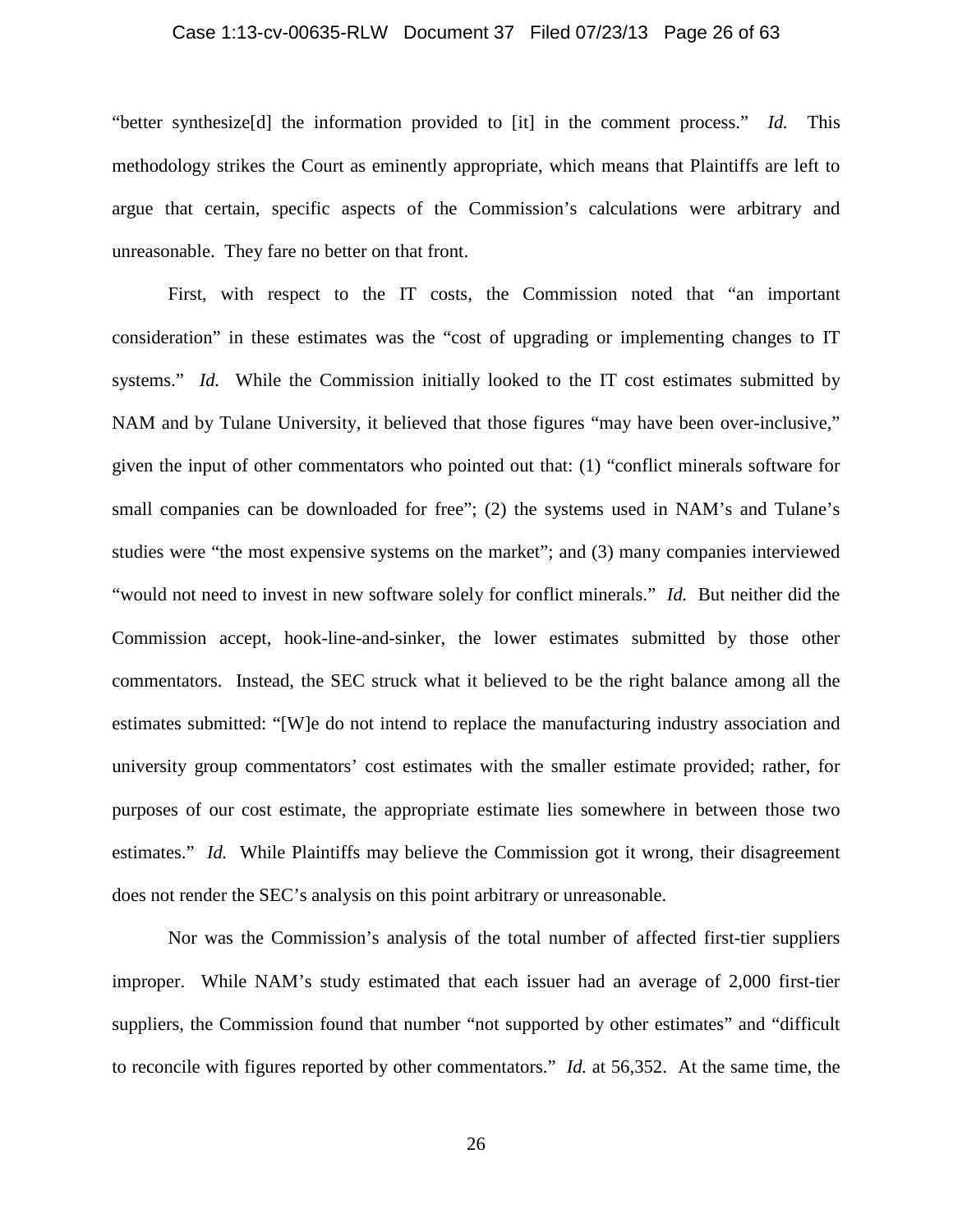"better synthesize[d] the information provided to [it] in the comment process." *Id.* This methodology strikes the Court as eminently appropriate, which means that Plaintiffs are left to argue that certain, specific aspects of the Commission's calculations were arbitrary and unreasonable. They fare no better on that front.

First, with respect to the IT costs, the Commission noted that "an important consideration" in these estimates was the "cost of upgrading or implementing changes to IT systems." *Id.* While the Commission initially looked to the IT cost estimates submitted by NAM and by Tulane University, it believed that those figures "may have been over-inclusive," given the input of other commentators who pointed out that: (1) "conflict minerals software for small companies can be downloaded for free"; (2) the systems used in NAM's and Tulane's studies were "the most expensive systems on the market"; and (3) many companies interviewed "would not need to invest in new software solely for conflict minerals." *Id.* But neither did the Commission accept, hook-line-and-sinker, the lower estimates submitted by those other commentators. Instead, the SEC struck what it believed to be the right balance among all the estimates submitted: "[W]e do not intend to replace the manufacturing industry association and university group commentators' cost estimates with the smaller estimate provided; rather, for purposes of our cost estimate, the appropriate estimate lies somewhere in between those two estimates." *Id.* While Plaintiffs may believe the Commission got it wrong, their disagreement does not render the SEC's analysis on this point arbitrary or unreasonable.

Nor was the Commission's analysis of the total number of affected first-tier suppliers improper. While NAM's study estimated that each issuer had an average of 2,000 first-tier suppliers, the Commission found that number "not supported by other estimates" and "difficult to reconcile with figures reported by other commentators." *Id.* at 56,352. At the same time, the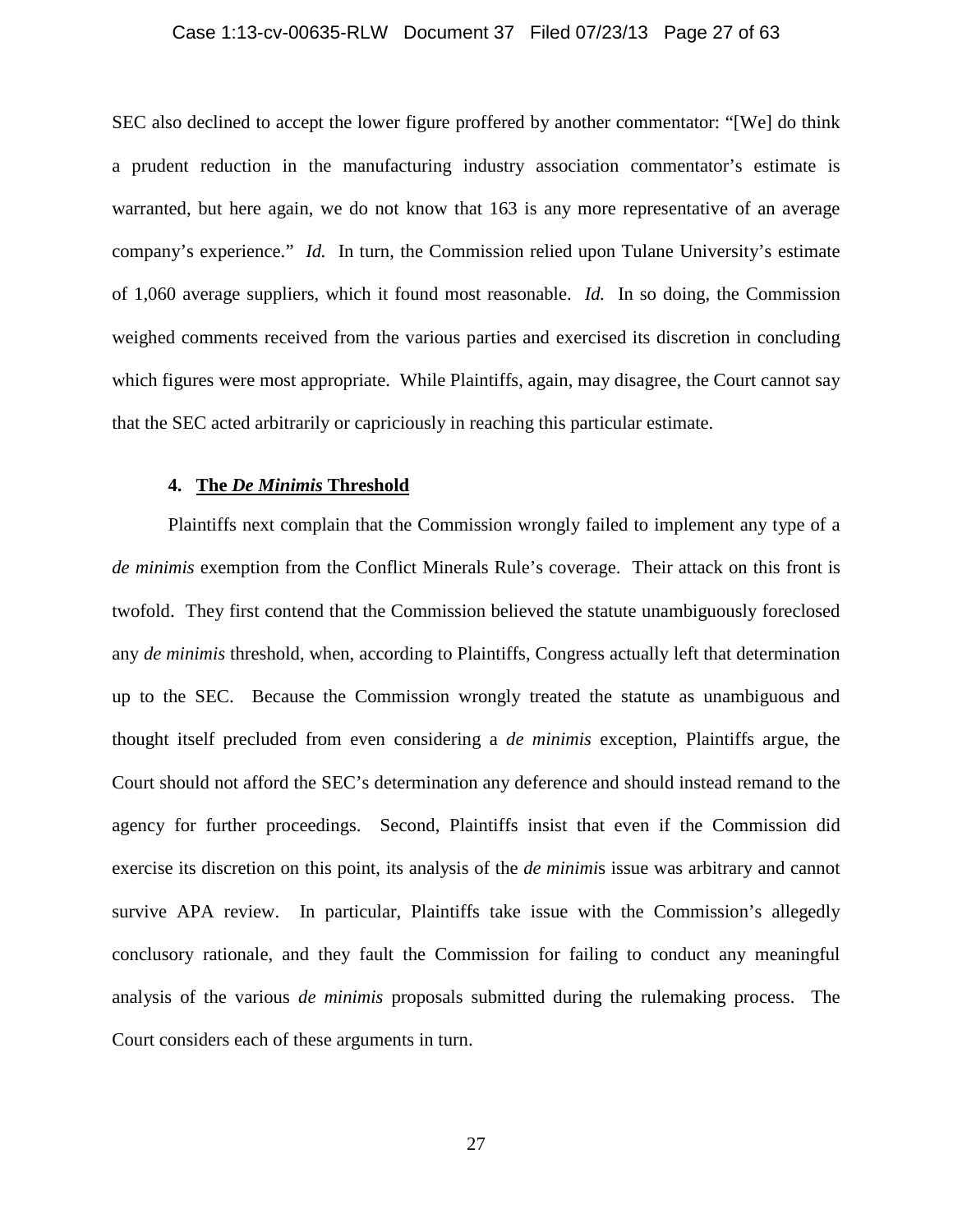SEC also declined to accept the lower figure proffered by another commentator: "[We] do think a prudent reduction in the manufacturing industry association commentator's estimate is warranted, but here again, we do not know that 163 is any more representative of an average company's experience." *Id.* In turn, the Commission relied upon Tulane University's estimate of 1,060 average suppliers, which it found most reasonable. *Id.* In so doing, the Commission weighed comments received from the various parties and exercised its discretion in concluding which figures were most appropriate. While Plaintiffs, again, may disagree, the Court cannot say that the SEC acted arbitrarily or capriciously in reaching this particular estimate.

#### 4. The *De Minimis* Threshold

Plaintiffs next complain that the Commission wrongly failed to implement any type of a *de minimis* exemption from the Conflict Minerals Rule's coverage. Their attack on this front is twofold. They first contend that the Commission believed the statute unambiguously foreclosed any *de minimis* threshold, when, according to Plaintiffs, Congress actually left that determination up to the SEC. Because the Commission wrongly treated the statute as unambiguous and thought itself precluded from even considering a *de minimis* exception, Plaintiffs argue, the Court should not afford the SEC's determination any deference and should instead remand to the agency for further proceedings. Second, Plaintiffs insist that even if the Commission did exercise its discretion on this point, its analysis of the *de minimis* issue was arbitrary and cannot survive APA review. In particular, Plaintiffs take issue with the Commission's allegedly conclusory rationale, and they fault the Commission for failing to conduct any meaningful analysis of the various *de minimis* proposals submitted during the rulemaking process. The Court considers each of these arguments in turn.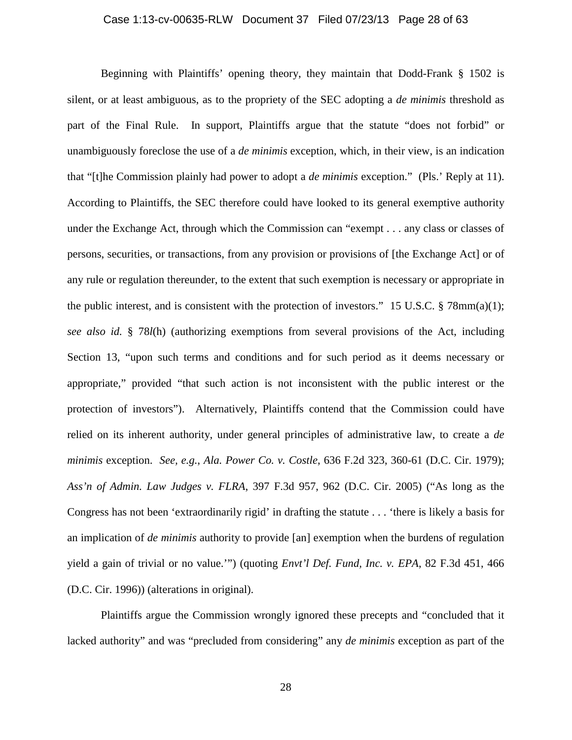Beginning with Plaintiffs' opening theory, they maintain that Dodd-Frank § 1502 is silent, or at least ambiguous, as to the propriety of the SEC adopting a *de minimis* threshold as part of the Final Rule. In support, Plaintiffs argue that the statute "does not forbid" or unambiguously foreclose the use of a *de minimis* exception, which, in their view, is an indication that "[t]he Commission plainly had power to adopt a *de minimis* exception." (Pls.' Reply at 11). According to Plaintiffs, the SEC therefore could have looked to its general exemptive authority under the Exchange Act, through which the Commission can "exempt . . . any class or classes of persons, securities, or transactions, from any provision or provisions of [the Exchange Act] or of any rule or regulation thereunder, to the extent that such exemption is necessary or appropriate in the public interest, and is consistent with the protection of investors." 15 U.S.C. § 78mm(a)(1); *see also id.* § 78*l*(h) (authorizing exemptions from several provisions of the Act, including Section 13, "upon such terms and conditions and for such period as it deems necessary or appropriate," provided "that such action is not inconsistent with the public interest or the protection of investors"). Alternatively, Plaintiffs contend that the Commission could have relied on its inherent authority, under general principles of administrative law, to create a *de minimis* exception. *See, e.g.*, *Ala. Power Co. v. Costle*, 636 F.2d 323, 360-61 (D.C. Cir. 1979); *Ass'n of Admin. Law Judges v. FLRA*, 397 F.3d 957, 962 (D.C. Cir. 2005) ("As long as the Congress has not been 'extraordinarily rigid' in drafting the statute . . . 'there is likely a basis for an implication of *de minimis* authority to provide [an] exemption when the burdens of regulation yield a gain of trivial or no value.'") (quoting *Envt'l Def. Fund, Inc. v. EPA*, 82 F.3d 451, 466 (D.C. Cir. 1996)) (alterations in original).

Plaintiffs argue the Commission wrongly ignored these precepts and "concluded that it lacked authority" and was "precluded from considering" any *de minimis* exception as part of the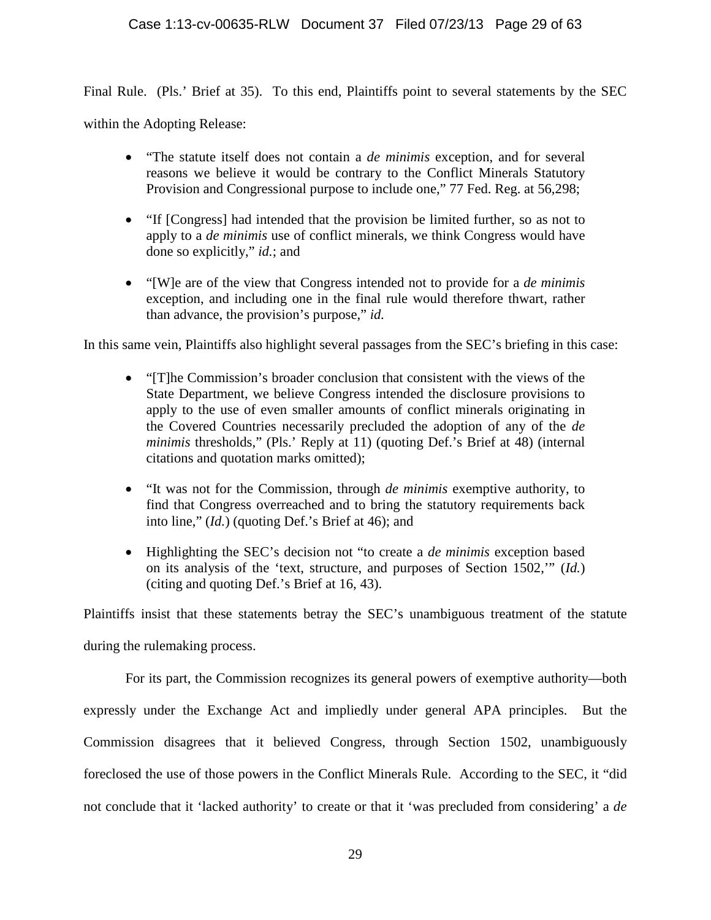Final Rule. (Pls.' Brief at 35). To this end, Plaintiffs point to several statements by the SEC within the Adopting Release:

- "The statute itself does not contain a *de minimis* exception, and for several reasons we believe it would be contrary to the Conflict Minerals Statutory Provision and Congressional purpose to include one," 77 Fed. Reg. at 56,298;

- "If [Congress] had intended that the provision be limited further, so as not to apply to a *de minimis* use of conflict minerals, we think Congress would have done so explicitly," *id.*; and

- "[W]e are of the view that Congress intended not to provide for a *de minimis* exception, and including one in the final rule would therefore thwart, rather than advance, the provision's purpose," *id.*

In this same vein, Plaintiffs also highlight several passages from the SEC's briefing in this case:

- "[T]he Commission's broader conclusion that consistent with the views of the State Department, we believe Congress intended the disclosure provisions to apply to the use of even smaller amounts of conflict minerals originating in the Covered Countries necessarily precluded the adoption of any of the *de minimis* thresholds," (Pls.' Reply at 11) (quoting Def.'s Brief at 48) (internal citations and quotation marks omitted);

- "It was not for the Commission, through *de minimis* exemptive authority, to find that Congress overreached and to bring the statutory requirements back into line," (*Id.*) (quoting Def.'s Brief at 46); and

- Highlighting the SEC's decision not "to create a *de minimis* exception based on its analysis of the 'text, structure, and purposes of Section 1502,'" (*Id.*) (citing and quoting Def.'s Brief at 16, 43).

Plaintiffs insist that these statements betray the SEC's unambiguous treatment of the statute during the rulemaking process.

For its part, the Commission recognizes its general powers of exemptive authority—both expressly under the Exchange Act and impliedly under general APA principles. But the Commission disagrees that it believed Congress, through Section 1502, unambiguously foreclosed the use of those powers in the Conflict Minerals Rule. According to the SEC, it "did not conclude that it 'lacked authority' to create or that it 'was precluded from considering' a *de*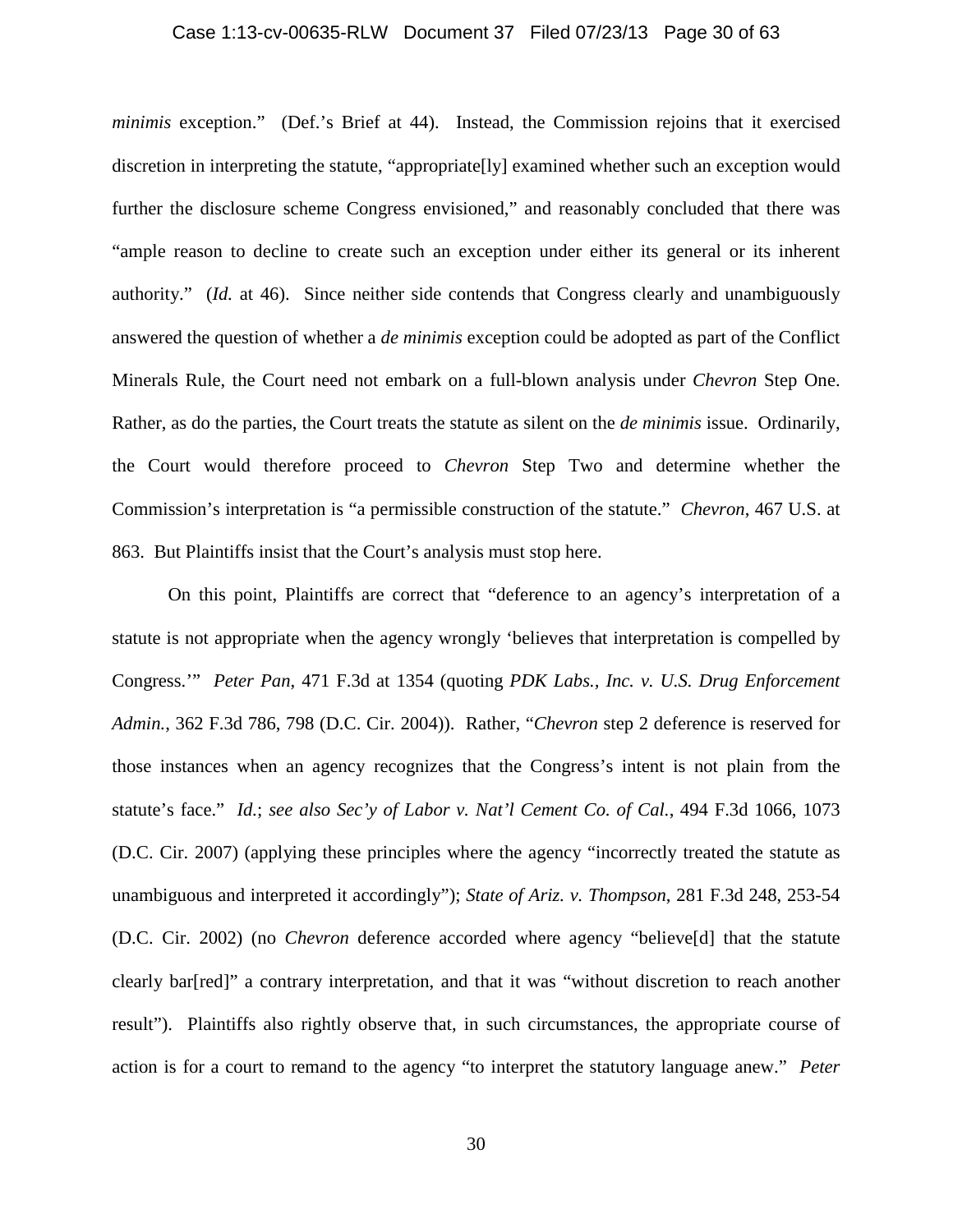*minimis* exception." (Def.'s Brief at 44). Instead, the Commission rejoins that it exercised discretion in interpreting the statute, "appropriate[ly] examined whether such an exception would further the disclosure scheme Congress envisioned," and reasonably concluded that there was "ample reason to decline to create such an exception under either its general or its inherent authority." (*Id.* at 46). Since neither side contends that Congress clearly and unambiguously answered the question of whether a *de minimis* exception could be adopted as part of the Conflict Minerals Rule, the Court need not embark on a full-blown analysis under *Chevron* Step One. Rather, as do the parties, the Court treats the statute as silent on the *de minimis* issue. Ordinarily, the Court would therefore proceed to *Chevron* Step Two and determine whether the Commission's interpretation is "a permissible construction of the statute." *Chevron*, 467 U.S. at 863. But Plaintiffs insist that the Court's analysis must stop here.

On this point, Plaintiffs are correct that "deference to an agency's interpretation of a statute is not appropriate when the agency wrongly 'believes that interpretation is compelled by Congress.'" *Peter Pan*, 471 F.3d at 1354 (quoting *PDK Labs., Inc. v. U.S. Drug Enforcement Admin.*, 362 F.3d 786, 798 (D.C. Cir. 2004)). Rather, "*Chevron* step 2 deference is reserved for those instances when an agency recognizes that the Congress's intent is not plain from the statute's face." *Id.*; *see also Sec'y of Labor v. Nat'l Cement Co. of Cal.*, 494 F.3d 1066, 1073 (D.C. Cir. 2007) (applying these principles where the agency "incorrectly treated the statute as unambiguous and interpreted it accordingly"); *State of Ariz. v. Thompson*, 281 F.3d 248, 253-54 (D.C. Cir. 2002) (no *Chevron* deference accorded where agency "believe[d] that the statute clearly bar[red]" a contrary interpretation, and that it was "without discretion to reach another result"). Plaintiffs also rightly observe that, in such circumstances, the appropriate course of action is for a court to remand to the agency "to interpret the statutory language anew." *Peter*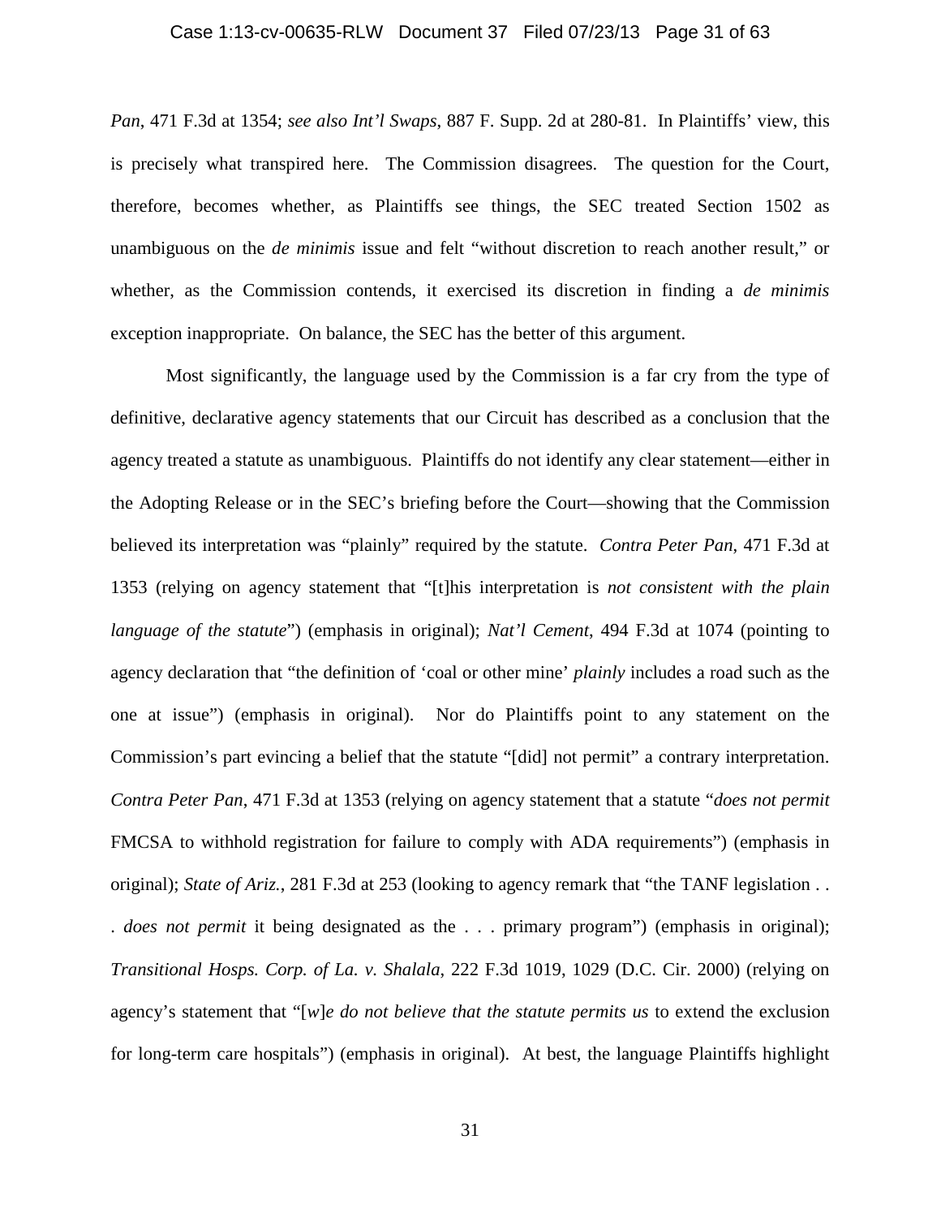*Pan*, 471 F.3d at 1354; *see also Int'l Swaps*, 887 F. Supp. 2d at 280-81. In Plaintiffs' view, this is precisely what transpired here. The Commission disagrees. The question for the Court, therefore, becomes whether, as Plaintiffs see things, the SEC treated Section 1502 as unambiguous on the *de minimis* issue and felt "without discretion to reach another result," or whether, as the Commission contends, it exercised its discretion in finding a *de minimis* exception inappropriate. On balance, the SEC has the better of this argument.

Most significantly, the language used by the Commission is a far cry from the type of definitive, declarative agency statements that our Circuit has described as a conclusion that the agency treated a statute as unambiguous. Plaintiffs do not identify any clear statement—either in the Adopting Release or in the SEC's briefing before the Court—showing that the Commission believed its interpretation was "plainly" required by the statute. *Contra Peter Pan*, 471 F.3d at 1353 (relying on agency statement that "[t]his interpretation is *not consistent with the plain language of the statute*") (emphasis in original); *Nat'l Cement*, 494 F.3d at 1074 (pointing to agency declaration that "the definition of 'coal or other mine' *plainly* includes a road such as the one at issue") (emphasis in original). Nor do Plaintiffs point to any statement on the Commission's part evincing a belief that the statute "[did] not permit" a contrary interpretation. *Contra Peter Pan*, 471 F.3d at 1353 (relying on agency statement that a statute "*does not permit* FMCSA to withhold registration for failure to comply with ADA requirements") (emphasis in original); *State of Ariz.*, 281 F.3d at 253 (looking to agency remark that "the TANF legislation . . . *does not permit* it being designated as the . . . primary program") (emphasis in original); *Transitional Hosps. Corp. of La. v. Shalala*, 222 F.3d 1019, 1029 (D.C. Cir. 2000) (relying on agency's statement that "[*w*]*e do not believe that the statute permits us* to extend the exclusion for long-term care hospitals") (emphasis in original). At best, the language Plaintiffs highlight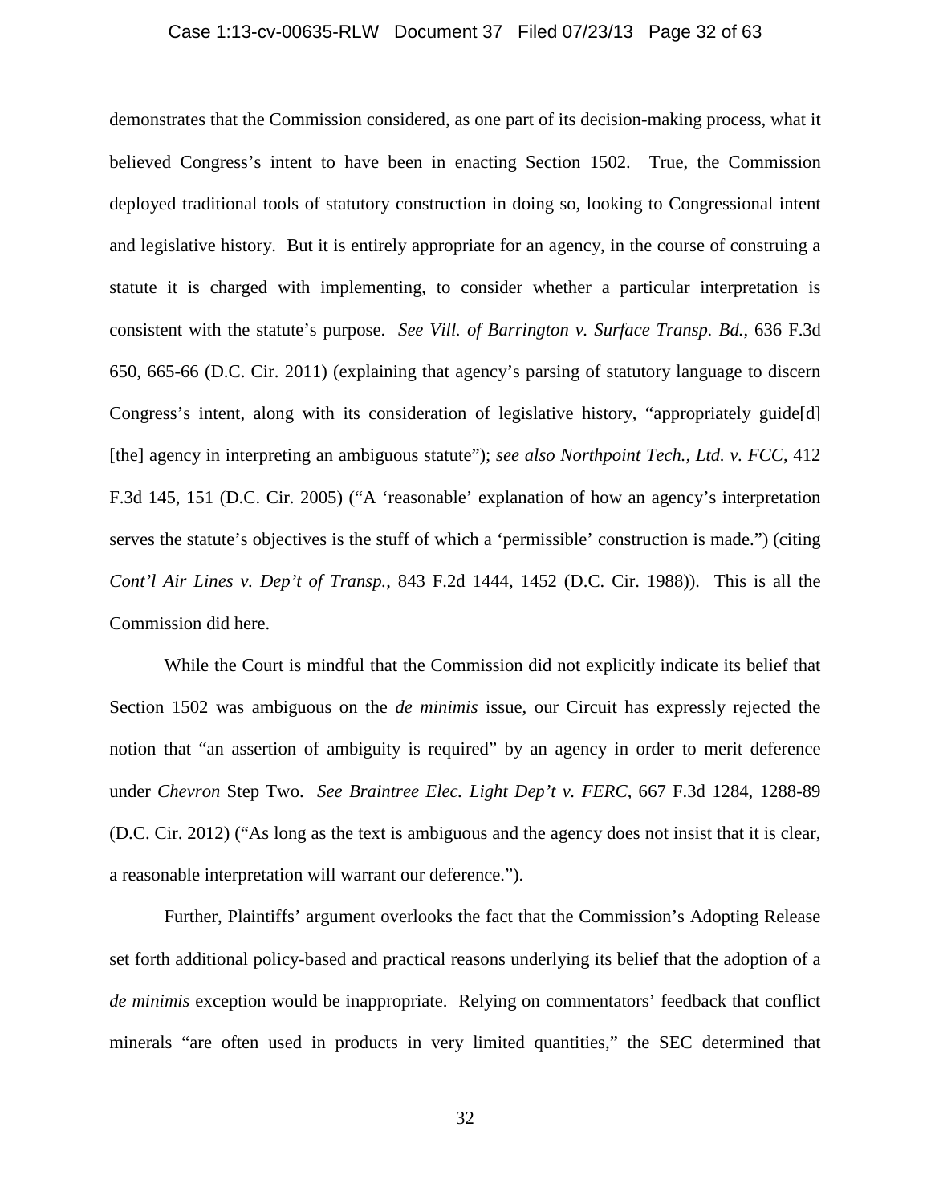demonstrates that the Commission considered, as one part of its decision-making process, what it believed Congress's intent to have been in enacting Section 1502. True, the Commission deployed traditional tools of statutory construction in doing so, looking to Congressional intent and legislative history. But it is entirely appropriate for an agency, in the course of construing a statute it is charged with implementing, to consider whether a particular interpretation is consistent with the statute's purpose. *See Vill. of Barrington v. Surface Transp. Bd.*, 636 F.3d 650, 665-66 (D.C. Cir. 2011) (explaining that agency's parsing of statutory language to discern Congress's intent, along with its consideration of legislative history, "appropriately guide[d] [the] agency in interpreting an ambiguous statute"); *see also Northpoint Tech., Ltd. v. FCC*, 412 F.3d 145, 151 (D.C. Cir. 2005) ("A 'reasonable' explanation of how an agency's interpretation serves the statute's objectives is the stuff of which a 'permissible' construction is made.") (citing *Cont'l Air Lines v. Dep't of Transp.*, 843 F.2d 1444, 1452 (D.C. Cir. 1988)). This is all the Commission did here.

While the Court is mindful that the Commission did not explicitly indicate its belief that Section 1502 was ambiguous on the *de minimis* issue, our Circuit has expressly rejected the notion that "an assertion of ambiguity is required" by an agency in order to merit deference under *Chevron* Step Two. *See Braintree Elec. Light Dep't v. FERC*, 667 F.3d 1284, 1288-89 (D.C. Cir. 2012) ("As long as the text is ambiguous and the agency does not insist that it is clear, a reasonable interpretation will warrant our deference.").

Further, Plaintiffs' argument overlooks the fact that the Commission's Adopting Release set forth additional policy-based and practical reasons underlying its belief that the adoption of a *de minimis* exception would be inappropriate. Relying on commentators' feedback that conflict minerals "are often used in products in very limited quantities," the SEC determined that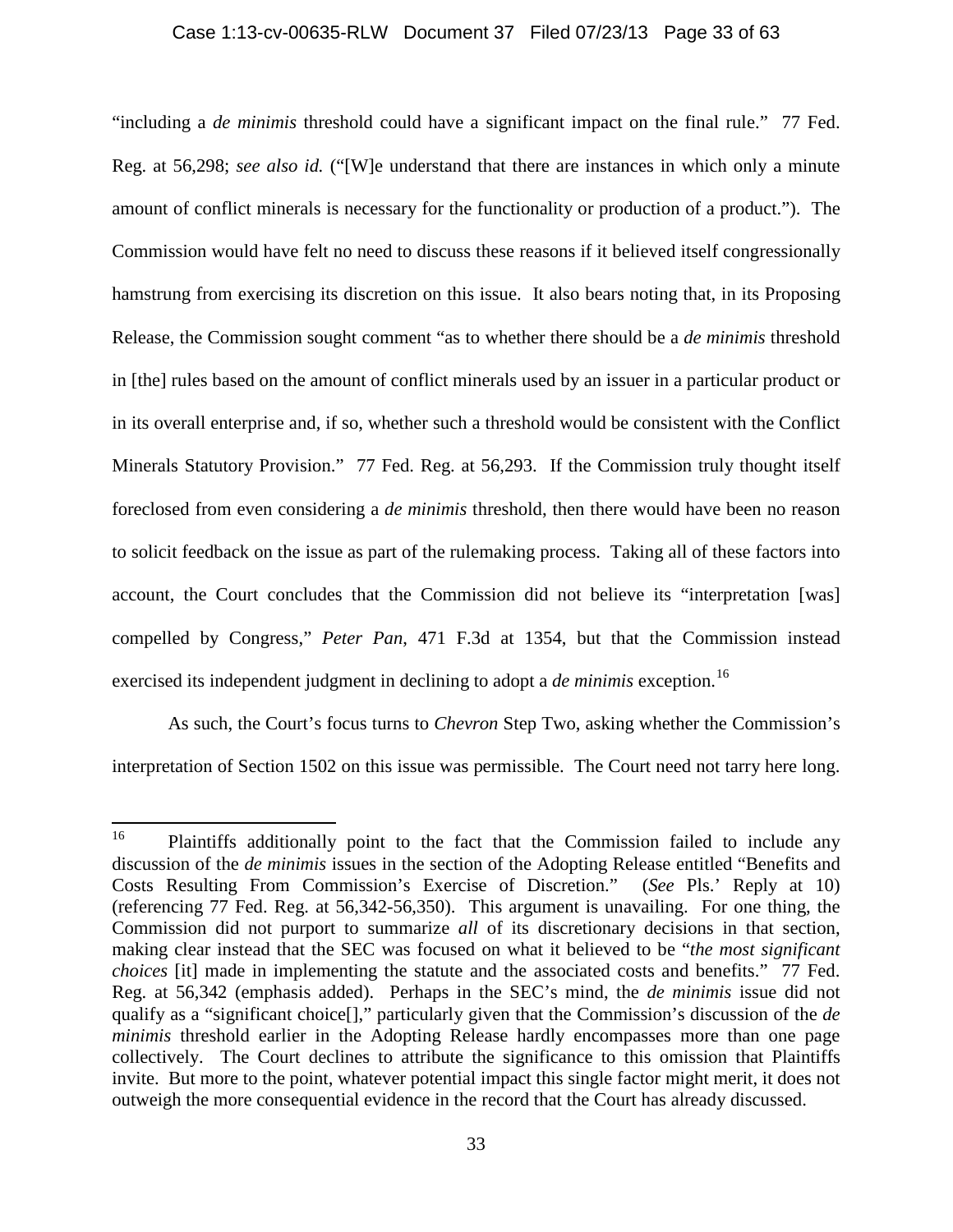"including a *de minimis* threshold could have a significant impact on the final rule." 77 Fed. Reg. at 56,298; *see also id.* ("[W]e understand that there are instances in which only a minute amount of conflict minerals is necessary for the functionality or production of a product."). The Commission would have felt no need to discuss these reasons if it believed itself congressionally hamstrung from exercising its discretion on this issue. It also bears noting that, in its Proposing Release, the Commission sought comment "as to whether there should be a *de minimis* threshold in [the] rules based on the amount of conflict minerals used by an issuer in a particular product or in its overall enterprise and, if so, whether such a threshold would be consistent with the Conflict Minerals Statutory Provision." 77 Fed. Reg. at 56,293. If the Commission truly thought itself foreclosed from even considering a *de minimis* threshold, then there would have been no reason to solicit feedback on the issue as part of the rulemaking process. Taking all of these factors into account, the Court concludes that the Commission did not believe its "interpretation [was] compelled by Congress," *Peter Pan*, 471 F.3d at 1354, but that the Commission instead exercised its independent judgment in declining to adopt a *de minimis* exception.[16]

As such, the Court's focus turns to *Chevron* Step Two, asking whether the Commission's interpretation of Section 1502 on this issue was permissible. The Court need not tarry here long.

---

[16] Plaintiffs additionally point to the fact that the Commission failed to include any discussion of the *de minimis* issues in the section of the Adopting Release entitled "Benefits and Costs Resulting From Commission's Exercise of Discretion." (*See* Pls.' Reply at 10) (referencing 77 Fed. Reg. at 56,342-56,350). This argument is unavailing. For one thing, the Commission did not purport to summarize *all* of its discretionary decisions in that section, making clear instead that the SEC was focused on what it believed to be "*the most significant choices* [it] made in implementing the statute and the associated costs and benefits." 77 Fed. Reg. at 56,342 (emphasis added). Perhaps in the SEC's mind, the *de minimis* issue did not qualify as a "significant choice[]," particularly given that the Commission's discussion of the *de minimis* threshold earlier in the Adopting Release hardly encompasses more than one page collectively. The Court declines to attribute the significance to this omission that Plaintiffs invite. But more to the point, whatever potential impact this single factor might merit, it does not outweigh the more consequential evidence in the record that the Court has already discussed.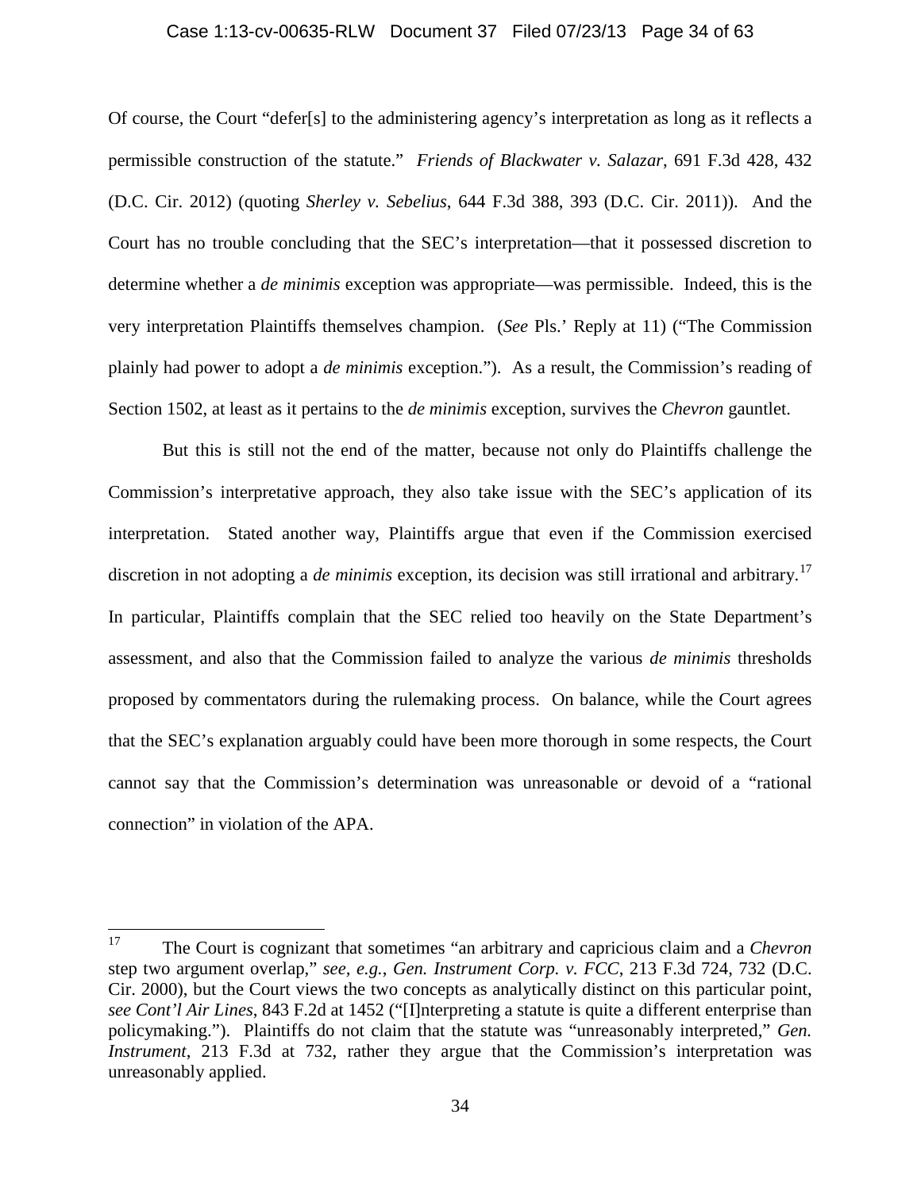Of course, the Court "defer[s] to the administering agency's interpretation as long as it reflects a permissible construction of the statute." *Friends of Blackwater v. Salazar*, 691 F.3d 428, 432 (D.C. Cir. 2012) (quoting *Sherley v. Sebelius*, 644 F.3d 388, 393 (D.C. Cir. 2011)). And the Court has no trouble concluding that the SEC's interpretation—that it possessed discretion to determine whether a *de minimis* exception was appropriate—was permissible. Indeed, this is the very interpretation Plaintiffs themselves champion. (*See* Pls.' Reply at 11) ("The Commission plainly had power to adopt a *de minimis* exception."). As a result, the Commission's reading of Section 1502, at least as it pertains to the *de minimis* exception, survives the *Chevron* gauntlet.

But this is still not the end of the matter, because not only do Plaintiffs challenge the Commission's interpretative approach, they also take issue with the SEC's application of its interpretation. Stated another way, Plaintiffs argue that even if the Commission exercised discretion in not adopting a *de minimis* exception, its decision was still irrational and arbitrary.[17] In particular, Plaintiffs complain that the SEC relied too heavily on the State Department's assessment, and also that the Commission failed to analyze the various *de minimis* thresholds proposed by commentators during the rulemaking process. On balance, while the Court agrees that the SEC's explanation arguably could have been more thorough in some respects, the Court cannot say that the Commission's determination was unreasonable or devoid of a "rational connection" in violation of the APA.

---

[17] The Court is cognizant that sometimes "an arbitrary and capricious claim and a *Chevron* step two argument overlap," *see, e.g.*, *Gen. Instrument Corp. v. FCC*, 213 F.3d 724, 732 (D.C. Cir. 2000), but the Court views the two concepts as analytically distinct on this particular point, *see Cont'l Air Lines*, 843 F.2d at 1452 ("[I]nterpreting a statute is quite a different enterprise than policymaking."). Plaintiffs do not claim that the statute was "unreasonably interpreted," *Gen. Instrument*, 213 F.3d at 732, rather they argue that the Commission's interpretation was unreasonably applied.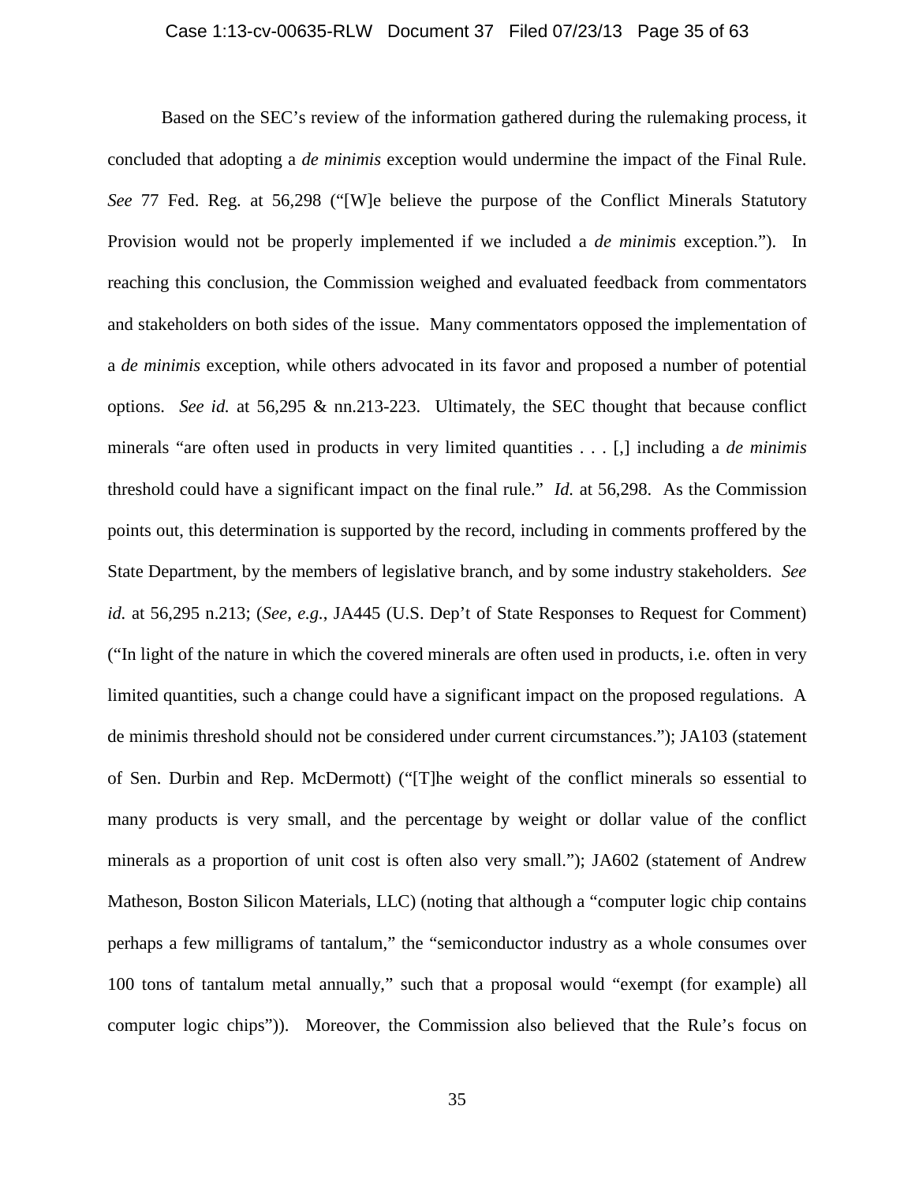Based on the SEC's review of the information gathered during the rulemaking process, it concluded that adopting a *de minimis* exception would undermine the impact of the Final Rule. *See* 77 Fed. Reg. at 56,298 ("[W]e believe the purpose of the Conflict Minerals Statutory Provision would not be properly implemented if we included a *de minimis* exception."). In reaching this conclusion, the Commission weighed and evaluated feedback from commentators and stakeholders on both sides of the issue. Many commentators opposed the implementation of a *de minimis* exception, while others advocated in its favor and proposed a number of potential options. *See id.* at 56,295 & nn.213-223. Ultimately, the SEC thought that because conflict minerals "are often used in products in very limited quantities . . . [,] including a *de minimis* threshold could have a significant impact on the final rule." *Id.* at 56,298. As the Commission points out, this determination is supported by the record, including in comments proffered by the State Department, by the members of legislative branch, and by some industry stakeholders. *See id.* at 56,295 n.213; (*See, e.g.*, JA445 (U.S. Dep't of State Responses to Request for Comment) ("In light of the nature in which the covered minerals are often used in products, i.e. often in very limited quantities, such a change could have a significant impact on the proposed regulations. A de minimis threshold should not be considered under current circumstances."); JA103 (statement of Sen. Durbin and Rep. McDermott) ("[T]he weight of the conflict minerals so essential to many products is very small, and the percentage by weight or dollar value of the conflict minerals as a proportion of unit cost is often also very small."); JA602 (statement of Andrew Matheson, Boston Silicon Materials, LLC) (noting that although a "computer logic chip contains perhaps a few milligrams of tantalum," the "semiconductor industry as a whole consumes over 100 tons of tantalum metal annually," such that a proposal would "exempt (for example) all computer logic chips")). Moreover, the Commission also believed that the Rule's focus on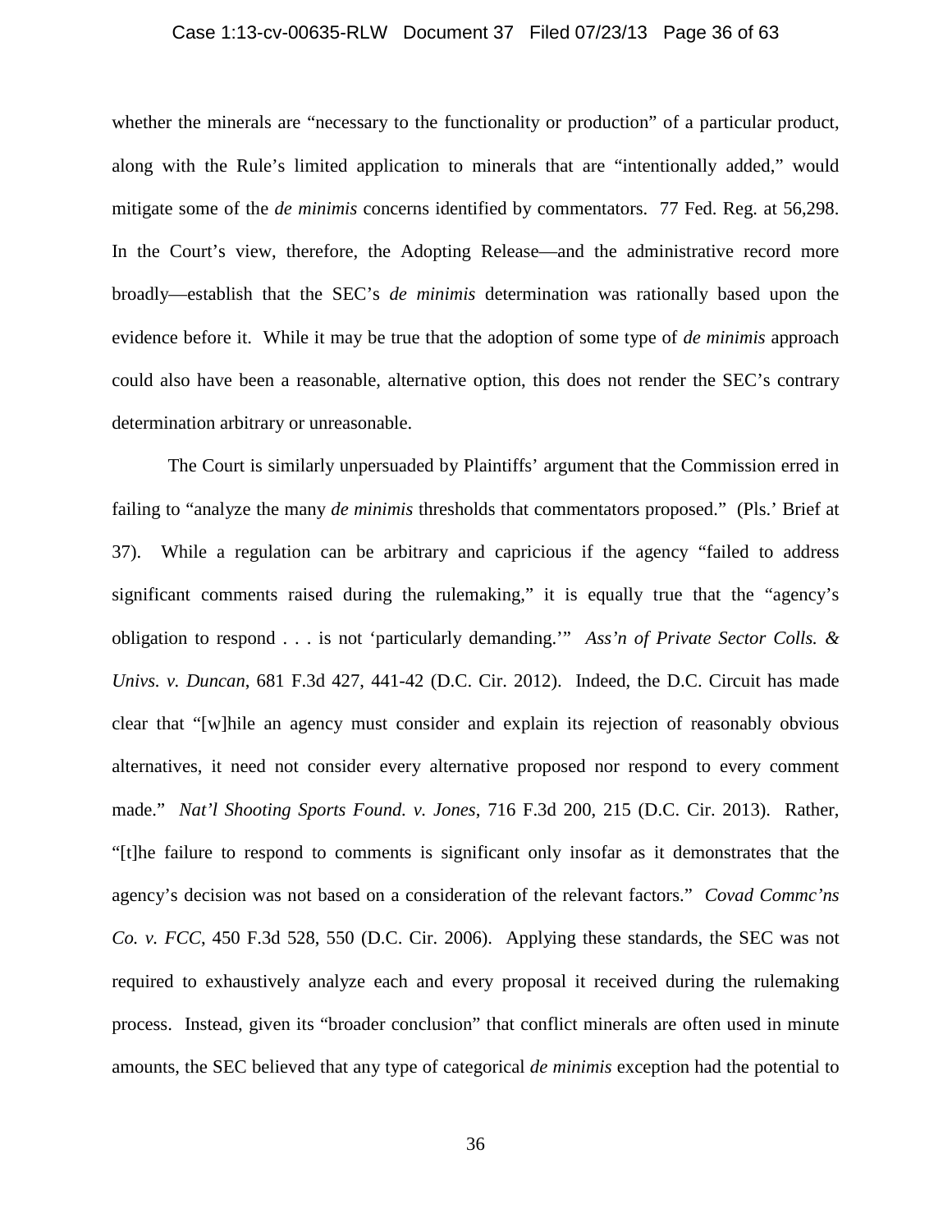whether the minerals are "necessary to the functionality or production" of a particular product, along with the Rule's limited application to minerals that are "intentionally added," would mitigate some of the *de minimis* concerns identified by commentators. 77 Fed. Reg. at 56,298. In the Court's view, therefore, the Adopting Release—and the administrative record more broadly—establish that the SEC's *de minimis* determination was rationally based upon the evidence before it. While it may be true that the adoption of some type of *de minimis* approach could also have been a reasonable, alternative option, this does not render the SEC's contrary determination arbitrary or unreasonable.

The Court is similarly unpersuaded by Plaintiffs' argument that the Commission erred in failing to "analyze the many *de minimis* thresholds that commentators proposed." (Pls.' Brief at 37). While a regulation can be arbitrary and capricious if the agency "failed to address significant comments raised during the rulemaking," it is equally true that the "agency's obligation to respond . . . is not 'particularly demanding.'" *Ass'n of Private Sector Colls. & Univs. v. Duncan*, 681 F.3d 427, 441-42 (D.C. Cir. 2012). Indeed, the D.C. Circuit has made clear that "[w]hile an agency must consider and explain its rejection of reasonably obvious alternatives, it need not consider every alternative proposed nor respond to every comment made." *Nat'l Shooting Sports Found. v. Jones*, 716 F.3d 200, 215 (D.C. Cir. 2013). Rather, "[t]he failure to respond to comments is significant only insofar as it demonstrates that the agency's decision was not based on a consideration of the relevant factors." *Covad Commc'ns Co. v. FCC*, 450 F.3d 528, 550 (D.C. Cir. 2006). Applying these standards, the SEC was not required to exhaustively analyze each and every proposal it received during the rulemaking process. Instead, given its "broader conclusion" that conflict minerals are often used in minute amounts, the SEC believed that any type of categorical *de minimis* exception had the potential to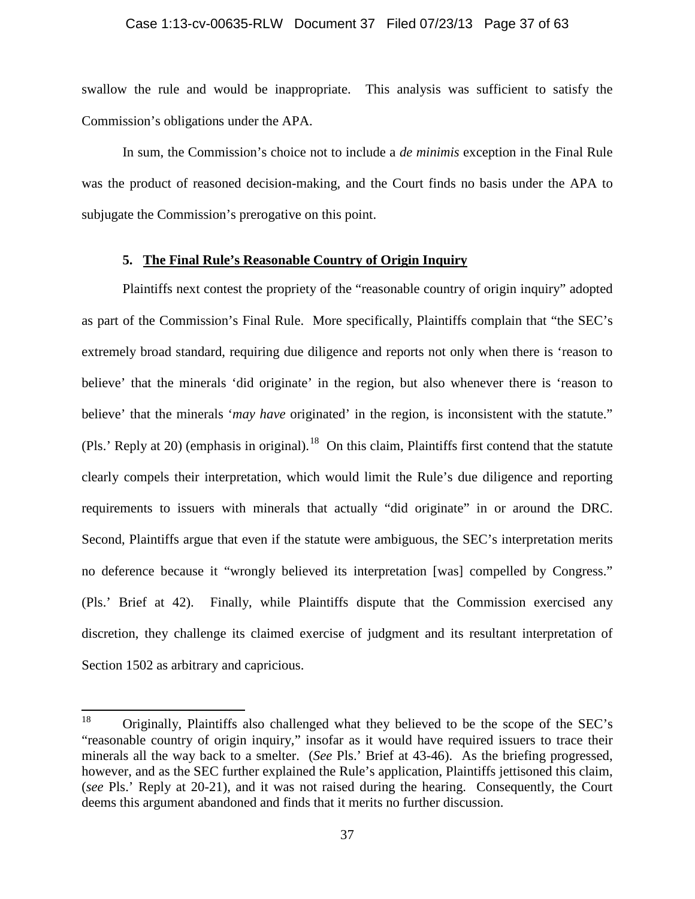swallow the rule and would be inappropriate. This analysis was sufficient to satisfy the Commission's obligations under the APA.

In sum, the Commission's choice not to include a *de minimis* exception in the Final Rule was the product of reasoned decision-making, and the Court finds no basis under the APA to subjugate the Commission's prerogative on this point.

### 5. <u>The Final Rule's Reasonable Country of Origin Inquiry</u>

Plaintiffs next contest the propriety of the "reasonable country of origin inquiry" adopted as part of the Commission's Final Rule. More specifically, Plaintiffs complain that "the SEC's extremely broad standard, requiring due diligence and reports not only when there is 'reason to believe' that the minerals 'did originate' in the region, but also whenever there is 'reason to believe' that the minerals '*may have* originated' in the region, is inconsistent with the statute." (Pls.' Reply at 20) (emphasis in original).[18] On this claim, Plaintiffs first contend that the statute clearly compels their interpretation, which would limit the Rule's due diligence and reporting requirements to issuers with minerals that actually "did originate" in or around the DRC. Second, Plaintiffs argue that even if the statute were ambiguous, the SEC's interpretation merits no deference because it "wrongly believed its interpretation [was] compelled by Congress." (Pls.' Brief at 42). Finally, while Plaintiffs dispute that the Commission exercised any discretion, they challenge its claimed exercise of judgment and its resultant interpretation of Section 1502 as arbitrary and capricious.

---

[18] Originally, Plaintiffs also challenged what they believed to be the scope of the SEC's "reasonable country of origin inquiry," insofar as it would have required issuers to trace their minerals all the way back to a smelter. (*See* Pls.' Brief at 43-46). As the briefing progressed, however, and as the SEC further explained the Rule's application, Plaintiffs jettisoned this claim, (*see* Pls.' Reply at 20-21), and it was not raised during the hearing. Consequently, the Court deems this argument abandoned and finds that it merits no further discussion.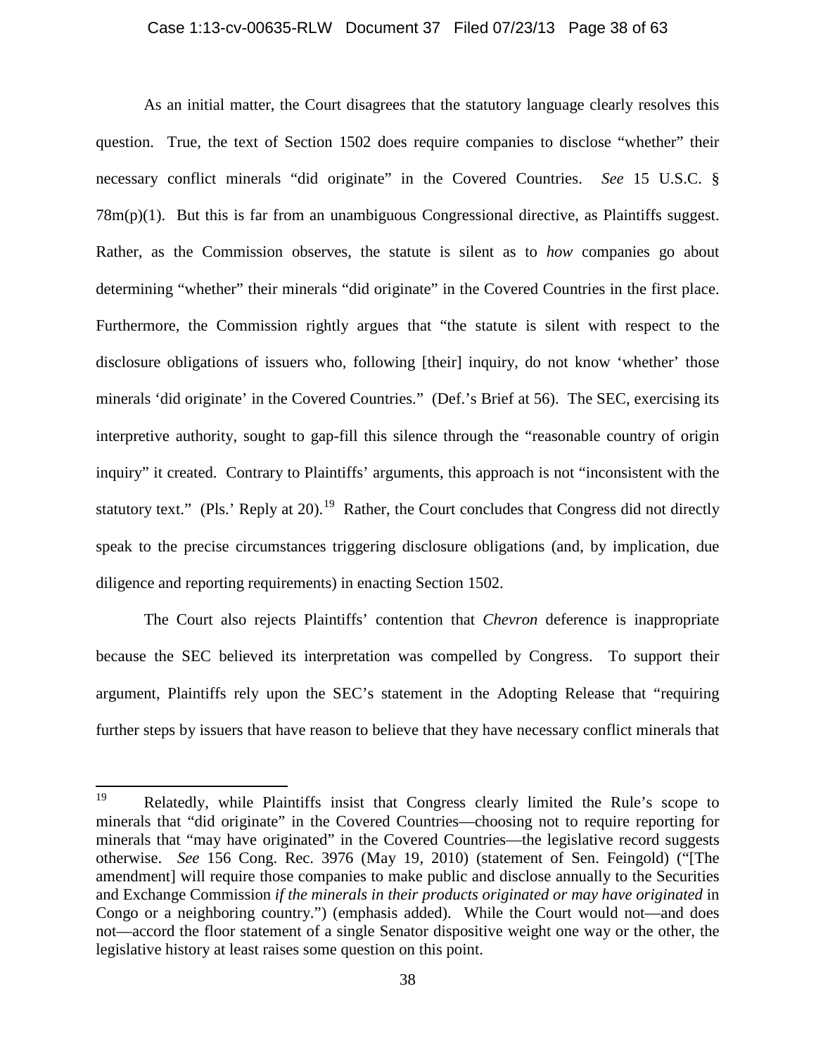As an initial matter, the Court disagrees that the statutory language clearly resolves this question. True, the text of Section 1502 does require companies to disclose "whether" their necessary conflict minerals "did originate" in the Covered Countries. *See* 15 U.S.C. § 78m(p)(1). But this is far from an unambiguous Congressional directive, as Plaintiffs suggest. Rather, as the Commission observes, the statute is silent as to *how* companies go about determining "whether" their minerals "did originate" in the Covered Countries in the first place. Furthermore, the Commission rightly argues that "the statute is silent with respect to the disclosure obligations of issuers who, following [their] inquiry, do not know 'whether' those minerals 'did originate' in the Covered Countries." (Def.'s Brief at 56). The SEC, exercising its interpretive authority, sought to gap-fill this silence through the "reasonable country of origin inquiry" it created. Contrary to Plaintiffs' arguments, this approach is not "inconsistent with the statutory text." (Pls.' Reply at 20).[19] Rather, the Court concludes that Congress did not directly speak to the precise circumstances triggering disclosure obligations (and, by implication, due diligence and reporting requirements) in enacting Section 1502.

The Court also rejects Plaintiffs' contention that *Chevron* deference is inappropriate because the SEC believed its interpretation was compelled by Congress. To support their argument, Plaintiffs rely upon the SEC's statement in the Adopting Release that "requiring further steps by issuers that have reason to believe that they have necessary conflict minerals that

---

[19] Relatedly, while Plaintiffs insist that Congress clearly limited the Rule's scope to minerals that "did originate" in the Covered Countries—choosing not to require reporting for minerals that "may have originated" in the Covered Countries—the legislative record suggests otherwise. *See* 156 Cong. Rec. 3976 (May 19, 2010) (statement of Sen. Feingold) ("[The amendment] will require those companies to make public and disclose annually to the Securities and Exchange Commission *if the minerals in their products originated or may have originated* in Congo or a neighboring country.") (emphasis added). While the Court would not—and does not—accord the floor statement of a single Senator dispositive weight one way or the other, the legislative history at least raises some question on this point.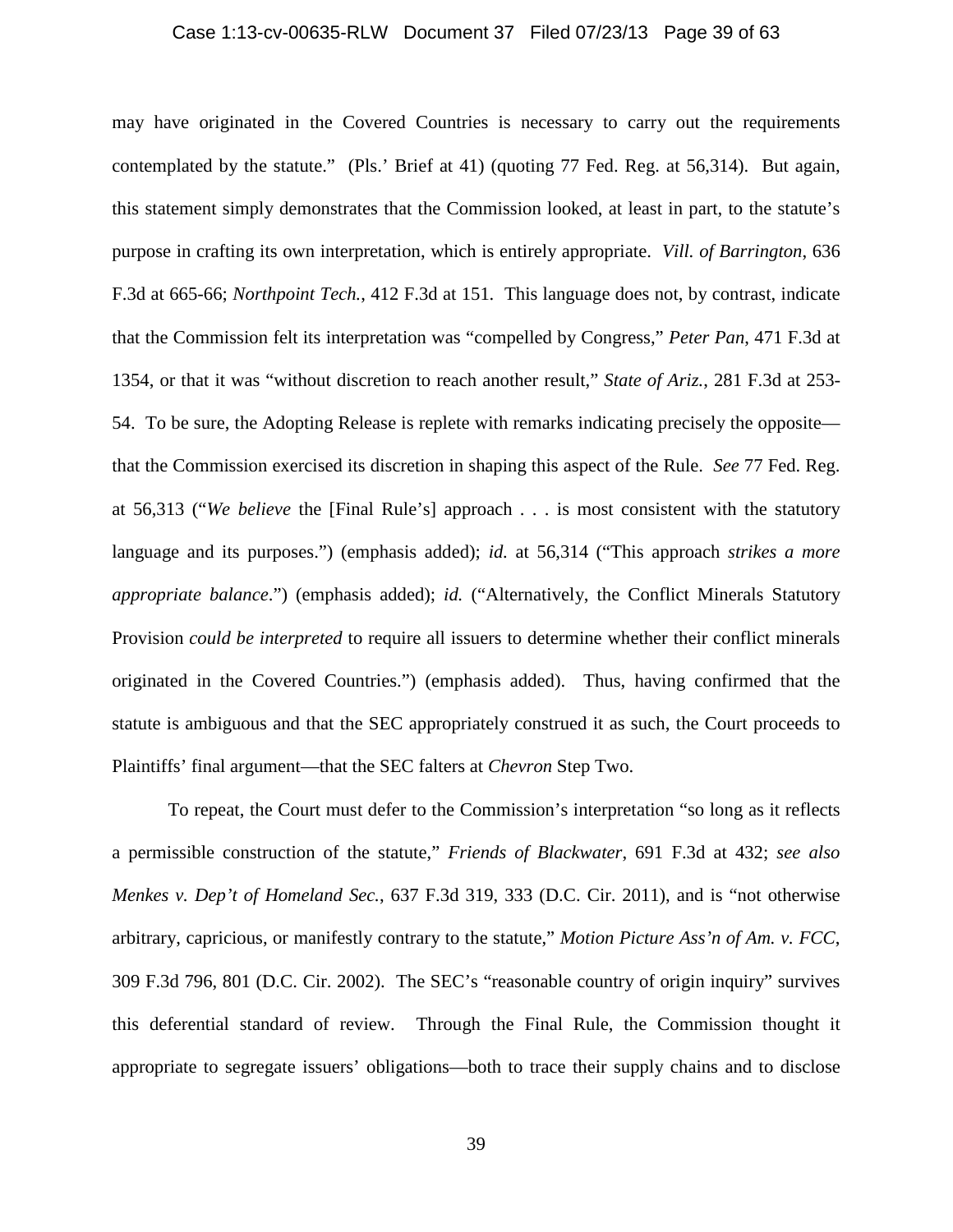may have originated in the Covered Countries is necessary to carry out the requirements contemplated by the statute." (Pls.' Brief at 41) (quoting 77 Fed. Reg. at 56,314). But again, this statement simply demonstrates that the Commission looked, at least in part, to the statute's purpose in crafting its own interpretation, which is entirely appropriate. *Vill. of Barrington*, 636 F.3d at 665-66; *Northpoint Tech.*, 412 F.3d at 151. This language does not, by contrast, indicate that the Commission felt its interpretation was "compelled by Congress," *Peter Pan*, 471 F.3d at 1354, or that it was "without discretion to reach another result," *State of Ariz.*, 281 F.3d at 253-54. To be sure, the Adopting Release is replete with remarks indicating precisely the opposite—that the Commission exercised its discretion in shaping this aspect of the Rule. *See* 77 Fed. Reg. at 56,313 ("*We believe* the [Final Rule's] approach . . . is most consistent with the statutory language and its purposes.") (emphasis added); *id.* at 56,314 ("This approach *strikes a more appropriate balance*.") (emphasis added); *id.* ("Alternatively, the Conflict Minerals Statutory Provision *could be interpreted* to require all issuers to determine whether their conflict minerals originated in the Covered Countries.") (emphasis added). Thus, having confirmed that the statute is ambiguous and that the SEC appropriately construed it as such, the Court proceeds to Plaintiffs' final argument—that the SEC falters at *Chevron* Step Two.

To repeat, the Court must defer to the Commission's interpretation "so long as it reflects a permissible construction of the statute," *Friends of Blackwater*, 691 F.3d at 432; *see also Menkes v. Dep't of Homeland Sec.*, 637 F.3d 319, 333 (D.C. Cir. 2011), and is "not otherwise arbitrary, capricious, or manifestly contrary to the statute," *Motion Picture Ass'n of Am. v. FCC*, 309 F.3d 796, 801 (D.C. Cir. 2002). The SEC's "reasonable country of origin inquiry" survives this deferential standard of review. Through the Final Rule, the Commission thought it appropriate to segregate issuers' obligations—both to trace their supply chains and to disclose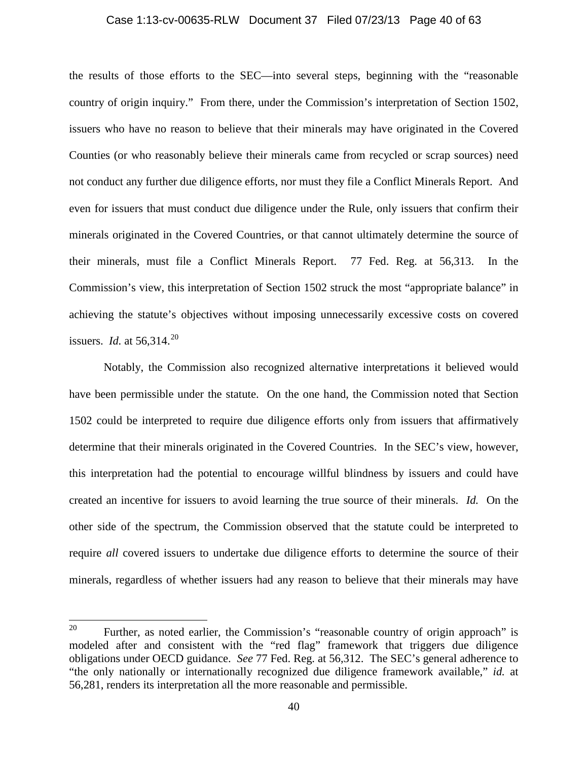the results of those efforts to the SEC—into several steps, beginning with the "reasonable country of origin inquiry." From there, under the Commission's interpretation of Section 1502, issuers who have no reason to believe that their minerals may have originated in the Covered Counties (or who reasonably believe their minerals came from recycled or scrap sources) need not conduct any further due diligence efforts, nor must they file a Conflict Minerals Report. And even for issuers that must conduct due diligence under the Rule, only issuers that confirm their minerals originated in the Covered Countries, or that cannot ultimately determine the source of their minerals, must file a Conflict Minerals Report. 77 Fed. Reg. at 56,313. In the Commission's view, this interpretation of Section 1502 struck the most "appropriate balance" in achieving the statute's objectives without imposing unnecessarily excessive costs on covered issuers. *Id.* at 56,314.[20]

Notably, the Commission also recognized alternative interpretations it believed would have been permissible under the statute. On the one hand, the Commission noted that Section 1502 could be interpreted to require due diligence efforts only from issuers that affirmatively determine that their minerals originated in the Covered Countries. In the SEC's view, however, this interpretation had the potential to encourage willful blindness by issuers and could have created an incentive for issuers to avoid learning the true source of their minerals. *Id.* On the other side of the spectrum, the Commission observed that the statute could be interpreted to require *all* covered issuers to undertake due diligence efforts to determine the source of their minerals, regardless of whether issuers had any reason to believe that their minerals may have

---

[20] Further, as noted earlier, the Commission's "reasonable country of origin approach" is modeled after and consistent with the "red flag" framework that triggers due diligence obligations under OECD guidance. *See* 77 Fed. Reg. at 56,312. The SEC's general adherence to "the only nationally or internationally recognized due diligence framework available," *id.* at 56,281, renders its interpretation all the more reasonable and permissible.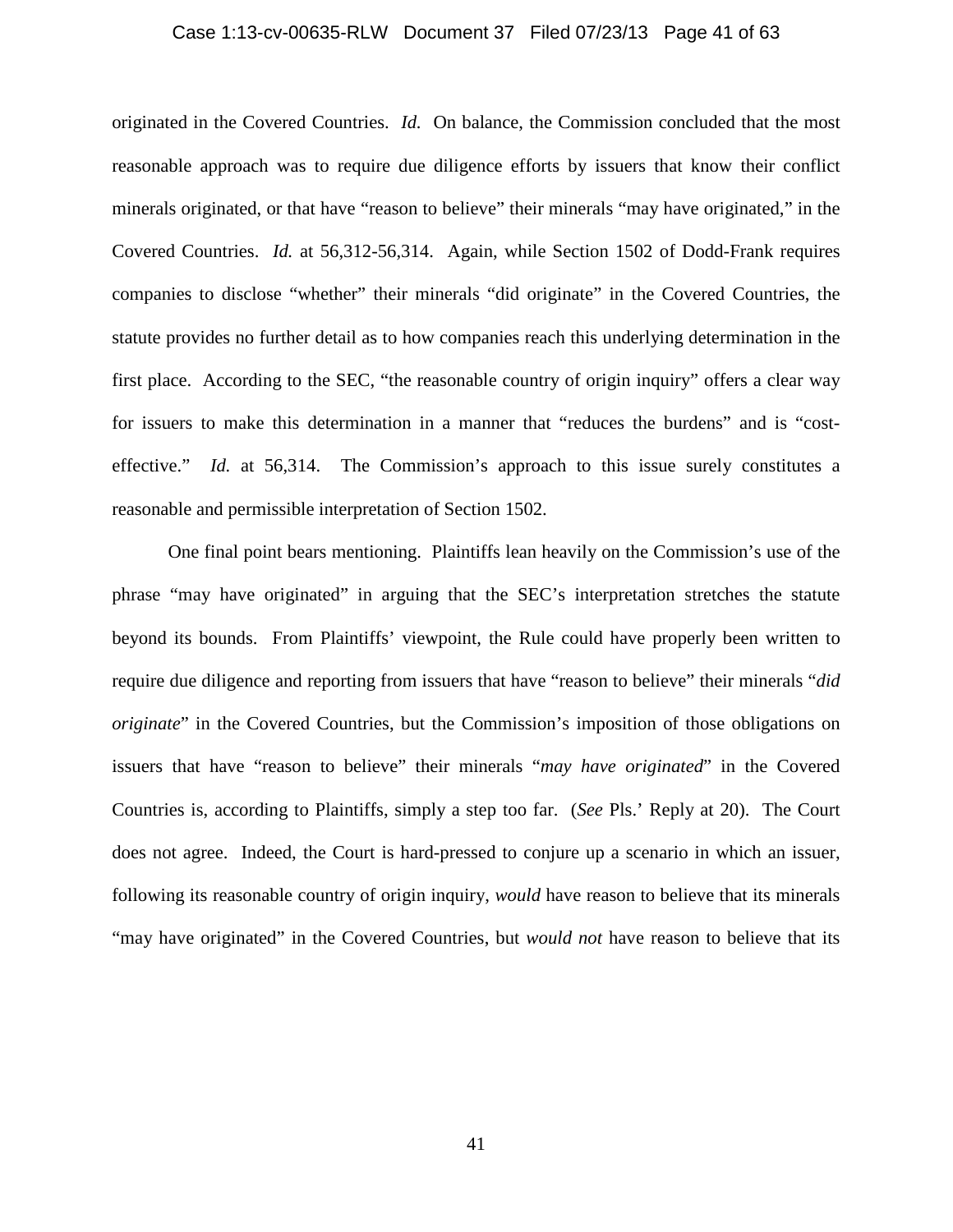originated in the Covered Countries. *Id.* On balance, the Commission concluded that the most reasonable approach was to require due diligence efforts by issuers that know their conflict minerals originated, or that have "reason to believe" their minerals "may have originated," in the Covered Countries. *Id.* at 56,312-56,314. Again, while Section 1502 of Dodd-Frank requires companies to disclose "whether" their minerals "did originate" in the Covered Countries, the statute provides no further detail as to how companies reach this underlying determination in the first place. According to the SEC, "the reasonable country of origin inquiry" offers a clear way for issuers to make this determination in a manner that "reduces the burdens" and is "cost-effective." *Id.* at 56,314. The Commission's approach to this issue surely constitutes a reasonable and permissible interpretation of Section 1502.

One final point bears mentioning. Plaintiffs lean heavily on the Commission's use of the phrase "may have originated" in arguing that the SEC's interpretation stretches the statute beyond its bounds. From Plaintiffs' viewpoint, the Rule could have properly been written to require due diligence and reporting from issuers that have "reason to believe" their minerals "*did originate*" in the Covered Countries, but the Commission's imposition of those obligations on issuers that have "reason to believe" their minerals "*may have originated*" in the Covered Countries is, according to Plaintiffs, simply a step too far. (*See* Pls.' Reply at 20). The Court does not agree. Indeed, the Court is hard-pressed to conjure up a scenario in which an issuer, following its reasonable country of origin inquiry, *would* have reason to believe that its minerals "may have originated" in the Covered Countries, but *would not* have reason to believe that its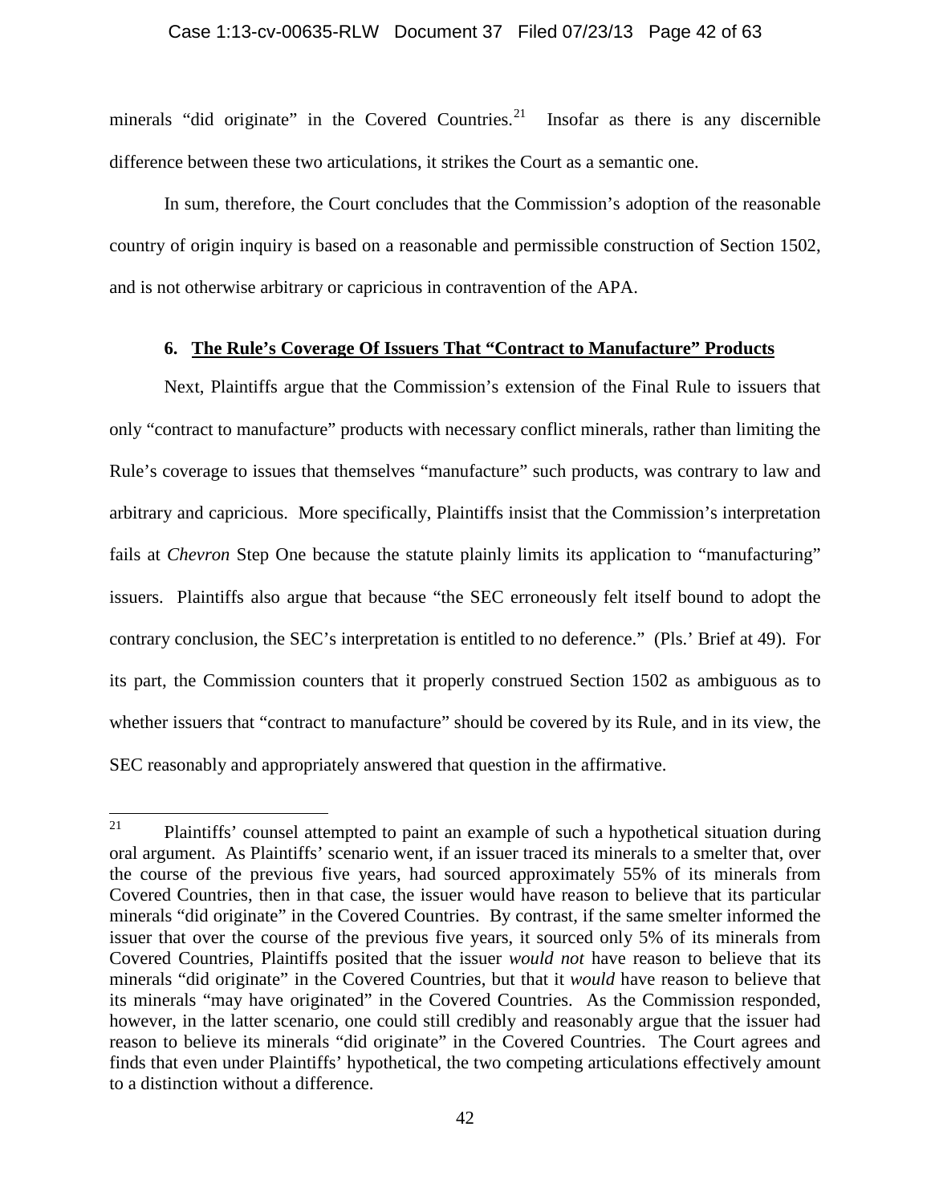minerals "did originate" in the Covered Countries.[21] Insofar as there is any discernible difference between these two articulations, it strikes the Court as a semantic one.

In sum, therefore, the Court concludes that the Commission's adoption of the reasonable country of origin inquiry is based on a reasonable and permissible construction of Section 1502, and is not otherwise arbitrary or capricious in contravention of the APA.

### 6. The Rule's Coverage Of Issuers That "Contract to Manufacture" Products

Next, Plaintiffs argue that the Commission's extension of the Final Rule to issuers that only "contract to manufacture" products with necessary conflict minerals, rather than limiting the Rule's coverage to issues that themselves "manufacture" such products, was contrary to law and arbitrary and capricious. More specifically, Plaintiffs insist that the Commission's interpretation fails at *Chevron* Step One because the statute plainly limits its application to "manufacturing" issuers. Plaintiffs also argue that because "the SEC erroneously felt itself bound to adopt the contrary conclusion, the SEC's interpretation is entitled to no deference." (Pls.' Brief at 49). For its part, the Commission counters that it properly construed Section 1502 as ambiguous as to whether issuers that "contract to manufacture" should be covered by its Rule, and in its view, the SEC reasonably and appropriately answered that question in the affirmative.

---

[21] Plaintiffs' counsel attempted to paint an example of such a hypothetical situation during oral argument. As Plaintiffs' scenario went, if an issuer traced its minerals to a smelter that, over the course of the previous five years, had sourced approximately 55% of its minerals from Covered Countries, then in that case, the issuer would have reason to believe that its particular minerals "did originate" in the Covered Countries. By contrast, if the same smelter informed the issuer that over the course of the previous five years, it sourced only 5% of its minerals from Covered Countries, Plaintiffs posited that the issuer *would not* have reason to believe that its minerals "did originate" in the Covered Countries, but that it *would* have reason to believe that its minerals "may have originated" in the Covered Countries. As the Commission responded, however, in the latter scenario, one could still credibly and reasonably argue that the issuer had reason to believe its minerals "did originate" in the Covered Countries. The Court agrees and finds that even under Plaintiffs' hypothetical, the two competing articulations effectively amount to a distinction without a difference.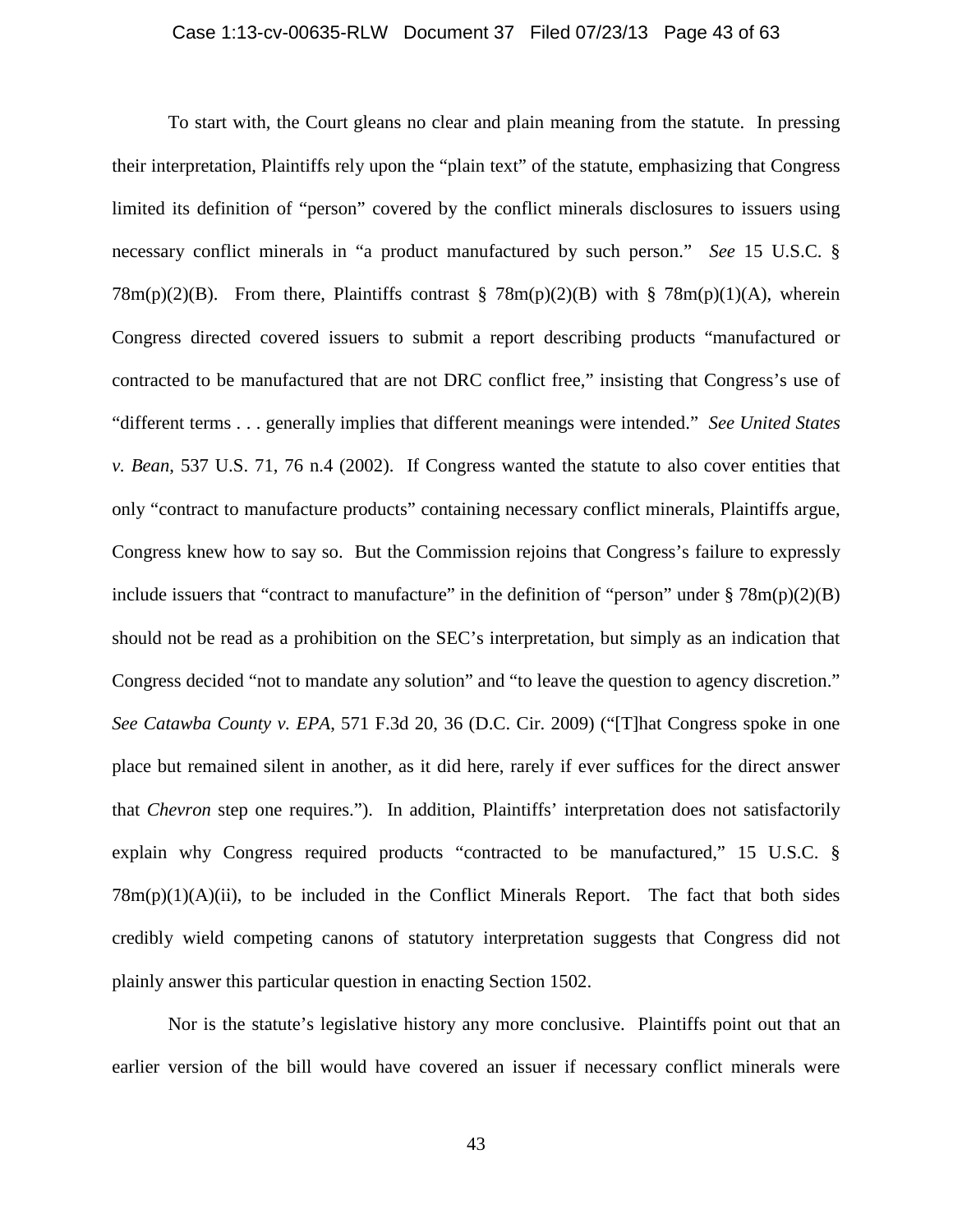To start with, the Court gleans no clear and plain meaning from the statute. In pressing their interpretation, Plaintiffs rely upon the "plain text" of the statute, emphasizing that Congress limited its definition of "person" covered by the conflict minerals disclosures to issuers using necessary conflict minerals in "a product manufactured by such person." *See* 15 U.S.C. § 78m(p)(2)(B). From there, Plaintiffs contrast § 78m(p)(2)(B) with § 78m(p)(1)(A), wherein Congress directed covered issuers to submit a report describing products "manufactured or contracted to be manufactured that are not DRC conflict free," insisting that Congress's use of "different terms . . . generally implies that different meanings were intended." *See United States v. Bean*, 537 U.S. 71, 76 n.4 (2002). If Congress wanted the statute to also cover entities that only "contract to manufacture products" containing necessary conflict minerals, Plaintiffs argue, Congress knew how to say so. But the Commission rejoins that Congress's failure to expressly include issuers that "contract to manufacture" in the definition of "person" under § 78m(p)(2)(B) should not be read as a prohibition on the SEC's interpretation, but simply as an indication that Congress decided "not to mandate any solution" and "to leave the question to agency discretion." *See Catawba County v. EPA*, 571 F.3d 20, 36 (D.C. Cir. 2009) ("[T]hat Congress spoke in one place but remained silent in another, as it did here, rarely if ever suffices for the direct answer that *Chevron* step one requires."). In addition, Plaintiffs' interpretation does not satisfactorily explain why Congress required products "contracted to be manufactured," 15 U.S.C. § 78m(p)(1)(A)(ii), to be included in the Conflict Minerals Report. The fact that both sides credibly wield competing canons of statutory interpretation suggests that Congress did not plainly answer this particular question in enacting Section 1502.

Nor is the statute's legislative history any more conclusive. Plaintiffs point out that an earlier version of the bill would have covered an issuer if necessary conflict minerals were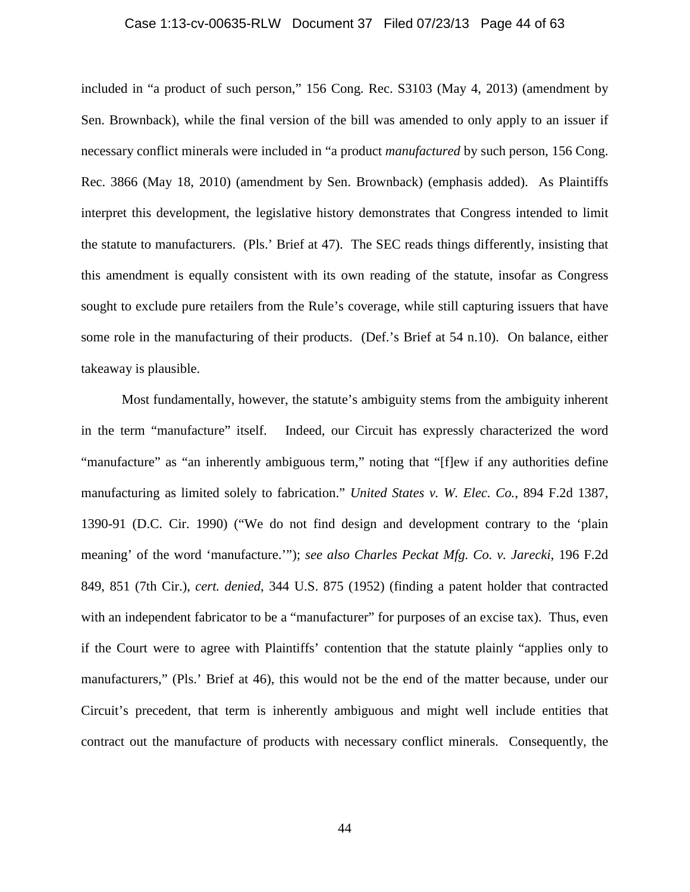included in "a product of such person," 156 Cong. Rec. S3103 (May 4, 2013) (amendment by Sen. Brownback), while the final version of the bill was amended to only apply to an issuer if necessary conflict minerals were included in "a product *manufactured* by such person, 156 Cong. Rec. 3866 (May 18, 2010) (amendment by Sen. Brownback) (emphasis added). As Plaintiffs interpret this development, the legislative history demonstrates that Congress intended to limit the statute to manufacturers. (Pls.' Brief at 47). The SEC reads things differently, insisting that this amendment is equally consistent with its own reading of the statute, insofar as Congress sought to exclude pure retailers from the Rule's coverage, while still capturing issuers that have some role in the manufacturing of their products. (Def.'s Brief at 54 n.10). On balance, either takeaway is plausible.

Most fundamentally, however, the statute's ambiguity stems from the ambiguity inherent in the term "manufacture" itself. Indeed, our Circuit has expressly characterized the word "manufacture" as "an inherently ambiguous term," noting that "[f]ew if any authorities define manufacturing as limited solely to fabrication." *United States v. W. Elec. Co.*, 894 F.2d 1387, 1390-91 (D.C. Cir. 1990) ("We do not find design and development contrary to the 'plain meaning' of the word 'manufacture.'"); *see also Charles Peckat Mfg. Co. v. Jarecki*, 196 F.2d 849, 851 (7th Cir.), *cert. denied*, 344 U.S. 875 (1952) (finding a patent holder that contracted with an independent fabricator to be a "manufacturer" for purposes of an excise tax). Thus, even if the Court were to agree with Plaintiffs' contention that the statute plainly "applies only to manufacturers," (Pls.' Brief at 46), this would not be the end of the matter because, under our Circuit's precedent, that term is inherently ambiguous and might well include entities that contract out the manufacture of products with necessary conflict minerals. Consequently, the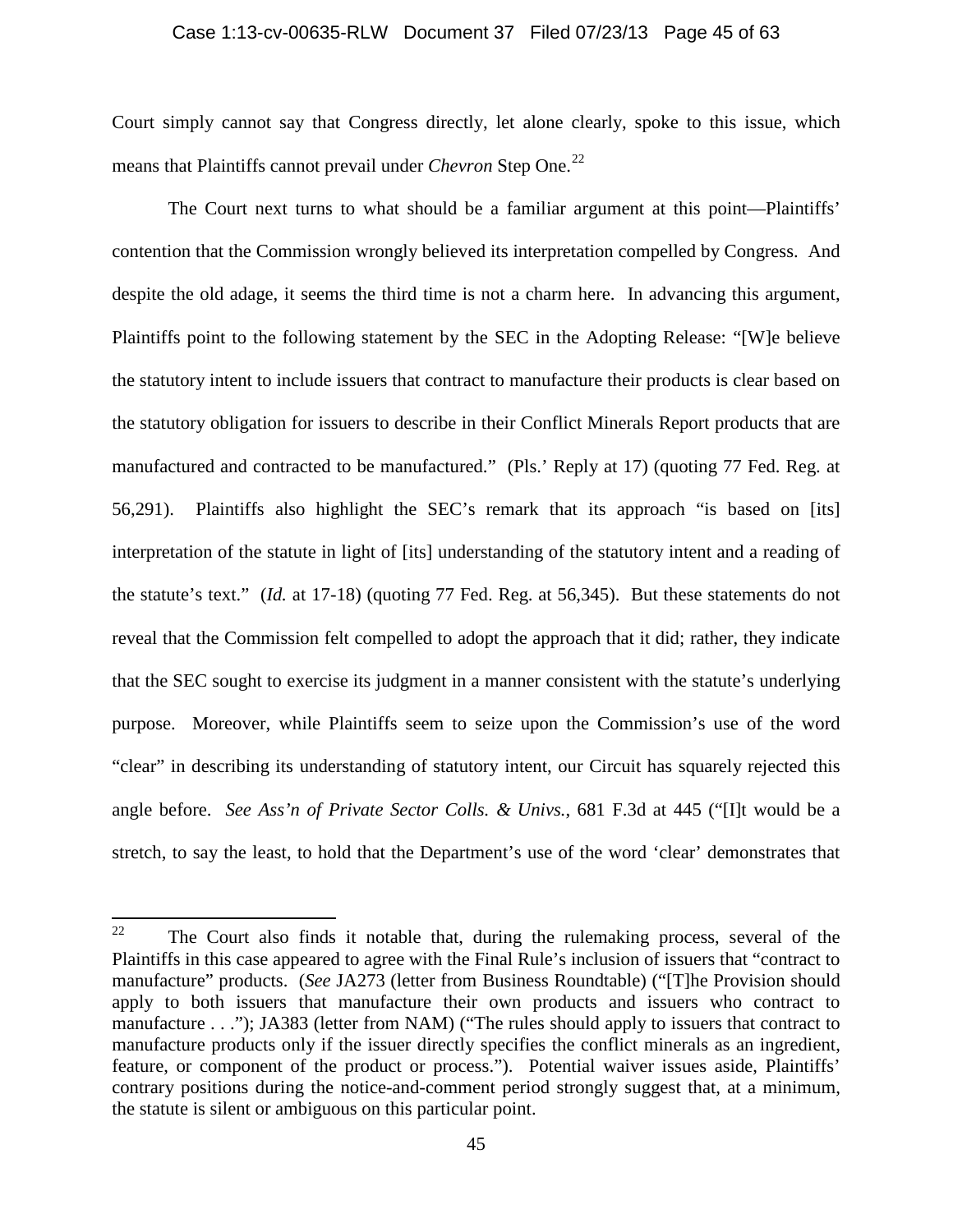Court simply cannot say that Congress directly, let alone clearly, spoke to this issue, which means that Plaintiffs cannot prevail under *Chevron* Step One.[22]

The Court next turns to what should be a familiar argument at this point—Plaintiffs' contention that the Commission wrongly believed its interpretation compelled by Congress. And despite the old adage, it seems the third time is not a charm here. In advancing this argument, Plaintiffs point to the following statement by the SEC in the Adopting Release: "[W]e believe the statutory intent to include issuers that contract to manufacture their products is clear based on the statutory obligation for issuers to describe in their Conflict Minerals Report products that are manufactured and contracted to be manufactured." (Pls.' Reply at 17) (quoting 77 Fed. Reg. at 56,291). Plaintiffs also highlight the SEC's remark that its approach "is based on [its] interpretation of the statute in light of [its] understanding of the statutory intent and a reading of the statute's text." (*Id.* at 17-18) (quoting 77 Fed. Reg. at 56,345). But these statements do not reveal that the Commission felt compelled to adopt the approach that it did; rather, they indicate that the SEC sought to exercise its judgment in a manner consistent with the statute's underlying purpose. Moreover, while Plaintiffs seem to seize upon the Commission's use of the word "clear" in describing its understanding of statutory intent, our Circuit has squarely rejected this angle before. *See Ass'n of Private Sector Colls. & Univs.*, 681 F.3d at 445 ("[I]t would be a stretch, to say the least, to hold that the Department's use of the word 'clear' demonstrates that

---

[22] The Court also finds it notable that, during the rulemaking process, several of the Plaintiffs in this case appeared to agree with the Final Rule's inclusion of issuers that "contract to manufacture" products. (*See* JA273 (letter from Business Roundtable) ("[T]he Provision should apply to both issuers that manufacture their own products and issuers who contract to manufacture . . ."); JA383 (letter from NAM) ("The rules should apply to issuers that contract to manufacture products only if the issuer directly specifies the conflict minerals as an ingredient, feature, or component of the product or process."). Potential waiver issues aside, Plaintiffs' contrary positions during the notice-and-comment period strongly suggest that, at a minimum, the statute is silent or ambiguous on this particular point.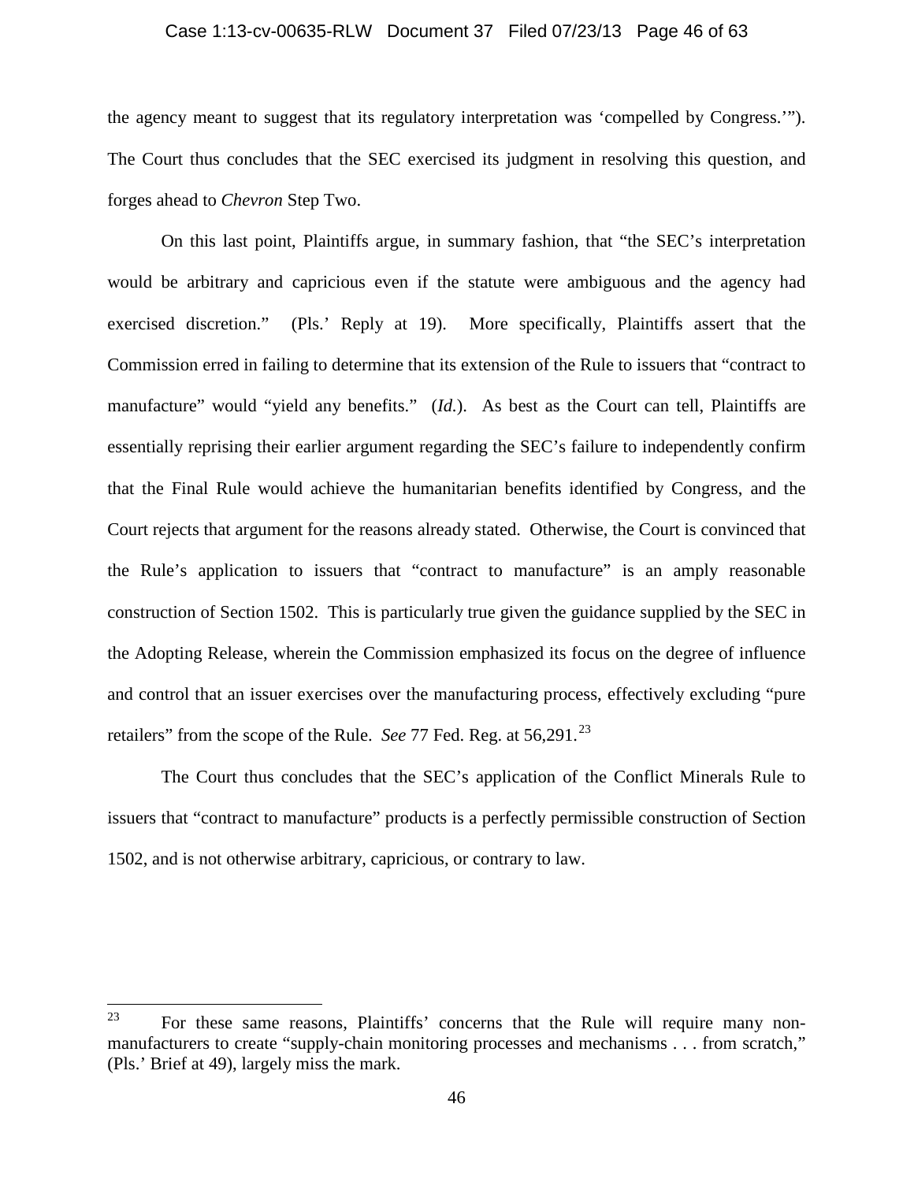the agency meant to suggest that its regulatory interpretation was 'compelled by Congress.'"). The Court thus concludes that the SEC exercised its judgment in resolving this question, and forges ahead to *Chevron* Step Two.

On this last point, Plaintiffs argue, in summary fashion, that "the SEC's interpretation would be arbitrary and capricious even if the statute were ambiguous and the agency had exercised discretion." (Pls.' Reply at 19). More specifically, Plaintiffs assert that the Commission erred in failing to determine that its extension of the Rule to issuers that "contract to manufacture" would "yield any benefits." (*Id.*). As best as the Court can tell, Plaintiffs are essentially reprising their earlier argument regarding the SEC's failure to independently confirm that the Final Rule would achieve the humanitarian benefits identified by Congress, and the Court rejects that argument for the reasons already stated. Otherwise, the Court is convinced that the Rule's application to issuers that "contract to manufacture" is an amply reasonable construction of Section 1502. This is particularly true given the guidance supplied by the SEC in the Adopting Release, wherein the Commission emphasized its focus on the degree of influence and control that an issuer exercises over the manufacturing process, effectively excluding "pure retailers" from the scope of the Rule. *See* 77 Fed. Reg. at 56,291.[23]

The Court thus concludes that the SEC's application of the Conflict Minerals Rule to issuers that "contract to manufacture" products is a perfectly permissible construction of Section 1502, and is not otherwise arbitrary, capricious, or contrary to law.

---

[23] For these same reasons, Plaintiffs' concerns that the Rule will require many non-manufacturers to create "supply-chain monitoring processes and mechanisms . . . from scratch," (Pls.' Brief at 49), largely miss the mark.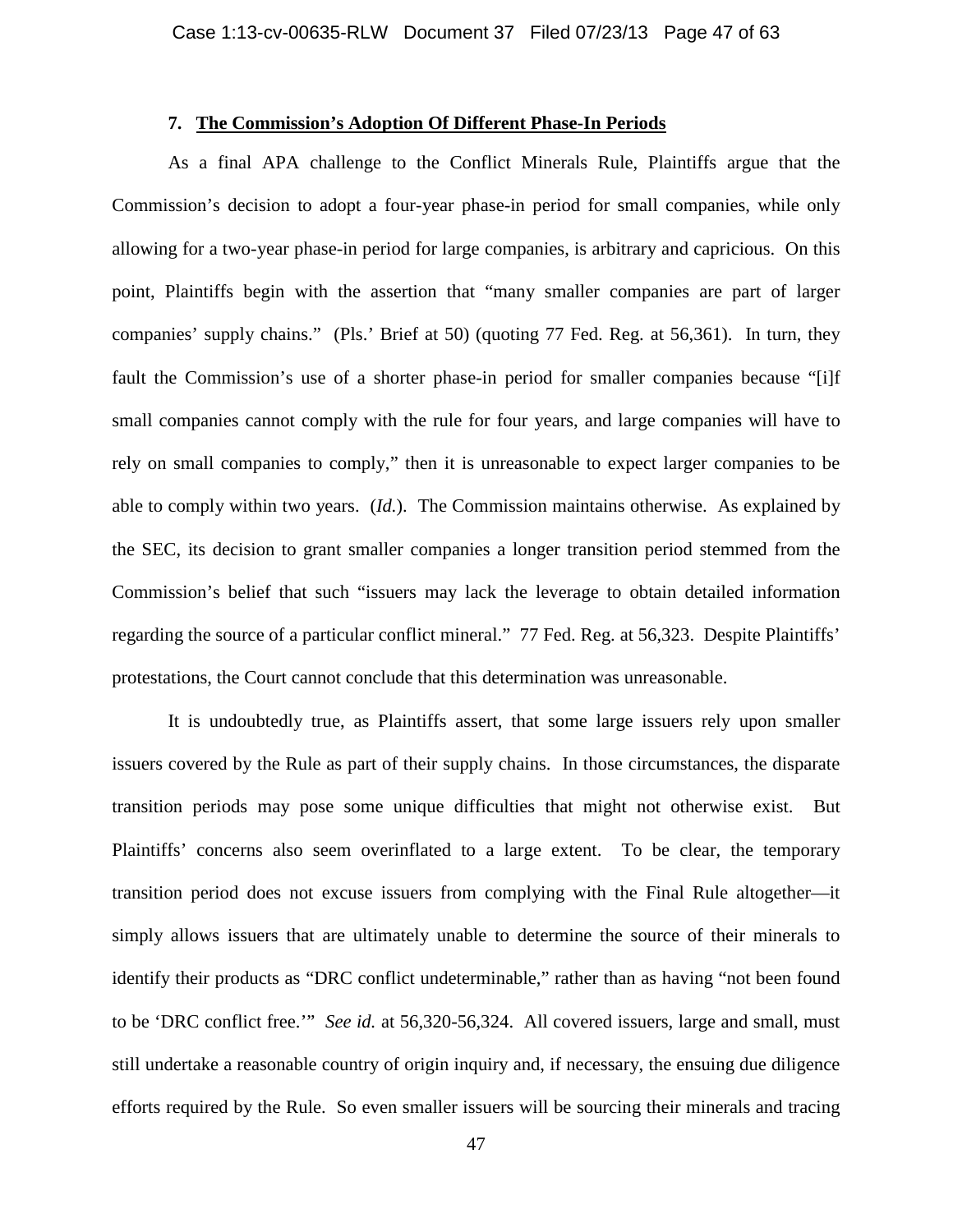#### 7. **The Commission's Adoption Of Different Phase-In Periods**

As a final APA challenge to the Conflict Minerals Rule, Plaintiffs argue that the Commission's decision to adopt a four-year phase-in period for small companies, while only allowing for a two-year phase-in period for large companies, is arbitrary and capricious. On this point, Plaintiffs begin with the assertion that "many smaller companies are part of larger companies' supply chains." (Pls.' Brief at 50) (quoting 77 Fed. Reg. at 56,361). In turn, they fault the Commission's use of a shorter phase-in period for smaller companies because "[i]f small companies cannot comply with the rule for four years, and large companies will have to rely on small companies to comply," then it is unreasonable to expect larger companies to be able to comply within two years. (*Id.*). The Commission maintains otherwise. As explained by the SEC, its decision to grant smaller companies a longer transition period stemmed from the Commission's belief that such "issuers may lack the leverage to obtain detailed information regarding the source of a particular conflict mineral." 77 Fed. Reg. at 56,323. Despite Plaintiffs' protestations, the Court cannot conclude that this determination was unreasonable.

It is undoubtedly true, as Plaintiffs assert, that some large issuers rely upon smaller issuers covered by the Rule as part of their supply chains. In those circumstances, the disparate transition periods may pose some unique difficulties that might not otherwise exist. But Plaintiffs' concerns also seem overinflated to a large extent. To be clear, the temporary transition period does not excuse issuers from complying with the Final Rule altogether—it simply allows issuers that are ultimately unable to determine the source of their minerals to identify their products as "DRC conflict undeterminable," rather than as having "not been found to be 'DRC conflict free.'" *See id.* at 56,320-56,324. All covered issuers, large and small, must still undertake a reasonable country of origin inquiry and, if necessary, the ensuing due diligence efforts required by the Rule. So even smaller issuers will be sourcing their minerals and tracing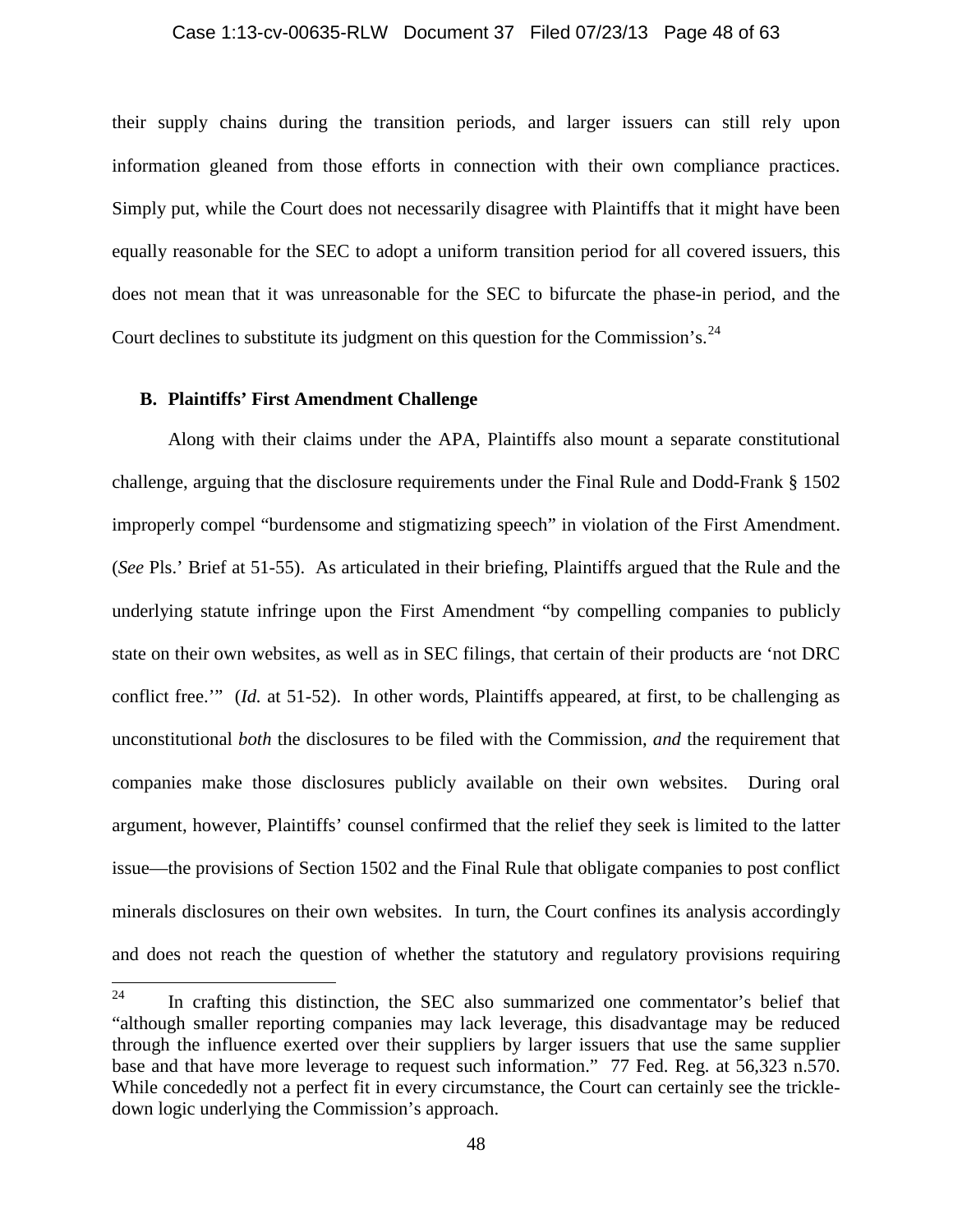their supply chains during the transition periods, and larger issuers can still rely upon information gleaned from those efforts in connection with their own compliance practices. Simply put, while the Court does not necessarily disagree with Plaintiffs that it might have been equally reasonable for the SEC to adopt a uniform transition period for all covered issuers, this does not mean that it was unreasonable for the SEC to bifurcate the phase-in period, and the Court declines to substitute its judgment on this question for the Commission's.[24]

**B. Plaintiffs' First Amendment Challenge**

Along with their claims under the APA, Plaintiffs also mount a separate constitutional challenge, arguing that the disclosure requirements under the Final Rule and Dodd-Frank § 1502 improperly compel "burdensome and stigmatizing speech" in violation of the First Amendment. (*See* Pls.' Brief at 51-55). As articulated in their briefing, Plaintiffs argued that the Rule and the underlying statute infringe upon the First Amendment "by compelling companies to publicly state on their own websites, as well as in SEC filings, that certain of their products are 'not DRC conflict free.'" (*Id.* at 51-52). In other words, Plaintiffs appeared, at first, to be challenging as unconstitutional *both* the disclosures to be filed with the Commission, *and* the requirement that companies make those disclosures publicly available on their own websites. During oral argument, however, Plaintiffs' counsel confirmed that the relief they seek is limited to the latter issue—the provisions of Section 1502 and the Final Rule that obligate companies to post conflict minerals disclosures on their own websites. In turn, the Court confines its analysis accordingly and does not reach the question of whether the statutory and regulatory provisions requiring

---

[24] In crafting this distinction, the SEC also summarized one commentator's belief that "although smaller reporting companies may lack leverage, this disadvantage may be reduced through the influence exerted over their suppliers by larger issuers that use the same supplier base and that have more leverage to request such information." 77 Fed. Reg. at 56,323 n.570. While concededly not a perfect fit in every circumstance, the Court can certainly see the trickle-down logic underlying the Commission's approach.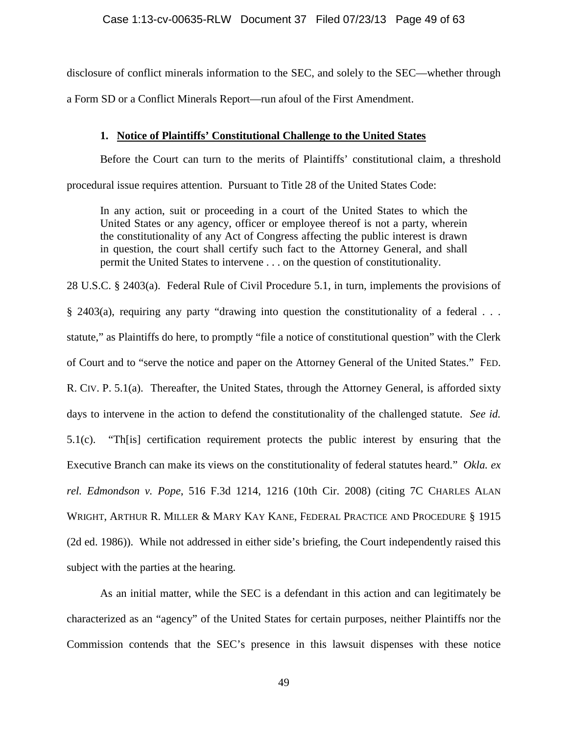disclosure of conflict minerals information to the SEC, and solely to the SEC—whether through a Form SD or a Conflict Minerals Report—run afoul of the First Amendment.

### 1. Notice of Plaintiffs' Constitutional Challenge to the United States

Before the Court can turn to the merits of Plaintiffs' constitutional claim, a threshold procedural issue requires attention. Pursuant to Title 28 of the United States Code:

> In any action, suit or proceeding in a court of the United States to which the United States or any agency, officer or employee thereof is not a party, wherein the constitutionality of any Act of Congress affecting the public interest is drawn in question, the court shall certify such fact to the Attorney General, and shall permit the United States to intervene . . . on the question of constitutionality.

28 U.S.C. § 2403(a). Federal Rule of Civil Procedure 5.1, in turn, implements the provisions of § 2403(a), requiring any party "drawing into question the constitutionality of a federal . . . statute," as Plaintiffs do here, to promptly "file a notice of constitutional question" with the Clerk of Court and to "serve the notice and paper on the Attorney General of the United States." FED. R. CIV. P. 5.1(a). Thereafter, the United States, through the Attorney General, is afforded sixty days to intervene in the action to defend the constitutionality of the challenged statute. *See id.* 5.1(c). "Th[is] certification requirement protects the public interest by ensuring that the Executive Branch can make its views on the constitutionality of federal statutes heard." *Okla. ex rel. Edmondson v. Pope*, 516 F.3d 1214, 1216 (10th Cir. 2008) (citing 7C CHARLES ALAN WRIGHT, ARTHUR R. MILLER & MARY KAY KANE, FEDERAL PRACTICE AND PROCEDURE § 1915 (2d ed. 1986)). While not addressed in either side's briefing, the Court independently raised this subject with the parties at the hearing.

As an initial matter, while the SEC is a defendant in this action and can legitimately be characterized as an "agency" of the United States for certain purposes, neither Plaintiffs nor the Commission contends that the SEC's presence in this lawsuit dispenses with these notice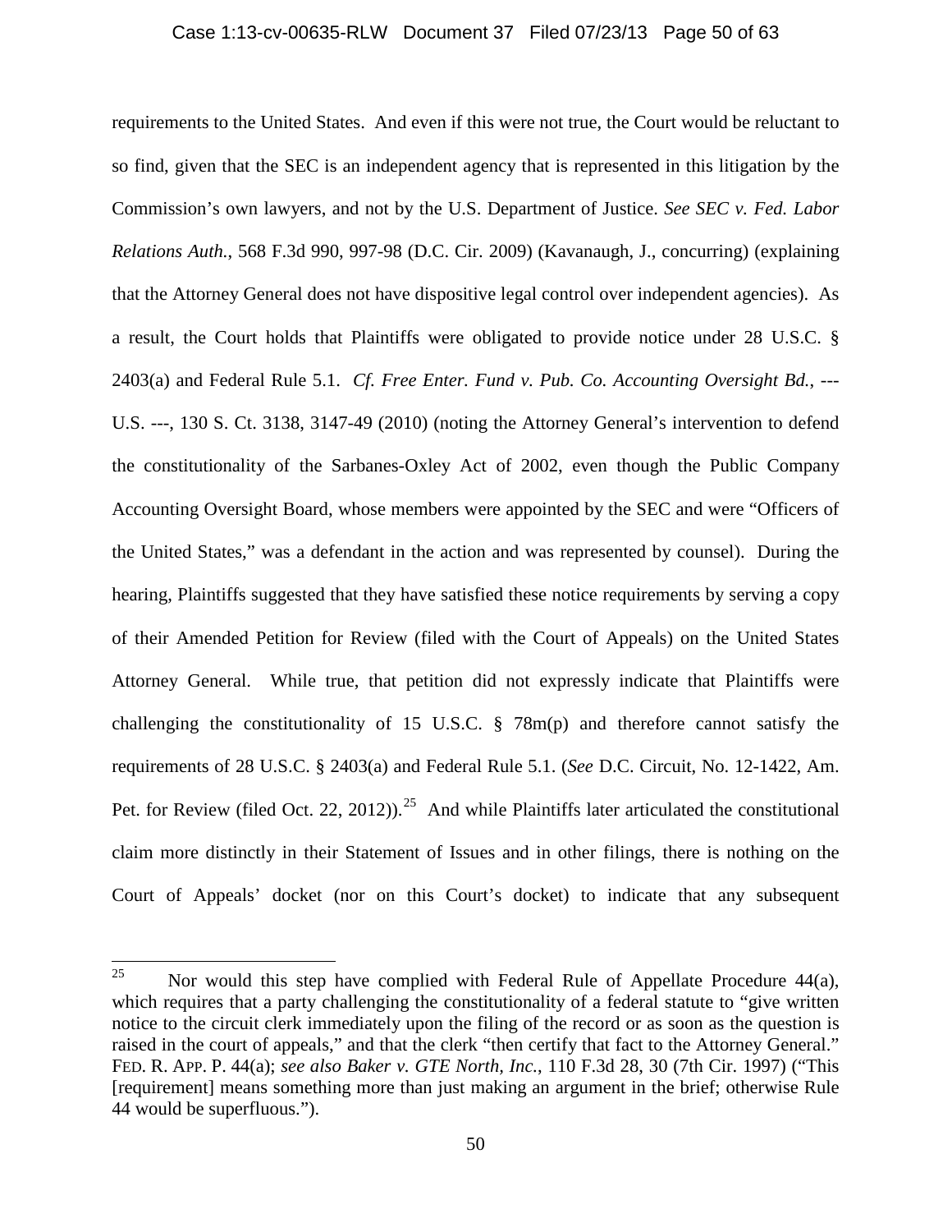requirements to the United States. And even if this were not true, the Court would be reluctant to so find, given that the SEC is an independent agency that is represented in this litigation by the Commission's own lawyers, and not by the U.S. Department of Justice. *See SEC v. Fed. Labor Relations Auth.*, 568 F.3d 990, 997-98 (D.C. Cir. 2009) (Kavanaugh, J., concurring) (explaining that the Attorney General does not have dispositive legal control over independent agencies). As a result, the Court holds that Plaintiffs were obligated to provide notice under 28 U.S.C. § 2403(a) and Federal Rule 5.1. *Cf. Free Enter. Fund v. Pub. Co. Accounting Oversight Bd.*, --- U.S. ---, 130 S. Ct. 3138, 3147-49 (2010) (noting the Attorney General's intervention to defend the constitutionality of the Sarbanes-Oxley Act of 2002, even though the Public Company Accounting Oversight Board, whose members were appointed by the SEC and were "Officers of the United States," was a defendant in the action and was represented by counsel). During the hearing, Plaintiffs suggested that they have satisfied these notice requirements by serving a copy of their Amended Petition for Review (filed with the Court of Appeals) on the United States Attorney General. While true, that petition did not expressly indicate that Plaintiffs were challenging the constitutionality of 15 U.S.C. § 78m(p) and therefore cannot satisfy the requirements of 28 U.S.C. § 2403(a) and Federal Rule 5.1. (*See* D.C. Circuit, No. 12-1422, Am. Pet. for Review (filed Oct. 22, 2012)).[25] And while Plaintiffs later articulated the constitutional claim more distinctly in their Statement of Issues and in other filings, there is nothing on the Court of Appeals' docket (nor on this Court's docket) to indicate that any subsequent

---

[25] Nor would this step have complied with Federal Rule of Appellate Procedure 44(a), which requires that a party challenging the constitutionality of a federal statute to "give written notice to the circuit clerk immediately upon the filing of the record or as soon as the question is raised in the court of appeals," and that the clerk "then certify that fact to the Attorney General." FED. R. APP. P. 44(a); *see also Baker v. GTE North, Inc.*, 110 F.3d 28, 30 (7th Cir. 1997) ("This [requirement] means something more than just making an argument in the brief; otherwise Rule 44 would be superfluous.").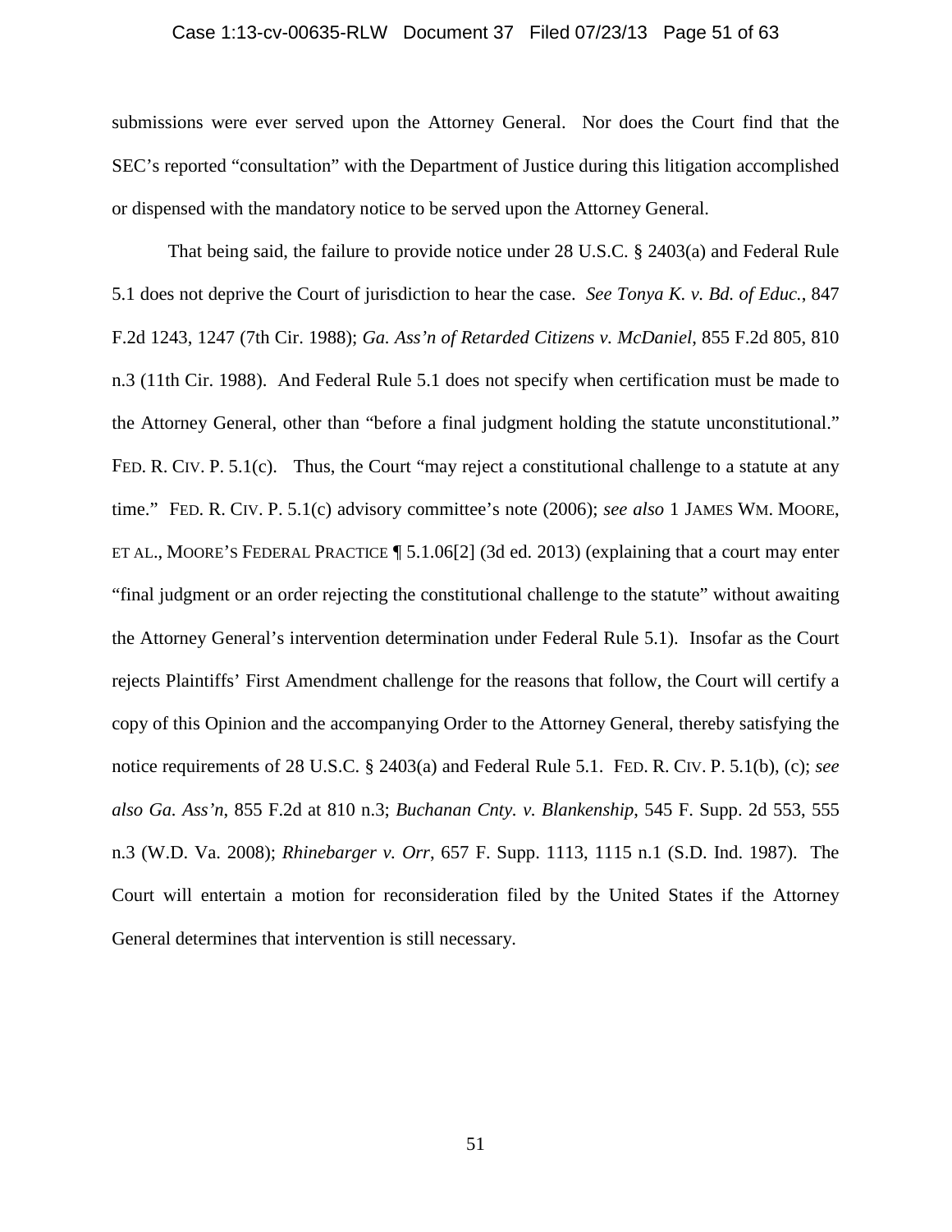submissions were ever served upon the Attorney General. Nor does the Court find that the SEC's reported "consultation" with the Department of Justice during this litigation accomplished or dispensed with the mandatory notice to be served upon the Attorney General.

That being said, the failure to provide notice under 28 U.S.C. § 2403(a) and Federal Rule 5.1 does not deprive the Court of jurisdiction to hear the case. *See Tonya K. v. Bd. of Educ.*, 847 F.2d 1243, 1247 (7th Cir. 1988); *Ga. Ass'n of Retarded Citizens v. McDaniel*, 855 F.2d 805, 810 n.3 (11th Cir. 1988). And Federal Rule 5.1 does not specify when certification must be made to the Attorney General, other than "before a final judgment holding the statute unconstitutional." FED. R. CIV. P. 5.1(c). Thus, the Court "may reject a constitutional challenge to a statute at any time." FED. R. CIV. P. 5.1(c) advisory committee's note (2006); *see also* 1 JAMES WM. MOORE, ET AL., MOORE'S FEDERAL PRACTICE ¶ 5.1.06[2] (3d ed. 2013) (explaining that a court may enter "final judgment or an order rejecting the constitutional challenge to the statute" without awaiting the Attorney General's intervention determination under Federal Rule 5.1). Insofar as the Court rejects Plaintiffs' First Amendment challenge for the reasons that follow, the Court will certify a copy of this Opinion and the accompanying Order to the Attorney General, thereby satisfying the notice requirements of 28 U.S.C. § 2403(a) and Federal Rule 5.1. FED. R. CIV. P. 5.1(b), (c); *see also Ga. Ass'n*, 855 F.2d at 810 n.3; *Buchanan Cnty. v. Blankenship*, 545 F. Supp. 2d 553, 555 n.3 (W.D. Va. 2008); *Rhinebarger v. Orr*, 657 F. Supp. 1113, 1115 n.1 (S.D. Ind. 1987). The Court will entertain a motion for reconsideration filed by the United States if the Attorney General determines that intervention is still necessary.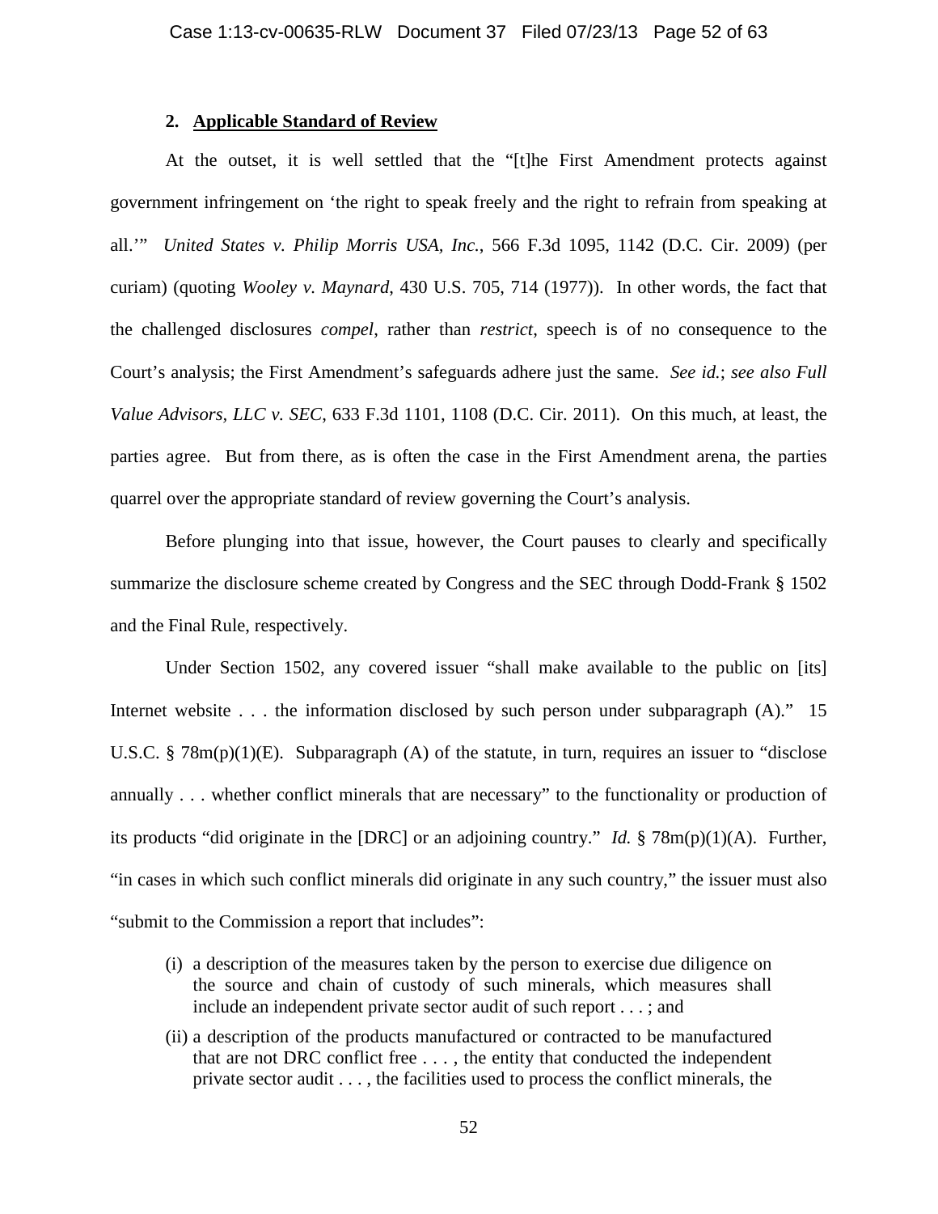### 2. **Applicable Standard of Review**

At the outset, it is well settled that the "[t]he First Amendment protects against government infringement on 'the right to speak freely and the right to refrain from speaking at all.'" *United States v. Philip Morris USA, Inc.*, 566 F.3d 1095, 1142 (D.C. Cir. 2009) (per curiam) (quoting *Wooley v. Maynard*, 430 U.S. 705, 714 (1977)). In other words, the fact that the challenged disclosures *compel*, rather than *restrict*, speech is of no consequence to the Court's analysis; the First Amendment's safeguards adhere just the same. *See id.*; *see also Full Value Advisors, LLC v. SEC*, 633 F.3d 1101, 1108 (D.C. Cir. 2011). On this much, at least, the parties agree. But from there, as is often the case in the First Amendment arena, the parties quarrel over the appropriate standard of review governing the Court's analysis.

Before plunging into that issue, however, the Court pauses to clearly and specifically summarize the disclosure scheme created by Congress and the SEC through Dodd-Frank § 1502 and the Final Rule, respectively.

Under Section 1502, any covered issuer "shall make available to the public on [its] Internet website . . . the information disclosed by such person under subparagraph (A)." 15 U.S.C. § 78m(p)(1)(E). Subparagraph (A) of the statute, in turn, requires an issuer to "disclose annually . . . whether conflict minerals that are necessary" to the functionality or production of its products "did originate in the [DRC] or an adjoining country." *Id.* § 78m(p)(1)(A). Further, "in cases in which such conflict minerals did originate in any such country," the issuer must also "submit to the Commission a report that includes":

> (i) a description of the measures taken by the person to exercise due diligence on the source and chain of custody of such minerals, which measures shall include an independent private sector audit of such report . . . ; and
>
> (ii) a description of the products manufactured or contracted to be manufactured that are not DRC conflict free . . . , the entity that conducted the independent private sector audit . . . , the facilities used to process the conflict minerals, the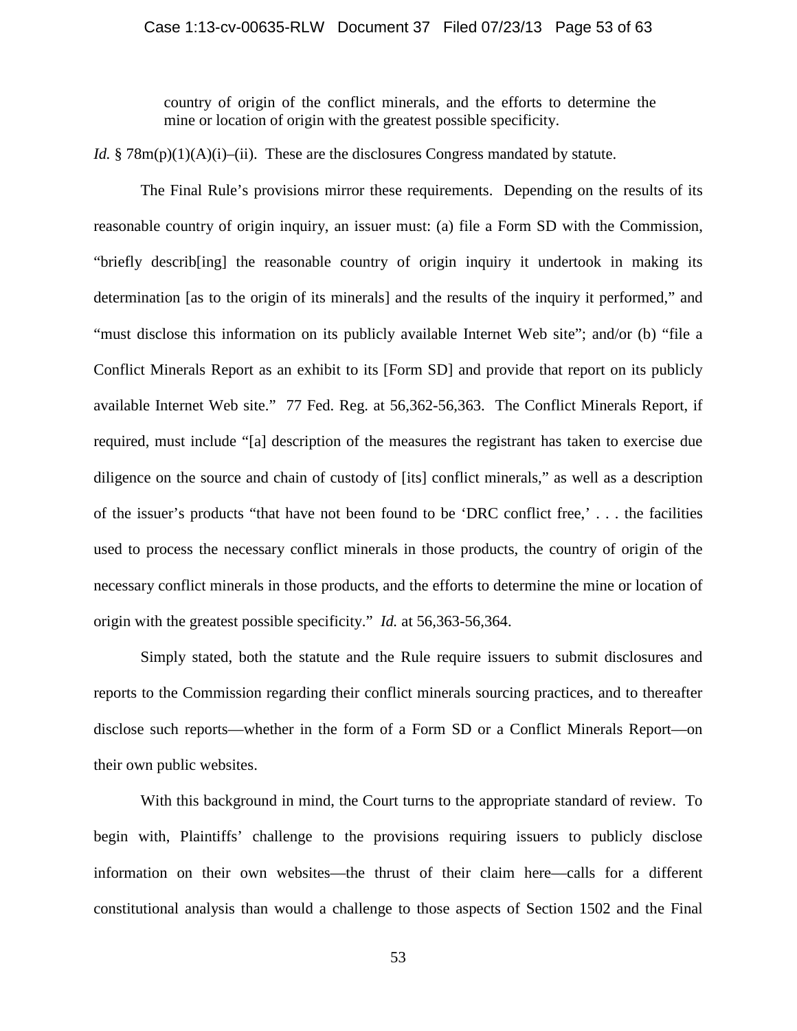> country of origin of the conflict minerals, and the efforts to determine the mine or location of origin with the greatest possible specificity.

*Id.* § 78m(p)(1)(A)(i)–(ii). These are the disclosures Congress mandated by statute.

The Final Rule's provisions mirror these requirements. Depending on the results of its reasonable country of origin inquiry, an issuer must: (a) file a Form SD with the Commission, "briefly describ[ing] the reasonable country of origin inquiry it undertook in making its determination [as to the origin of its minerals] and the results of the inquiry it performed," and "must disclose this information on its publicly available Internet Web site"; and/or (b) "file a Conflict Minerals Report as an exhibit to its [Form SD] and provide that report on its publicly available Internet Web site." 77 Fed. Reg. at 56,362-56,363. The Conflict Minerals Report, if required, must include "[a] description of the measures the registrant has taken to exercise due diligence on the source and chain of custody of [its] conflict minerals," as well as a description of the issuer's products "that have not been found to be 'DRC conflict free,' . . . the facilities used to process the necessary conflict minerals in those products, the country of origin of the necessary conflict minerals in those products, and the efforts to determine the mine or location of origin with the greatest possible specificity." *Id.* at 56,363-56,364.

Simply stated, both the statute and the Rule require issuers to submit disclosures and reports to the Commission regarding their conflict minerals sourcing practices, and to thereafter disclose such reports—whether in the form of a Form SD or a Conflict Minerals Report—on their own public websites.

With this background in mind, the Court turns to the appropriate standard of review. To begin with, Plaintiffs' challenge to the provisions requiring issuers to publicly disclose information on their own websites—the thrust of their claim here—calls for a different constitutional analysis than would a challenge to those aspects of Section 1502 and the Final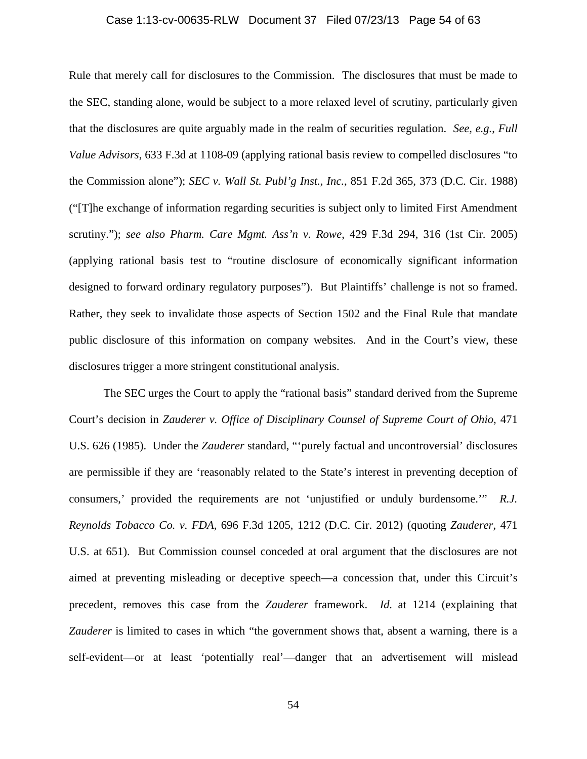Rule that merely call for disclosures to the Commission. The disclosures that must be made to the SEC, standing alone, would be subject to a more relaxed level of scrutiny, particularly given that the disclosures are quite arguably made in the realm of securities regulation. *See, e.g.*, *Full Value Advisors*, 633 F.3d at 1108-09 (applying rational basis review to compelled disclosures "to the Commission alone"); *SEC v. Wall St. Publ'g Inst., Inc.*, 851 F.2d 365, 373 (D.C. Cir. 1988) ("[T]he exchange of information regarding securities is subject only to limited First Amendment scrutiny."); *see also Pharm. Care Mgmt. Ass'n v. Rowe*, 429 F.3d 294, 316 (1st Cir. 2005) (applying rational basis test to "routine disclosure of economically significant information designed to forward ordinary regulatory purposes"). But Plaintiffs' challenge is not so framed. Rather, they seek to invalidate those aspects of Section 1502 and the Final Rule that mandate public disclosure of this information on company websites. And in the Court's view, these disclosures trigger a more stringent constitutional analysis.

The SEC urges the Court to apply the "rational basis" standard derived from the Supreme Court's decision in *Zauderer v. Office of Disciplinary Counsel of Supreme Court of Ohio*, 471 U.S. 626 (1985). Under the *Zauderer* standard, "'purely factual and uncontroversial' disclosures are permissible if they are 'reasonably related to the State's interest in preventing deception of consumers,' provided the requirements are not 'unjustified or unduly burdensome.'" *R.J. Reynolds Tobacco Co. v. FDA*, 696 F.3d 1205, 1212 (D.C. Cir. 2012) (quoting *Zauderer*, 471 U.S. at 651). But Commission counsel conceded at oral argument that the disclosures are not aimed at preventing misleading or deceptive speech—a concession that, under this Circuit's precedent, removes this case from the *Zauderer* framework. *Id.* at 1214 (explaining that *Zauderer* is limited to cases in which "the government shows that, absent a warning, there is a self-evident—or at least 'potentially real'—danger that an advertisement will mislead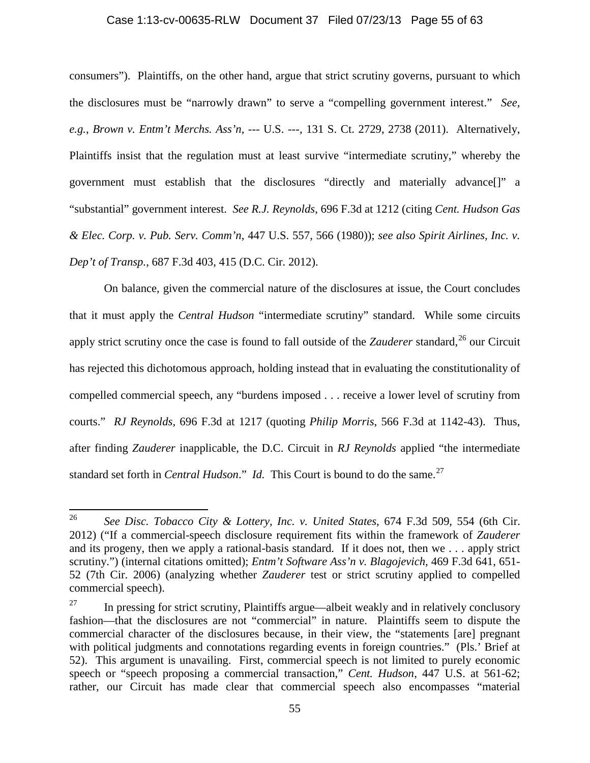consumers"). Plaintiffs, on the other hand, argue that strict scrutiny governs, pursuant to which the disclosures must be "narrowly drawn" to serve a "compelling government interest." *See, e.g.*, *Brown v. Entm't Merchs. Ass'n*, --- U.S. ---, 131 S. Ct. 2729, 2738 (2011). Alternatively, Plaintiffs insist that the regulation must at least survive "intermediate scrutiny," whereby the government must establish that the disclosures "directly and materially advance[]" a "substantial" government interest. *See R.J. Reynolds*, 696 F.3d at 1212 (citing *Cent. Hudson Gas & Elec. Corp. v. Pub. Serv. Comm'n*, 447 U.S. 557, 566 (1980)); *see also Spirit Airlines, Inc. v. Dep't of Transp.*, 687 F.3d 403, 415 (D.C. Cir. 2012).

On balance, given the commercial nature of the disclosures at issue, the Court concludes that it must apply the *Central Hudson* "intermediate scrutiny" standard. While some circuits apply strict scrutiny once the case is found to fall outside of the *Zauderer* standard,[26] our Circuit has rejected this dichotomous approach, holding instead that in evaluating the constitutionality of compelled commercial speech, any "burdens imposed . . . receive a lower level of scrutiny from courts." *RJ Reynolds*, 696 F.3d at 1217 (quoting *Philip Morris*, 566 F.3d at 1142-43). Thus, after finding *Zauderer* inapplicable, the D.C. Circuit in *RJ Reynolds* applied "the intermediate standard set forth in *Central Hudson*." *Id.* This Court is bound to do the same.[27]

---

[26] *See Disc. Tobacco City & Lottery, Inc. v. United States*, 674 F.3d 509, 554 (6th Cir. 2012) ("If a commercial-speech disclosure requirement fits within the framework of *Zauderer* and its progeny, then we apply a rational-basis standard. If it does not, then we . . . apply strict scrutiny.") (internal citations omitted); *Entm't Software Ass'n v. Blagojevich*, 469 F.3d 641, 651-52 (7th Cir. 2006) (analyzing whether *Zauderer* test or strict scrutiny applied to compelled commercial speech).

[27] In pressing for strict scrutiny, Plaintiffs argue—albeit weakly and in relatively conclusory fashion—that the disclosures are not "commercial" in nature. Plaintiffs seem to dispute the commercial character of the disclosures because, in their view, the "statements [are] pregnant with political judgments and connotations regarding events in foreign countries." (Pls.' Brief at 52). This argument is unavailing. First, commercial speech is not limited to purely economic speech or "speech proposing a commercial transaction," *Cent. Hudson*, 447 U.S. at 561-62; rather, our Circuit has made clear that commercial speech also encompasses "material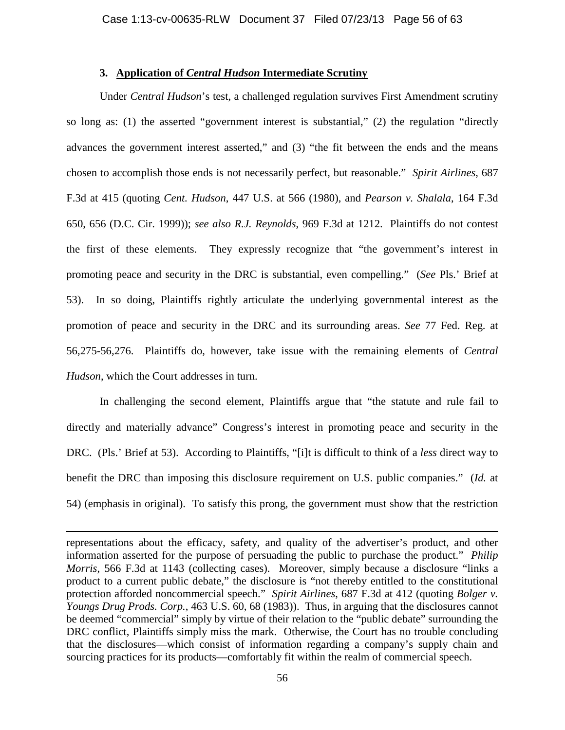### 3. **Application of *Central Hudson* Intermediate Scrutiny**

Under *Central Hudson*'s test, a challenged regulation survives First Amendment scrutiny so long as: (1) the asserted "government interest is substantial," (2) the regulation "directly advances the government interest asserted," and (3) "the fit between the ends and the means chosen to accomplish those ends is not necessarily perfect, but reasonable." *Spirit Airlines*, 687 F.3d at 415 (quoting *Cent. Hudson*, 447 U.S. at 566 (1980), and *Pearson v. Shalala*, 164 F.3d 650, 656 (D.C. Cir. 1999)); *see also R.J. Reynolds*, 969 F.3d at 1212. Plaintiffs do not contest the first of these elements. They expressly recognize that "the government's interest in promoting peace and security in the DRC is substantial, even compelling." (*See* Pls.' Brief at 53). In so doing, Plaintiffs rightly articulate the underlying governmental interest as the promotion of peace and security in the DRC and its surrounding areas. *See* 77 Fed. Reg. at 56,275-56,276. Plaintiffs do, however, take issue with the remaining elements of *Central Hudson*, which the Court addresses in turn.

In challenging the second element, Plaintiffs argue that "the statute and rule fail to directly and materially advance" Congress's interest in promoting peace and security in the DRC. (Pls.' Brief at 53). According to Plaintiffs, "[i]t is difficult to think of a *less* direct way to benefit the DRC than imposing this disclosure requirement on U.S. public companies." (*Id.* at 54) (emphasis in original). To satisfy this prong, the government must show that the restriction

---

representations about the efficacy, safety, and quality of the advertiser's product, and other information asserted for the purpose of persuading the public to purchase the product." *Philip Morris*, 566 F.3d at 1143 (collecting cases). Moreover, simply because a disclosure "links a product to a current public debate," the disclosure is "not thereby entitled to the constitutional protection afforded noncommercial speech." *Spirit Airlines*, 687 F.3d at 412 (quoting *Bolger v. Youngs Drug Prods. Corp.*, 463 U.S. 60, 68 (1983)). Thus, in arguing that the disclosures cannot be deemed "commercial" simply by virtue of their relation to the "public debate" surrounding the DRC conflict, Plaintiffs simply miss the mark. Otherwise, the Court has no trouble concluding that the disclosures—which consist of information regarding a company's supply chain and sourcing practices for its products—comfortably fit within the realm of commercial speech.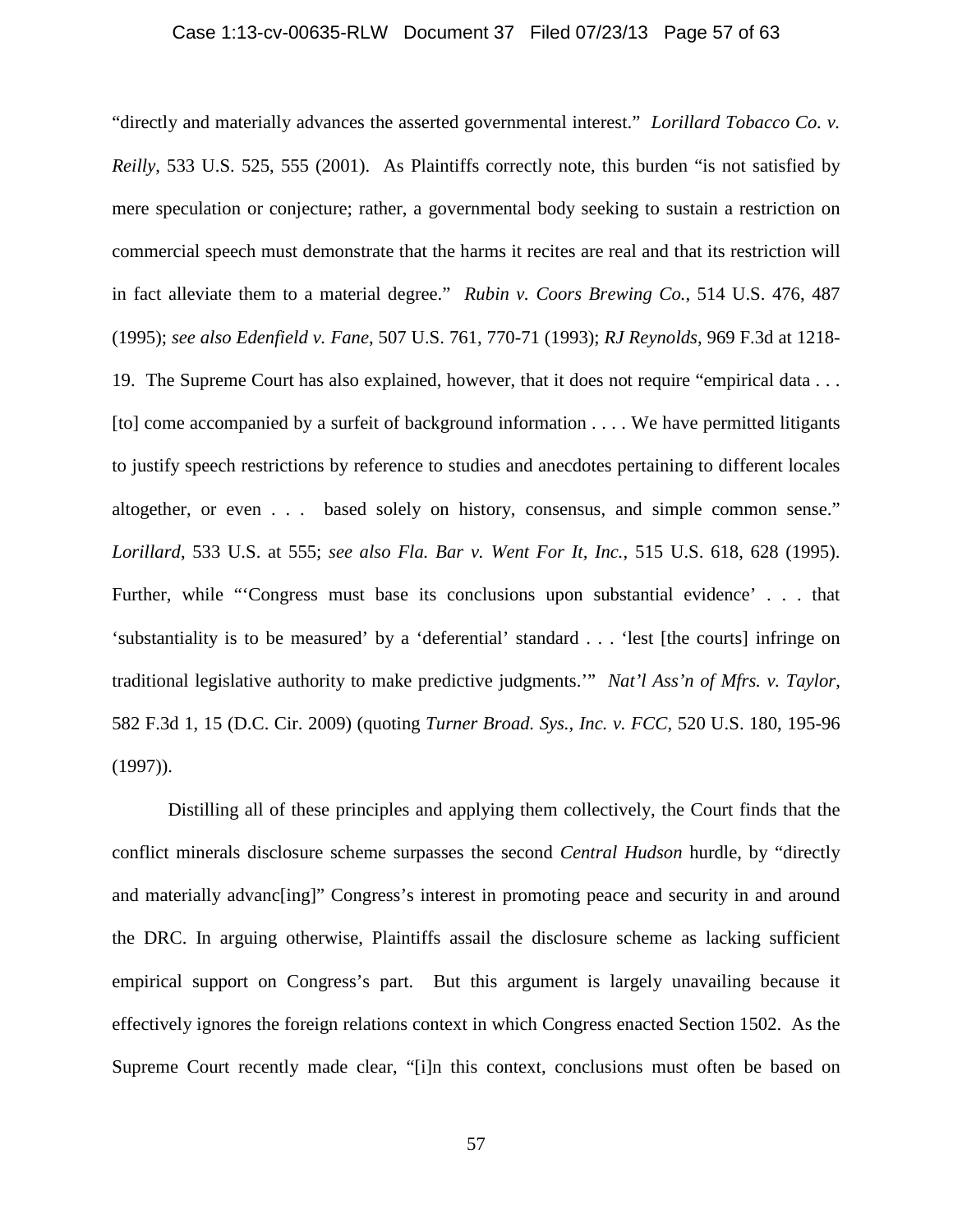"directly and materially advances the asserted governmental interest." *Lorillard Tobacco Co. v. Reilly*, 533 U.S. 525, 555 (2001). As Plaintiffs correctly note, this burden "is not satisfied by mere speculation or conjecture; rather, a governmental body seeking to sustain a restriction on commercial speech must demonstrate that the harms it recites are real and that its restriction will in fact alleviate them to a material degree." *Rubin v. Coors Brewing Co.*, 514 U.S. 476, 487 (1995); *see also Edenfield v. Fane*, 507 U.S. 761, 770-71 (1993); *RJ Reynolds*, 969 F.3d at 1218-19. The Supreme Court has also explained, however, that it does not require "empirical data . . . [to] come accompanied by a surfeit of background information . . . . We have permitted litigants to justify speech restrictions by reference to studies and anecdotes pertaining to different locales altogether, or even . . . based solely on history, consensus, and simple common sense." *Lorillard*, 533 U.S. at 555; *see also Fla. Bar v. Went For It, Inc.*, 515 U.S. 618, 628 (1995). Further, while "'Congress must base its conclusions upon substantial evidence' . . . that 'substantiality is to be measured' by a 'deferential' standard . . . 'lest [the courts] infringe on traditional legislative authority to make predictive judgments.'" *Nat'l Ass'n of Mfrs. v. Taylor*, 582 F.3d 1, 15 (D.C. Cir. 2009) (quoting *Turner Broad. Sys., Inc. v. FCC*, 520 U.S. 180, 195-96 (1997)).

Distilling all of these principles and applying them collectively, the Court finds that the conflict minerals disclosure scheme surpasses the second *Central Hudson* hurdle, by "directly and materially advanc[ing]" Congress's interest in promoting peace and security in and around the DRC. In arguing otherwise, Plaintiffs assail the disclosure scheme as lacking sufficient empirical support on Congress's part. But this argument is largely unavailing because it effectively ignores the foreign relations context in which Congress enacted Section 1502. As the Supreme Court recently made clear, "[i]n this context, conclusions must often be based on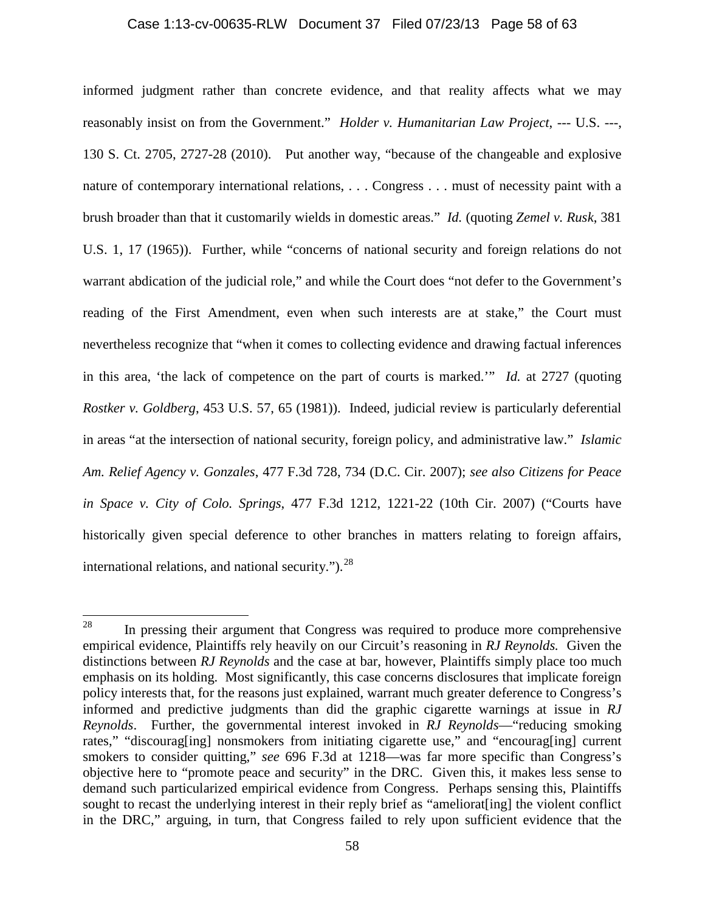informed judgment rather than concrete evidence, and that reality affects what we may reasonably insist on from the Government." *Holder v. Humanitarian Law Project*, --- U.S. ---, 130 S. Ct. 2705, 2727-28 (2010). Put another way, "because of the changeable and explosive nature of contemporary international relations, . . . Congress . . . must of necessity paint with a brush broader than that it customarily wields in domestic areas." *Id.* (quoting *Zemel v. Rusk*, 381 U.S. 1, 17 (1965)). Further, while "concerns of national security and foreign relations do not warrant abdication of the judicial role," and while the Court does "not defer to the Government's reading of the First Amendment, even when such interests are at stake," the Court must nevertheless recognize that "when it comes to collecting evidence and drawing factual inferences in this area, 'the lack of competence on the part of courts is marked.'" *Id.* at 2727 (quoting *Rostker v. Goldberg*, 453 U.S. 57, 65 (1981)). Indeed, judicial review is particularly deferential in areas "at the intersection of national security, foreign policy, and administrative law." *Islamic Am. Relief Agency v. Gonzales*, 477 F.3d 728, 734 (D.C. Cir. 2007); *see also Citizens for Peace in Space v. City of Colo. Springs*, 477 F.3d 1212, 1221-22 (10th Cir. 2007) ("Courts have historically given special deference to other branches in matters relating to foreign affairs, international relations, and national security.").[28]

---

[28] In pressing their argument that Congress was required to produce more comprehensive empirical evidence, Plaintiffs rely heavily on our Circuit's reasoning in *RJ Reynolds.* Given the distinctions between *RJ Reynolds* and the case at bar, however, Plaintiffs simply place too much emphasis on its holding. Most significantly, this case concerns disclosures that implicate foreign policy interests that, for the reasons just explained, warrant much greater deference to Congress's informed and predictive judgments than did the graphic cigarette warnings at issue in *RJ Reynolds*. Further, the governmental interest invoked in *RJ Reynolds*—"reducing smoking rates," "discourag[ing] nonsmokers from initiating cigarette use," and "encourag[ing] current smokers to consider quitting," *see* 696 F.3d at 1218—was far more specific than Congress's objective here to "promote peace and security" in the DRC. Given this, it makes less sense to demand such particularized empirical evidence from Congress. Perhaps sensing this, Plaintiffs sought to recast the underlying interest in their reply brief as "ameliorat[ing] the violent conflict in the DRC," arguing, in turn, that Congress failed to rely upon sufficient evidence that the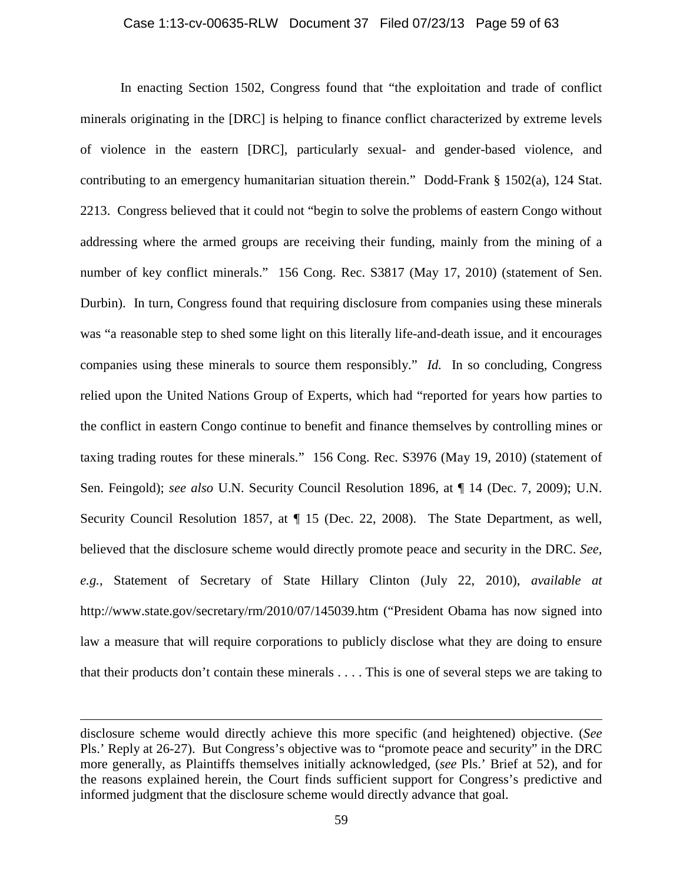In enacting Section 1502, Congress found that "the exploitation and trade of conflict minerals originating in the [DRC] is helping to finance conflict characterized by extreme levels of violence in the eastern [DRC], particularly sexual- and gender-based violence, and contributing to an emergency humanitarian situation therein." Dodd-Frank § 1502(a), 124 Stat. 2213. Congress believed that it could not "begin to solve the problems of eastern Congo without addressing where the armed groups are receiving their funding, mainly from the mining of a number of key conflict minerals." 156 Cong. Rec. S3817 (May 17, 2010) (statement of Sen. Durbin). In turn, Congress found that requiring disclosure from companies using these minerals was "a reasonable step to shed some light on this literally life-and-death issue, and it encourages companies using these minerals to source them responsibly." *Id.* In so concluding, Congress relied upon the United Nations Group of Experts, which had "reported for years how parties to the conflict in eastern Congo continue to benefit and finance themselves by controlling mines or taxing trading routes for these minerals." 156 Cong. Rec. S3976 (May 19, 2010) (statement of Sen. Feingold); *see also* U.N. Security Council Resolution 1896, at ¶ 14 (Dec. 7, 2009); U.N. Security Council Resolution 1857, at ¶ 15 (Dec. 22, 2008). The State Department, as well, believed that the disclosure scheme would directly promote peace and security in the DRC. *See, e.g.*, Statement of Secretary of State Hillary Clinton (July 22, 2010), *available at* http://www.state.gov/secretary/rm/2010/07/145039.htm ("President Obama has now signed into law a measure that will require corporations to publicly disclose what they are doing to ensure that their products don't contain these minerals . . . . This is one of several steps we are taking to

---

disclosure scheme would directly achieve this more specific (and heightened) objective. (*See* Pls.' Reply at 26-27). But Congress's objective was to "promote peace and security" in the DRC more generally, as Plaintiffs themselves initially acknowledged, (*see* Pls.' Brief at 52), and for the reasons explained herein, the Court finds sufficient support for Congress's predictive and informed judgment that the disclosure scheme would directly advance that goal.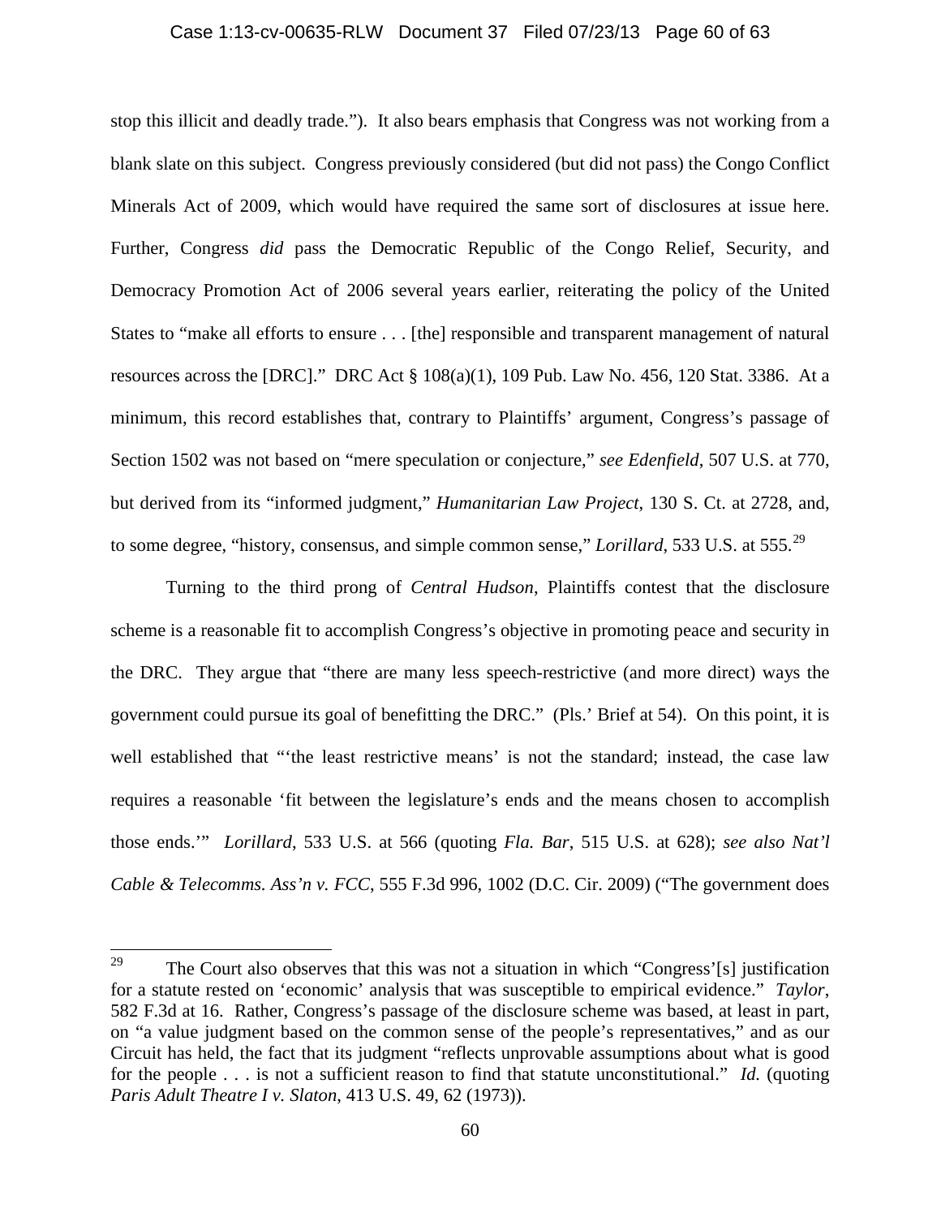stop this illicit and deadly trade."). It also bears emphasis that Congress was not working from a blank slate on this subject. Congress previously considered (but did not pass) the Congo Conflict Minerals Act of 2009, which would have required the same sort of disclosures at issue here. Further, Congress *did* pass the Democratic Republic of the Congo Relief, Security, and Democracy Promotion Act of 2006 several years earlier, reiterating the policy of the United States to "make all efforts to ensure . . . [the] responsible and transparent management of natural resources across the [DRC]." DRC Act § 108(a)(1), 109 Pub. Law No. 456, 120 Stat. 3386. At a minimum, this record establishes that, contrary to Plaintiffs' argument, Congress's passage of Section 1502 was not based on "mere speculation or conjecture," *see Edenfield*, 507 U.S. at 770, but derived from its "informed judgment," *Humanitarian Law Project*, 130 S. Ct. at 2728, and, to some degree, "history, consensus, and simple common sense," *Lorillard*, 533 U.S. at 555.[29]

Turning to the third prong of *Central Hudson*, Plaintiffs contest that the disclosure scheme is a reasonable fit to accomplish Congress's objective in promoting peace and security in the DRC. They argue that "there are many less speech-restrictive (and more direct) ways the government could pursue its goal of benefitting the DRC." (Pls.' Brief at 54). On this point, it is well established that "'the least restrictive means' is not the standard; instead, the case law requires a reasonable 'fit between the legislature's ends and the means chosen to accomplish those ends.'" *Lorillard*, 533 U.S. at 566 (quoting *Fla. Bar*, 515 U.S. at 628); *see also Nat'l Cable & Telecomms. Ass'n v. FCC*, 555 F.3d 996, 1002 (D.C. Cir. 2009) ("The government does

---

[29] The Court also observes that this was not a situation in which "Congress'[s] justification for a statute rested on 'economic' analysis that was susceptible to empirical evidence." *Taylor*, 582 F.3d at 16. Rather, Congress's passage of the disclosure scheme was based, at least in part, on "a value judgment based on the common sense of the people's representatives," and as our Circuit has held, the fact that its judgment "reflects unprovable assumptions about what is good for the people . . . is not a sufficient reason to find that statute unconstitutional." *Id.* (quoting *Paris Adult Theatre I v. Slaton*, 413 U.S. 49, 62 (1973)).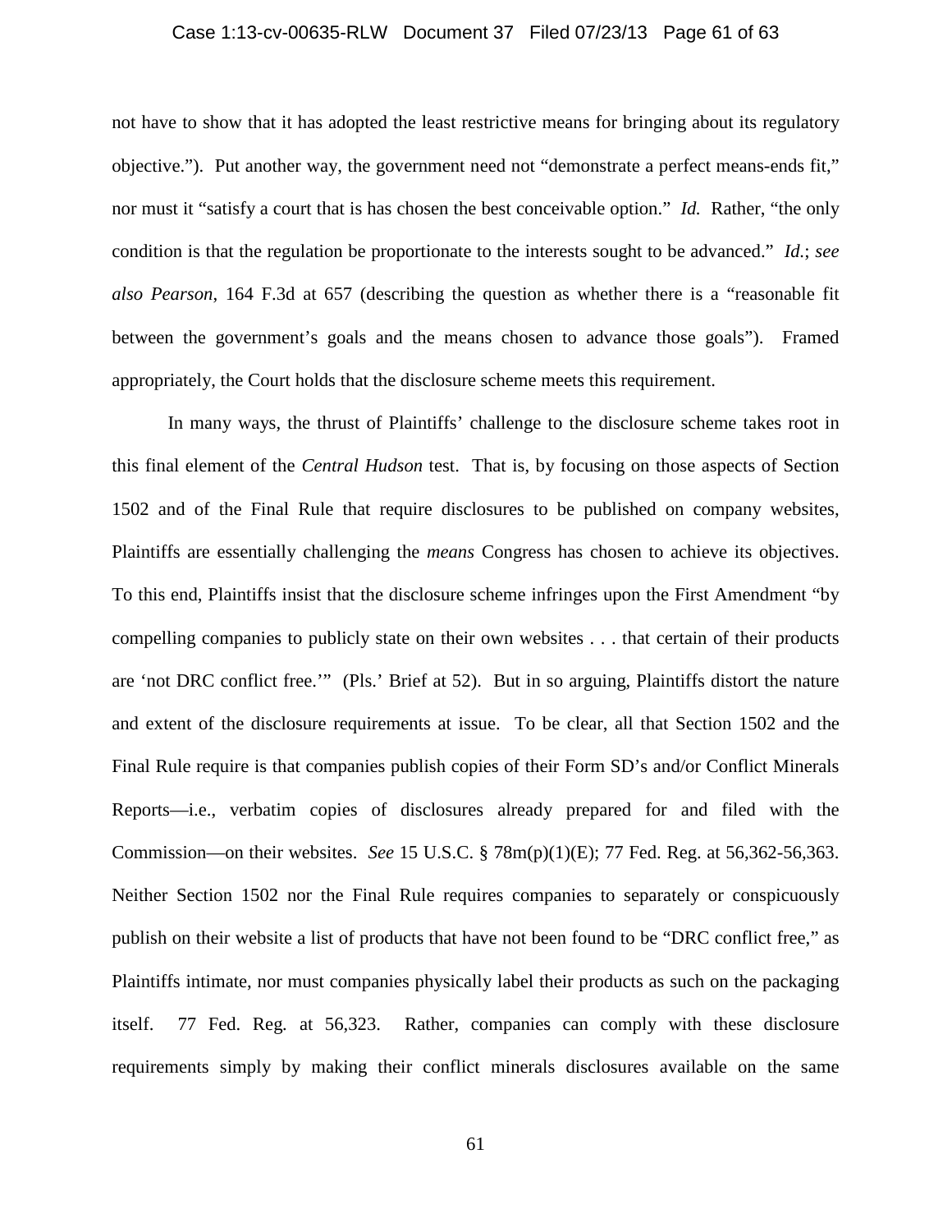not have to show that it has adopted the least restrictive means for bringing about its regulatory objective."). Put another way, the government need not "demonstrate a perfect means-ends fit," nor must it "satisfy a court that is has chosen the best conceivable option." *Id.* Rather, "the only condition is that the regulation be proportionate to the interests sought to be advanced." *Id.*; *see also Pearson*, 164 F.3d at 657 (describing the question as whether there is a "reasonable fit between the government's goals and the means chosen to advance those goals"). Framed appropriately, the Court holds that the disclosure scheme meets this requirement.

In many ways, the thrust of Plaintiffs' challenge to the disclosure scheme takes root in this final element of the *Central Hudson* test. That is, by focusing on those aspects of Section 1502 and of the Final Rule that require disclosures to be published on company websites, Plaintiffs are essentially challenging the *means* Congress has chosen to achieve its objectives. To this end, Plaintiffs insist that the disclosure scheme infringes upon the First Amendment "by compelling companies to publicly state on their own websites . . . that certain of their products are 'not DRC conflict free.'" (Pls.' Brief at 52). But in so arguing, Plaintiffs distort the nature and extent of the disclosure requirements at issue. To be clear, all that Section 1502 and the Final Rule require is that companies publish copies of their Form SD's and/or Conflict Minerals Reports—i.e., verbatim copies of disclosures already prepared for and filed with the Commission—on their websites. *See* 15 U.S.C. § 78m(p)(1)(E); 77 Fed. Reg. at 56,362-56,363. Neither Section 1502 nor the Final Rule requires companies to separately or conspicuously publish on their website a list of products that have not been found to be "DRC conflict free," as Plaintiffs intimate, nor must companies physically label their products as such on the packaging itself. 77 Fed. Reg. at 56,323. Rather, companies can comply with these disclosure requirements simply by making their conflict minerals disclosures available on the same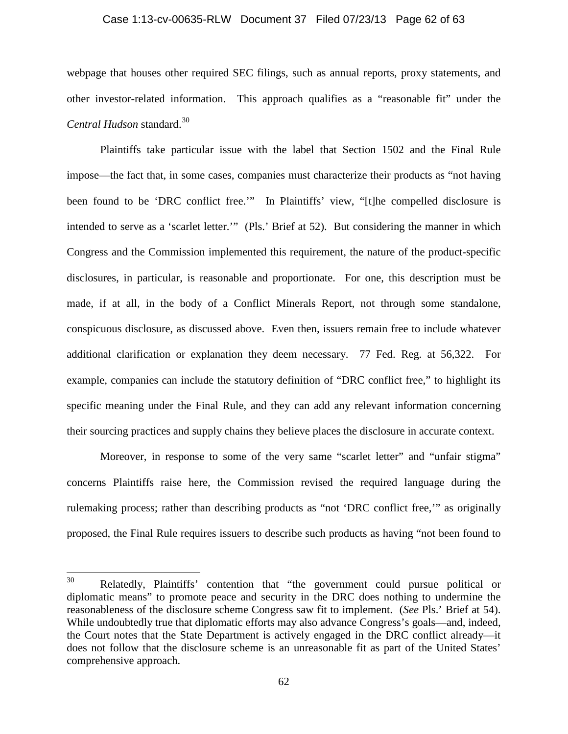webpage that houses other required SEC filings, such as annual reports, proxy statements, and other investor-related information. This approach qualifies as a "reasonable fit" under the *Central Hudson* standard.[30]

Plaintiffs take particular issue with the label that Section 1502 and the Final Rule impose—the fact that, in some cases, companies must characterize their products as "not having been found to be 'DRC conflict free.'" In Plaintiffs' view, "[t]he compelled disclosure is intended to serve as a 'scarlet letter.'" (Pls.' Brief at 52). But considering the manner in which Congress and the Commission implemented this requirement, the nature of the product-specific disclosures, in particular, is reasonable and proportionate. For one, this description must be made, if at all, in the body of a Conflict Minerals Report, not through some standalone, conspicuous disclosure, as discussed above. Even then, issuers remain free to include whatever additional clarification or explanation they deem necessary. 77 Fed. Reg. at 56,322. For example, companies can include the statutory definition of "DRC conflict free," to highlight its specific meaning under the Final Rule, and they can add any relevant information concerning their sourcing practices and supply chains they believe places the disclosure in accurate context.

Moreover, in response to some of the very same "scarlet letter" and "unfair stigma" concerns Plaintiffs raise here, the Commission revised the required language during the rulemaking process; rather than describing products as "not 'DRC conflict free,'" as originally proposed, the Final Rule requires issuers to describe such products as having "not been found to

---

[30] Relatedly, Plaintiffs' contention that "the government could pursue political or diplomatic means" to promote peace and security in the DRC does nothing to undermine the reasonableness of the disclosure scheme Congress saw fit to implement. (*See* Pls.' Brief at 54). While undoubtedly true that diplomatic efforts may also advance Congress's goals—and, indeed, the Court notes that the State Department is actively engaged in the DRC conflict already—it does not follow that the disclosure scheme is an unreasonable fit as part of the United States' comprehensive approach.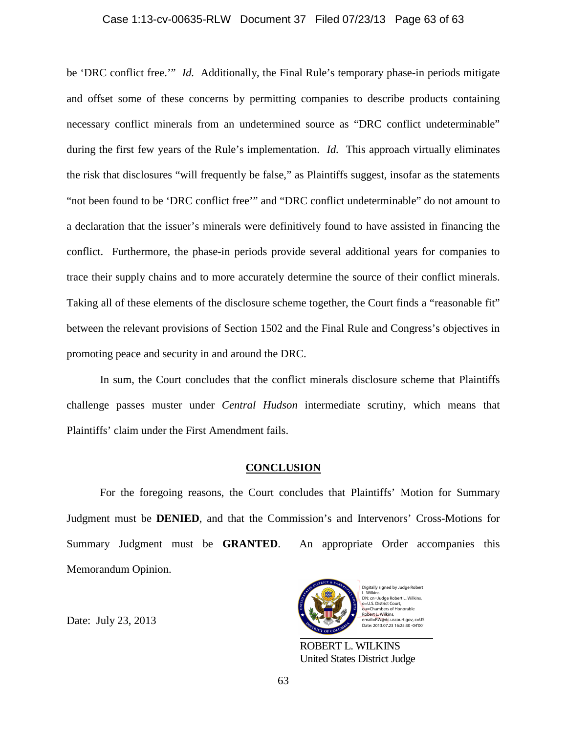be 'DRC conflict free.'" *Id.* Additionally, the Final Rule's temporary phase-in periods mitigate and offset some of these concerns by permitting companies to describe products containing necessary conflict minerals from an undetermined source as "DRC conflict undeterminable" during the first few years of the Rule's implementation. *Id.* This approach virtually eliminates the risk that disclosures "will frequently be false," as Plaintiffs suggest, insofar as the statements "not been found to be 'DRC conflict free'" and "DRC conflict undeterminable" do not amount to a declaration that the issuer's minerals were definitively found to have assisted in financing the conflict. Furthermore, the phase-in periods provide several additional years for companies to trace their supply chains and to more accurately determine the source of their conflict minerals. Taking all of these elements of the disclosure scheme together, the Court finds a "reasonable fit" between the relevant provisions of Section 1502 and the Final Rule and Congress's objectives in promoting peace and security in and around the DRC.

In sum, the Court concludes that the conflict minerals disclosure scheme that Plaintiffs challenge passes muster under *Central Hudson* intermediate scrutiny, which means that Plaintiffs' claim under the First Amendment fails.

## CONCLUSION

For the foregoing reasons, the Court concludes that Plaintiffs' Motion for Summary Judgment must be **DENIED**, and that the Commission's and Intervenors' Cross-Motions for Summary Judgment must be **GRANTED**. An appropriate Order accompanies this Memorandum Opinion.

Digitally signed by Judge Robert L. Wilkins
DN: cn=Judge Robert L. Wilkins, o=U.S. District Court, ou=Chambers of Honorable Robert L. Wilkins, email=RW@dc.uscourt.gov, c=US
Date: 2013.07.23 16:25:30 -04'00'

Date: July 23, 2013

ROBERT L. WILKINS
United States District Judge